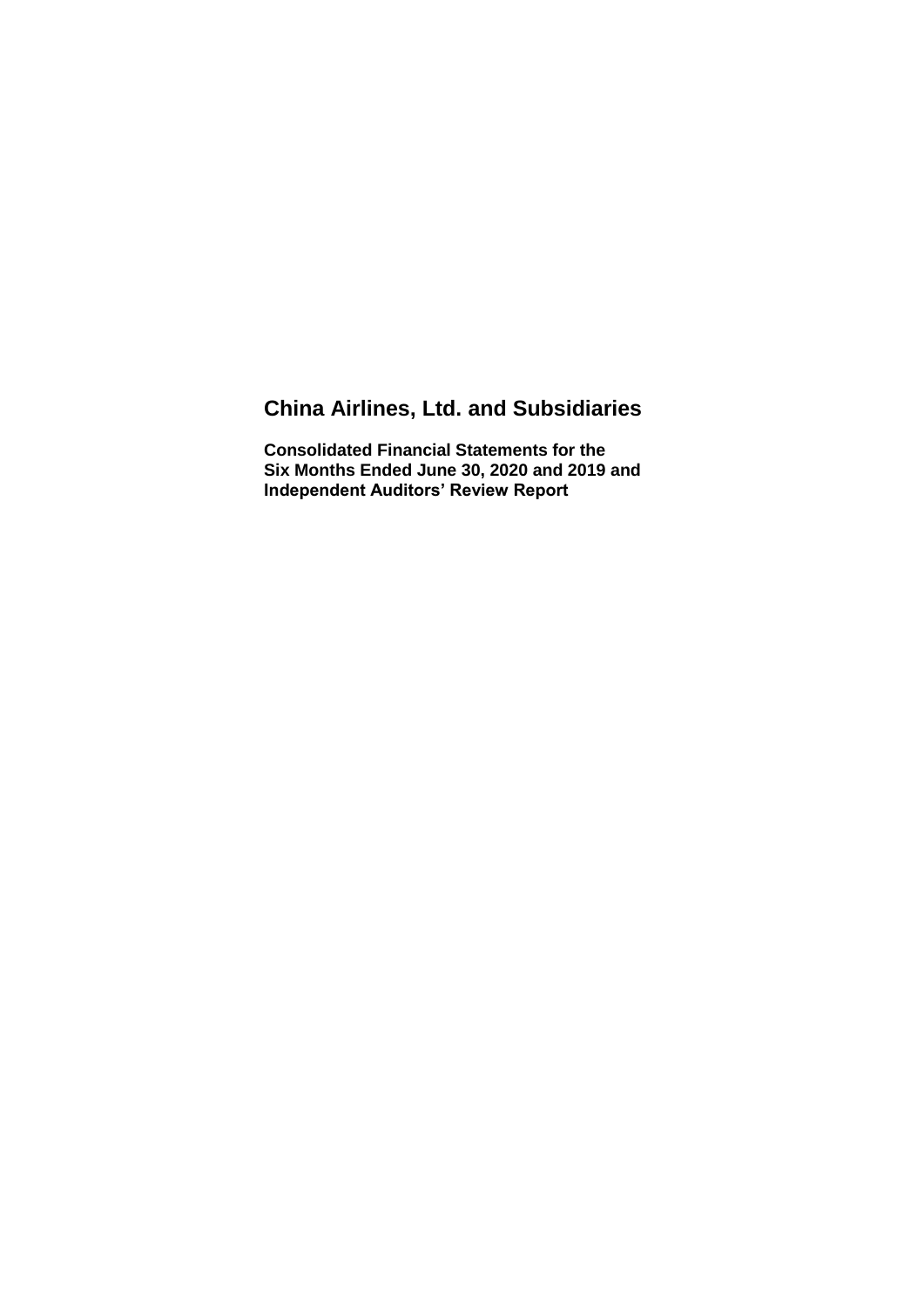# China Airlines, Ltd. and Subsidiaries

**Consolidated Financial Statements for the Six Months Ended June 30, 2020 and 2019 and Independent Auditors' Review Report**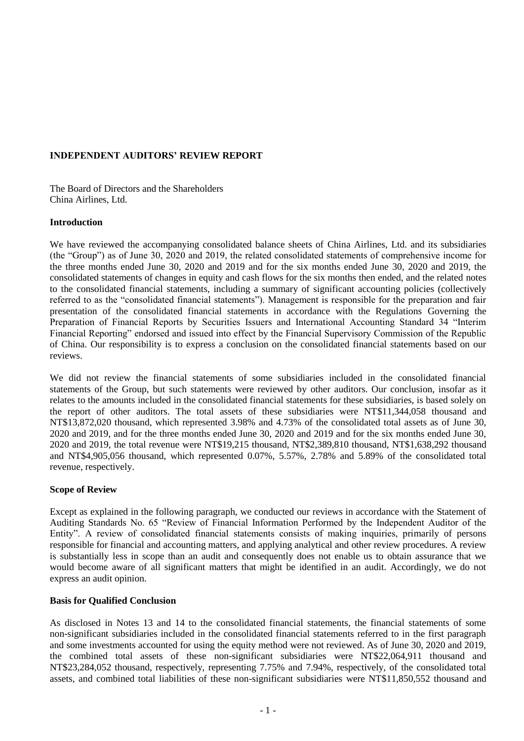## INDEPENDENT AUDITORS' REVIEW REPORT

The Board of Directors and the Shareholders
China Airlines, Ltd.

### Introduction

We have reviewed the accompanying consolidated balance sheets of China Airlines, Ltd. and its subsidiaries (the "Group") as of June 30, 2020 and 2019, the related consolidated statements of comprehensive income for the three months ended June 30, 2020 and 2019 and for the six months ended June 30, 2020 and 2019, the consolidated statements of changes in equity and cash flows for the six months then ended, and the related notes to the consolidated financial statements, including a summary of significant accounting policies (collectively referred to as the "consolidated financial statements"). Management is responsible for the preparation and fair presentation of the consolidated financial statements in accordance with the Regulations Governing the Preparation of Financial Reports by Securities Issuers and International Accounting Standard 34 "Interim Financial Reporting" endorsed and issued into effect by the Financial Supervisory Commission of the Republic of China. Our responsibility is to express a conclusion on the consolidated financial statements based on our reviews.

We did not review the financial statements of some subsidiaries included in the consolidated financial statements of the Group, but such statements were reviewed by other auditors. Our conclusion, insofar as it relates to the amounts included in the consolidated financial statements for these subsidiaries, is based solely on the report of other auditors. The total assets of these subsidiaries were NT$11,344,058 thousand and NT$13,872,020 thousand, which represented 3.98% and 4.73% of the consolidated total assets as of June 30, 2020 and 2019, and for the three months ended June 30, 2020 and 2019 and for the six months ended June 30, 2020 and 2019, the total revenue were NT$19,215 thousand, NT$2,389,810 thousand, NT$1,638,292 thousand and NT$4,905,056 thousand, which represented 0.07%, 5.57%, 2.78% and 5.89% of the consolidated total revenue, respectively.

### Scope of Review

Except as explained in the following paragraph, we conducted our reviews in accordance with the Statement of Auditing Standards No. 65 "Review of Financial Information Performed by the Independent Auditor of the Entity". A review of consolidated financial statements consists of making inquiries, primarily of persons responsible for financial and accounting matters, and applying analytical and other review procedures. A review is substantially less in scope than an audit and consequently does not enable us to obtain assurance that we would become aware of all significant matters that might be identified in an audit. Accordingly, we do not express an audit opinion.

### Basis for Qualified Conclusion

As disclosed in Notes 13 and 14 to the consolidated financial statements, the financial statements of some non-significant subsidiaries included in the consolidated financial statements referred to in the first paragraph and some investments accounted for using the equity method were not reviewed. As of June 30, 2020 and 2019, the combined total assets of these non-significant subsidiaries were NT$22,064,911 thousand and NT$23,284,052 thousand, respectively, representing 7.75% and 7.94%, respectively, of the consolidated total assets, and combined total liabilities of these non-significant subsidiaries were NT$11,850,552 thousand and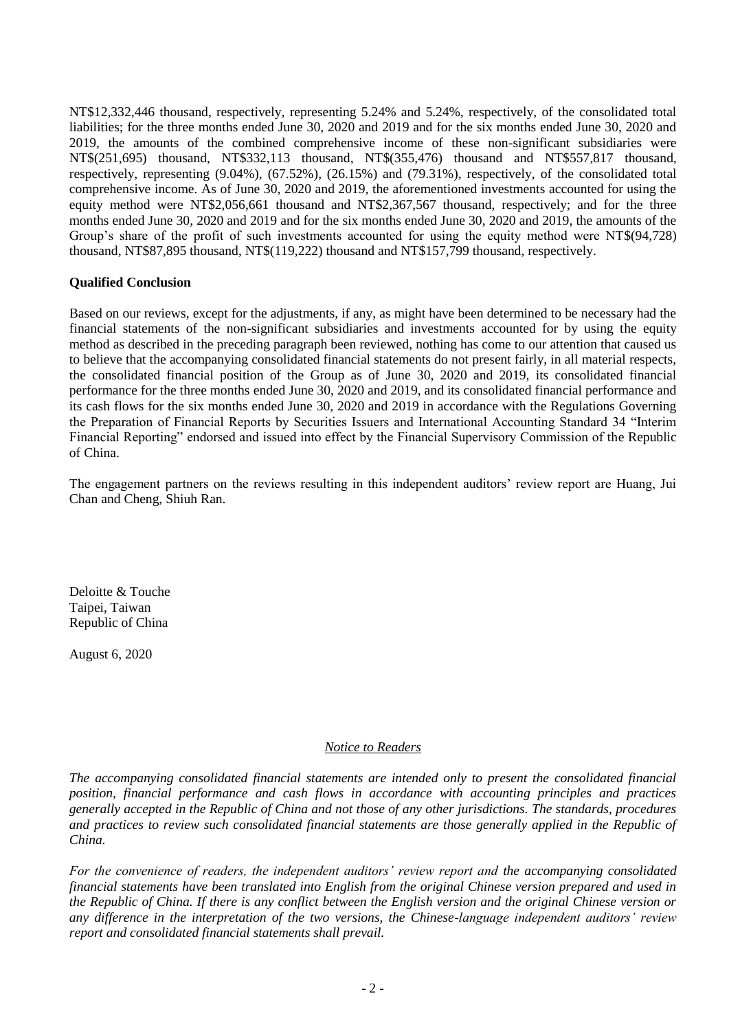NT$12,332,446 thousand, respectively, representing 5.24% and 5.24%, respectively, of the consolidated total liabilities; for the three months ended June 30, 2020 and 2019 and for the six months ended June 30, 2020 and 2019, the amounts of the combined comprehensive income of these non-significant subsidiaries were NT$(251,695) thousand, NT$332,113 thousand, NT$(355,476) thousand and NT$557,817 thousand, respectively, representing (9.04%), (67.52%), (26.15%) and (79.31%), respectively, of the consolidated total comprehensive income. As of June 30, 2020 and 2019, the aforementioned investments accounted for using the equity method were NT$2,056,661 thousand and NT$2,367,567 thousand, respectively; and for the three months ended June 30, 2020 and 2019 and for the six months ended June 30, 2020 and 2019, the amounts of the Group's share of the profit of such investments accounted for using the equity method were NT$(94,728) thousand, NT$87,895 thousand, NT$(119,222) thousand and NT$157,799 thousand, respectively.

**Qualified Conclusion**

Based on our reviews, except for the adjustments, if any, as might have been determined to be necessary had the financial statements of the non-significant subsidiaries and investments accounted for by using the equity method as described in the preceding paragraph been reviewed, nothing has come to our attention that caused us to believe that the accompanying consolidated financial statements do not present fairly, in all material respects, the consolidated financial position of the Group as of June 30, 2020 and 2019, its consolidated financial performance for the three months ended June 30, 2020 and 2019, and its consolidated financial performance and its cash flows for the six months ended June 30, 2020 and 2019 in accordance with the Regulations Governing the Preparation of Financial Reports by Securities Issuers and International Accounting Standard 34 "Interim Financial Reporting" endorsed and issued into effect by the Financial Supervisory Commission of the Republic of China.

The engagement partners on the reviews resulting in this independent auditors' review report are Huang, Jui Chan and Cheng, Shiuh Ran.

Deloitte & Touche
Taipei, Taiwan
Republic of China

August 6, 2020

*Notice to Readers*

*The accompanying consolidated financial statements are intended only to present the consolidated financial position, financial performance and cash flows in accordance with accounting principles and practices generally accepted in the Republic of China and not those of any other jurisdictions. The standards, procedures and practices to review such consolidated financial statements are those generally applied in the Republic of China.*

*For the convenience of readers, the independent auditors' review report and the accompanying consolidated financial statements have been translated into English from the original Chinese version prepared and used in the Republic of China. If there is any conflict between the English version and the original Chinese version or any difference in the interpretation of the two versions, the Chinese-language independent auditors' review report and consolidated financial statements shall prevail.*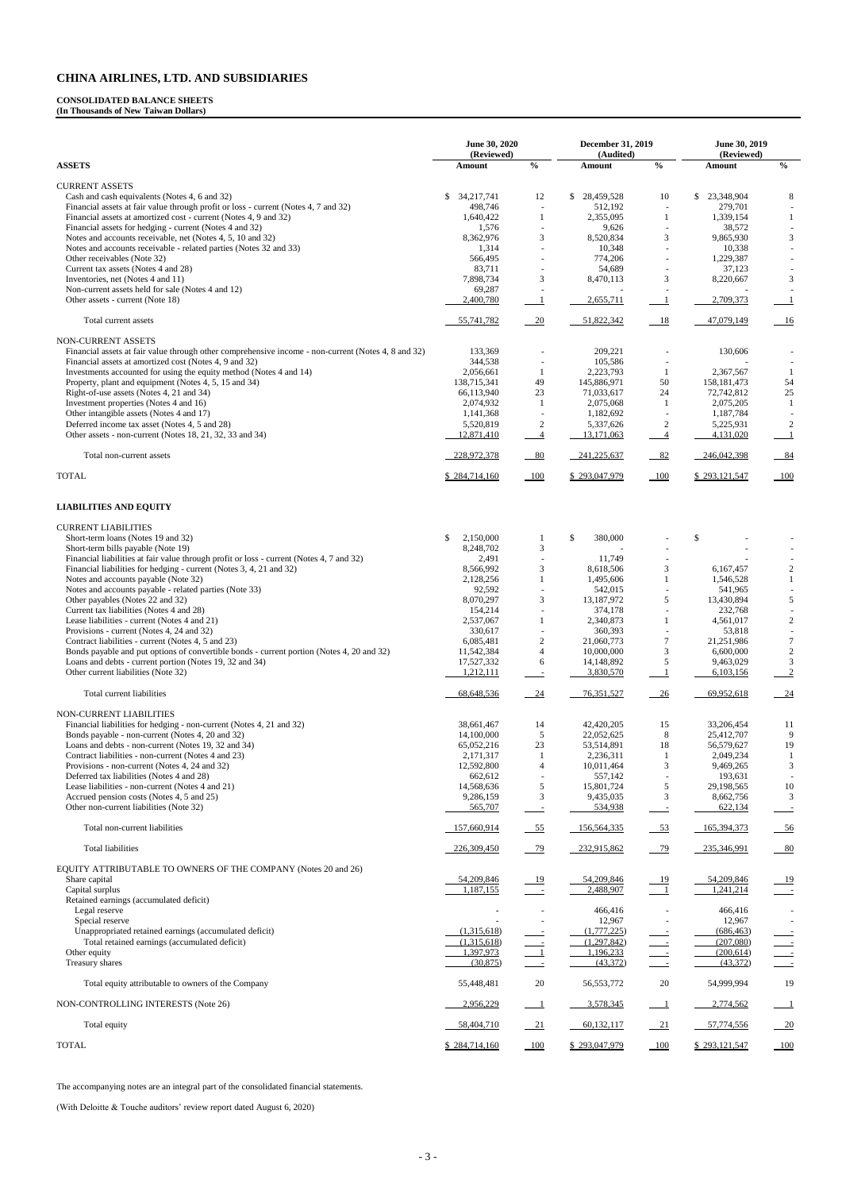# CHINA AIRLINES, LTD. AND SUBSIDIARIES

**CONSOLIDATED BALANCE SHEETS**
**(In Thousands of New Taiwan Dollars)**

| | June 30, 2020 (Reviewed) | | December 31, 2019 (Audited) | | June 30, 2019 (Reviewed) | |
|---|---|---|---|---|---|---|
| **ASSETS** | **Amount** | **%** | **Amount** | **%** | **Amount** | **%** |
| CURRENT ASSETS | | | | | | |
| Cash and cash equivalents (Notes 4, 6 and 32) | $ 34,217,741 | 12 | $ 28,459,528 | 10 | $ 23,348,904 | 8 |
| Financial assets at fair value through profit or loss - current (Notes 4, 7 and 32) | 498,746 | - | 512,192 | - | 279,701 | - |
| Financial assets at amortized cost - current (Notes 4, 9 and 32) | 1,640,422 | 1 | 2,355,095 | 1 | 1,339,154 | 1 |
| Financial assets for hedging - current (Notes 4 and 32) | 1,576 | - | 9,626 | - | 38,572 | - |
| Notes and accounts receivable, net (Notes 4, 5, 10 and 32) | 8,362,976 | 3 | 8,520,834 | 3 | 9,865,930 | 3 |
| Notes and accounts receivable - related parties (Notes 32 and 33) | 1,314 | - | 10,348 | - | 10,338 | - |
| Other receivables (Note 32) | 566,495 | - | 774,206 | - | 1,229,387 | - |
| Current tax assets (Notes 4 and 28) | 83,711 | - | 54,689 | - | 37,123 | - |
| Inventories, net (Notes 4 and 11) | 7,898,734 | 3 | 8,470,113 | 3 | 8,220,667 | 3 |
| Non-current assets held for sale (Notes 4 and 12) | 69,287 | - | - | - | - | - |
| Other assets - current (Note 18) | 2,400,780 | 1 | 2,655,711 | 1 | 2,709,373 | 1 |
| Total current assets | 55,741,782 | 20 | 51,822,342 | 18 | 47,079,149 | 16 |
| NON-CURRENT ASSETS | | | | | | |
| Financial assets at fair value through other comprehensive income - non-current (Notes 4, 8 and 32) | 133,369 | - | 209,221 | - | 130,606 | - |
| Financial assets at amortized cost (Notes 4, 9 and 32) | 344,538 | - | 105,586 | - | - | - |
| Investments accounted for using the equity method (Notes 4 and 14) | 2,056,661 | 1 | 2,223,793 | 1 | 2,367,567 | 1 |
| Property, plant and equipment (Notes 4, 5, 15 and 34) | 138,715,341 | 49 | 145,886,971 | 50 | 158,181,473 | 54 |
| Right-of-use assets (Notes 4, 21 and 34) | 66,113,940 | 23 | 71,033,617 | 24 | 72,742,812 | 25 |
| Investment properties (Notes 4 and 16) | 2,074,932 | 1 | 2,075,068 | 1 | 2,075,205 | 1 |
| Other intangible assets (Notes 4 and 17) | 1,141,368 | - | 1,182,692 | - | 1,187,784 | - |
| Deferred income tax asset (Notes 4, 5 and 28) | 5,520,819 | 2 | 5,337,626 | 2 | 5,225,931 | 2 |
| Other assets - non-current (Notes 18, 21, 32, 33 and 34) | 12,871,410 | 4 | 13,171,063 | 4 | 4,131,020 | 1 |
| Total non-current assets | 228,972,378 | 80 | 241,225,637 | 82 | 246,042,398 | 84 |
| TOTAL | $ 284,714,160 | 100 | $ 293,047,979 | 100 | $ 293,121,547 | 100 |
| **LIABILITIES AND EQUITY** | | | | | | |
| CURRENT LIABILITIES | | | | | | |
| Short-term loans (Notes 19 and 32) | $ 2,150,000 | 1 | $ 380,000 | - | $ - | - |
| Short-term bills payable (Note 19) | 8,248,702 | 3 | - | - | - | - |
| Financial liabilities at fair value through profit or loss - current (Notes 4, 7 and 32) | 2,491 | - | 11,749 | - | - | - |
| Financial liabilities for hedging - current (Notes 3, 4, 21 and 32) | 8,566,992 | 3 | 8,618,506 | 3 | 6,167,457 | 2 |
| Notes and accounts payable (Note 32) | 2,128,256 | 1 | 1,495,606 | 1 | 1,546,528 | 1 |
| Notes and accounts payable - related parties (Note 33) | 92,592 | - | 542,015 | - | 541,965 | - |
| Other payables (Notes 22 and 32) | 8,070,297 | 3 | 13,187,972 | 5 | 13,430,894 | 5 |
| Current tax liabilities (Notes 4 and 28) | 154,214 | - | 374,178 | - | 232,768 | - |
| Lease liabilities - current (Notes 4 and 21) | 2,537,067 | 1 | 2,340,873 | 1 | 4,561,017 | 2 |
| Provisions - current (Notes 4, 24 and 32) | 330,617 | - | 360,393 | - | 53,818 | - |
| Contract liabilities - current (Notes 4, 5 and 23) | 6,085,481 | 2 | 21,060,773 | 7 | 21,251,986 | 7 |
| Bonds payable and put options of convertible bonds - current portion (Notes 4, 20 and 32) | 11,542,384 | 4 | 10,000,000 | 3 | 6,600,000 | 2 |
| Loans and debts - current portion (Notes 19, 32 and 34) | 17,527,332 | 6 | 14,148,892 | 5 | 9,463,029 | 3 |
| Other current liabilities (Note 32) | 1,212,111 | - | 3,830,570 | 1 | 6,103,156 | 2 |
| Total current liabilities | 68,648,536 | 24 | 76,351,527 | 26 | 69,952,618 | 24 |
| NON-CURRENT LIABILITIES | | | | | | |
| Financial liabilities for hedging - non-current (Notes 4, 21 and 32) | 38,661,467 | 14 | 42,420,205 | 15 | 33,206,454 | 11 |
| Bonds payable - non-current (Notes 4, 20 and 32) | 14,100,000 | 5 | 22,052,625 | 8 | 25,412,707 | 9 |
| Loans and debts - non-current (Notes 19, 32 and 34) | 65,052,216 | 23 | 53,514,891 | 18 | 56,579,627 | 19 |
| Contract liabilities - non-current (Notes 4 and 23) | 2,171,317 | 1 | 2,236,311 | 1 | 2,049,234 | 1 |
| Provisions - non-current (Notes 4, 24 and 32) | 12,592,800 | 4 | 10,011,464 | 3 | 9,469,265 | 3 |
| Deferred tax liabilities (Notes 4 and 28) | 662,612 | - | 557,142 | - | 193,631 | - |
| Lease liabilities - non-current (Notes 4 and 21) | 14,568,636 | 5 | 15,801,724 | 5 | 29,198,565 | 10 |
| Accrued pension costs (Notes 4, 5 and 25) | 9,286,159 | 3 | 9,435,035 | 3 | 8,662,756 | 3 |
| Other non-current liabilities (Note 32) | 565,707 | - | 534,938 | - | 622,134 | - |
| Total non-current liabilities | 157,660,914 | 55 | 156,564,335 | 53 | 165,394,373 | 56 |
| Total liabilities | 226,309,450 | 79 | 232,915,862 | 79 | 235,346,991 | 80 |
| EQUITY ATTRIBUTABLE TO OWNERS OF THE COMPANY (Notes 20 and 26) | | | | | | |
| Share capital | 54,209,846 | 19 | 54,209,846 | 19 | 54,209,846 | 19 |
| Capital surplus | 1,187,155 | - | 2,488,907 | 1 | 1,241,214 | - |
| Retained earnings (accumulated deficit) | | | | | | |
| Legal reserve | - | - | 466,416 | - | 466,416 | - |
| Special reserve | - | - | 12,967 | - | 12,967 | - |
| Unappropriated retained earnings (accumulated deficit) | (1,315,618) | - | (1,777,225) | - | (686,463) | - |
| Total retained earnings (accumulated deficit) | (1,315,618) | - | (1,297,842) | - | (207,080) | - |
| Other equity | 1,397,973 | 1 | 1,196,233 | - | (200,614) | - |
| Treasury shares | (30,875) | - | (43,372) | - | (43,372) | - |
| Total equity attributable to owners of the Company | 55,448,481 | 20 | 56,553,772 | 20 | 54,999,994 | 19 |
| NON-CONTROLLING INTERESTS (Note 26) | 2,956,229 | 1 | 3,578,345 | 1 | 2,774,562 | 1 |
| Total equity | 58,404,710 | 21 | 60,132,117 | 21 | 57,774,556 | 20 |
| TOTAL | $ 284,714,160 | 100 | $ 293,047,979 | 100 | $ 293,121,547 | 100 |

The accompanying notes are an integral part of the consolidated financial statements.

(With Deloitte & Touche auditors' review report dated August 6, 2020)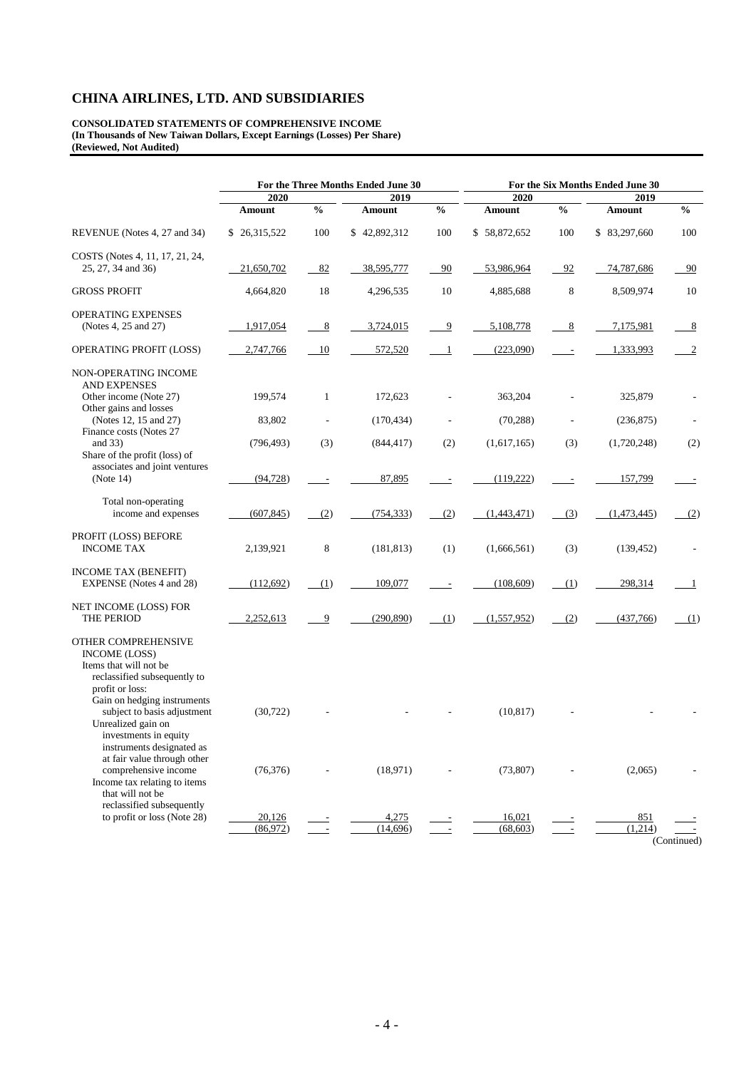# CHINA AIRLINES, LTD. AND SUBSIDIARIES

**CONSOLIDATED STATEMENTS OF COMPREHENSIVE INCOME**
**(In Thousands of New Taiwan Dollars, Except Earnings (Losses) Per Share)**
**(Reviewed, Not Audited)**

| | For the Three Months Ended June 30 | | | | For the Six Months Ended June 30 | | | |
|---|---|---|---|---|---|---|---|---|
| | 2020 | | 2019 | | 2020 | | 2019 | |
| | Amount | % | Amount | % | Amount | % | Amount | % |
| REVENUE (Notes 4, 27 and 34) | $ 26,315,522 | 100 | $ 42,892,312 | 100 | $ 58,872,652 | 100 | $ 83,297,660 | 100 |
| COSTS (Notes 4, 11, 17, 21, 24, 25, 27, 34 and 36) | 21,650,702 | 82 | 38,595,777 | 90 | 53,986,964 | 92 | 74,787,686 | 90 |
| GROSS PROFIT | 4,664,820 | 18 | 4,296,535 | 10 | 4,885,688 | 8 | 8,509,974 | 10 |
| OPERATING EXPENSES (Notes 4, 25 and 27) | 1,917,054 | 8 | 3,724,015 | 9 | 5,108,778 | 8 | 7,175,981 | 8 |
| OPERATING PROFIT (LOSS) | 2,747,766 | 10 | 572,520 | 1 | (223,090) | - | 1,333,993 | 2 |
| NON-OPERATING INCOME AND EXPENSES | | | | | | | | |
| Other income (Note 27) | 199,574 | 1 | 172,623 | - | 363,204 | - | 325,879 | - |
| Other gains and losses (Notes 12, 15 and 27) | 83,802 | - | (170,434) | - | (70,288) | - | (236,875) | - |
| Finance costs (Notes 27 and 33) | (796,493) | (3) | (844,417) | (2) | (1,617,165) | (3) | (1,720,248) | (2) |
| Share of the profit (loss) of associates and joint ventures (Note 14) | (94,728) | - | 87,895 | - | (119,222) | - | 157,799 | - |
| Total non-operating income and expenses | (607,845) | (2) | (754,333) | (2) | (1,443,471) | (3) | (1,473,445) | (2) |
| PROFIT (LOSS) BEFORE INCOME TAX | 2,139,921 | 8 | (181,813) | (1) | (1,666,561) | (3) | (139,452) | - |
| INCOME TAX (BENEFIT) EXPENSE (Notes 4 and 28) | (112,692) | (1) | 109,077 | - | (108,609) | (1) | 298,314 | 1 |
| NET INCOME (LOSS) FOR THE PERIOD | 2,252,613 | 9 | (290,890) | (1) | (1,557,952) | (2) | (437,766) | (1) |
| OTHER COMPREHENSIVE INCOME (LOSS) | | | | | | | | |
| Items that will not be reclassified subsequently to profit or loss: | | | | | | | | |
| Gain on hedging instruments subject to basis adjustment | (30,722) | - | - | - | (10,817) | - | - | - |
| Unrealized gain on investments in equity instruments designated as at fair value through other comprehensive income | (76,376) | - | (18,971) | - | (73,807) | - | (2,065) | - |
| Income tax relating to items that will not be reclassified subsequently to profit or loss (Note 28) | 20,126 | - | 4,275 | - | 16,021 | - | 851 | - |
| | (86,972) | - | (14,696) | - | (68,603) | - | (1,214) | - |

(Continued)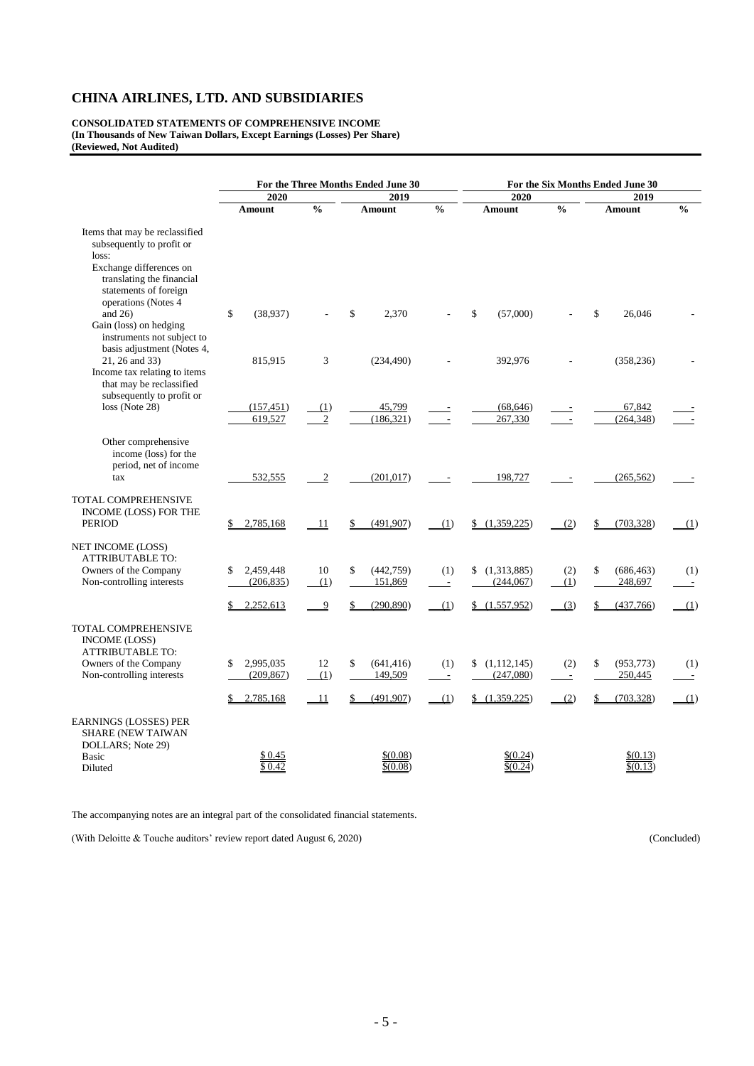# CHINA AIRLINES, LTD. AND SUBSIDIARIES

**CONSOLIDATED STATEMENTS OF COMPREHENSIVE INCOME**
**(In Thousands of New Taiwan Dollars, Except Earnings (Losses) Per Share)**
**(Reviewed, Not Audited)**

| | For the Three Months Ended June 30 | | | | For the Six Months Ended June 30 | | | |
|---|---|---|---|---|---|---|---|---|
| | 2020 | | 2019 | | 2020 | | 2019 | |
| | Amount | % | Amount | % | Amount | % | Amount | % |
| Items that may be reclassified subsequently to profit or loss: | | | | | | | | |
| Exchange differences on translating the financial statements of foreign operations (Notes 4 and 26) | $ (38,937) | - | $ 2,370 | - | $ (57,000) | - | $ 26,046 | - |
| Gain (loss) on hedging instruments not subject to basis adjustment (Notes 4, 21, 26 and 33) | 815,915 | 3 | (234,490) | - | 392,976 | - | (358,236) | - |
| Income tax relating to items that may be reclassified subsequently to profit or loss (Note 28) | (157,451) | (1) | 45,799 | - | (68,646) | - | 67,842 | - |
| | 619,527 | 2 | (186,321) | - | 267,330 | - | (264,348) | - |
| Other comprehensive income (loss) for the period, net of income tax | 532,555 | 2 | (201,017) | - | 198,727 | - | (265,562) | - |
| TOTAL COMPREHENSIVE INCOME (LOSS) FOR THE PERIOD | $ 2,785,168 | 11 | $ (491,907) | (1) | $ (1,359,225) | (2) | $ (703,328) | (1) |
| NET INCOME (LOSS) ATTRIBUTABLE TO: | | | | | | | | |
| Owners of the Company | $ 2,459,448 | 10 | $ (442,759) | (1) | $ (1,313,885) | (2) | $ (686,463) | (1) |
| Non-controlling interests | (206,835) | (1) | 151,869 | - | (244,067) | (1) | 248,697 | - |
| | $ 2,252,613 | 9 | $ (290,890) | (1) | $ (1,557,952) | (3) | $ (437,766) | (1) |
| TOTAL COMPREHENSIVE INCOME (LOSS) ATTRIBUTABLE TO: | | | | | | | | |
| Owners of the Company | $ 2,995,035 | 12 | $ (641,416) | (1) | $ (1,112,145) | (2) | $ (953,773) | (1) |
| Non-controlling interests | (209,867) | (1) | 149,509 | - | (247,080) | - | 250,445 | - |
| | $ 2,785,168 | 11 | $ (491,907) | (1) | $ (1,359,225) | (2) | $ (703,328) | (1) |
| EARNINGS (LOSSES) PER SHARE (NEW TAIWAN DOLLARS; Note 29) | | | | | | | | |
| Basic | $ 0.45 | | $(0.08) | | $(0.24) | | $(0.13) | |
| Diluted | $ 0.42 | | $(0.08) | | $(0.24) | | $(0.13) | |

The accompanying notes are an integral part of the consolidated financial statements.

(With Deloitte & Touche auditors' review report dated August 6, 2020)

(Concluded)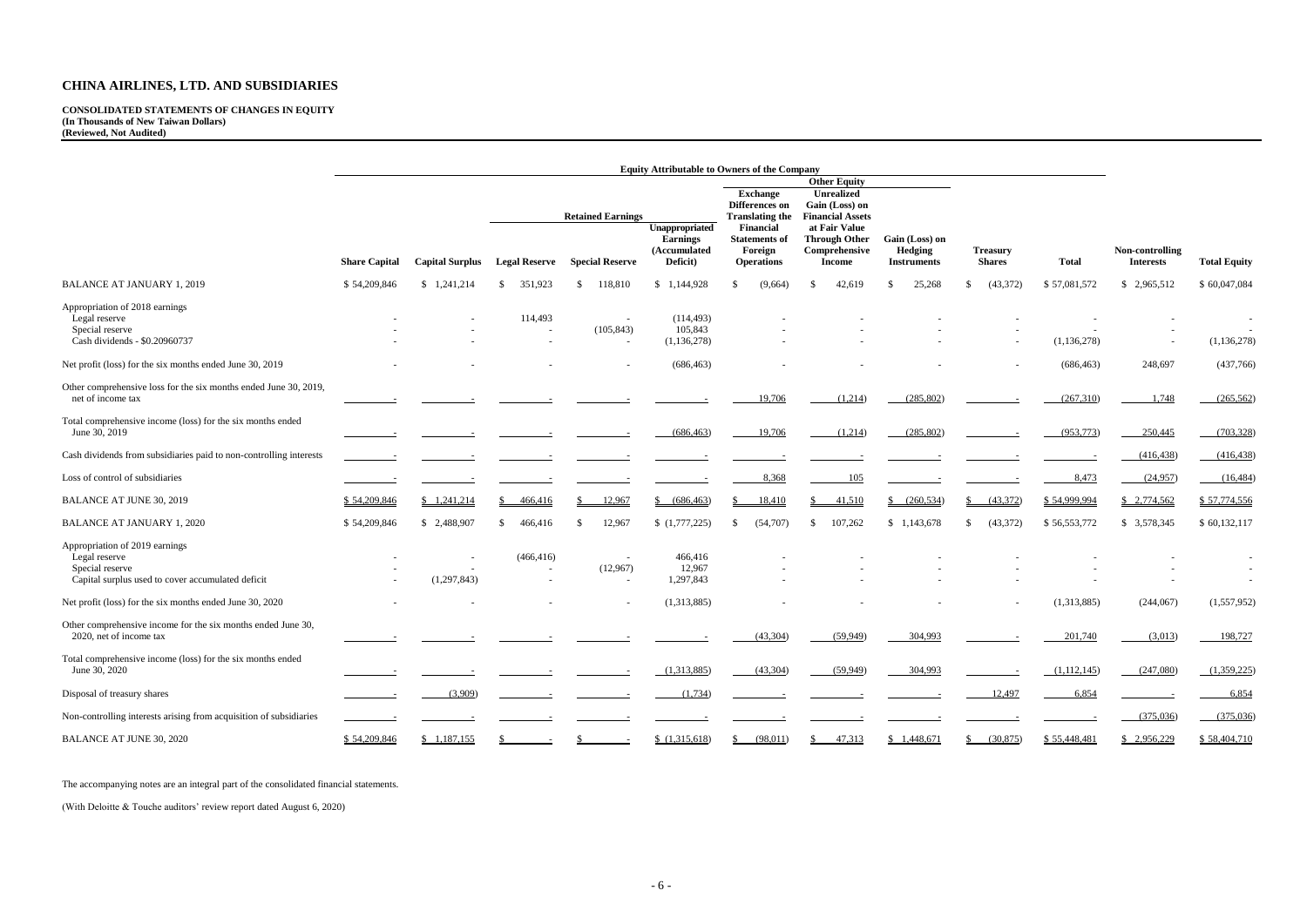# CHINA AIRLINES, LTD. AND SUBSIDIARIES

**CONSOLIDATED STATEMENTS OF CHANGES IN EQUITY**
**(In Thousands of New Taiwan Dollars)**
**(Reviewed, Not Audited)**

| | Equity Attributable to Owners of the Company | | | | | | | | | | | |
|---|---|---|---|---|---|---|---|---|---|---|---|---|
| | | | Retained Earnings | | | Other Equity | | | | | | |
| | Share Capital | Capital Surplus | Legal Reserve | Special Reserve | Unappropriated Earnings (Accumulated Deficit) | Exchange Differences on Translating the Financial Statements of Foreign Operations | Unrealized Gain (Loss) on Financial Assets at Fair Value Through Other Comprehensive Income | Gain (Loss) on Hedging Instruments | Treasury Shares | Total | Non-controlling Interests | Total Equity |
| BALANCE AT JANUARY 1, 2019 | $ 54,209,846 | $ 1,241,214 | $ 351,923 | $ 118,810 | $ 1,144,928 | $ (9,664) | $ 42,619 | $ 25,268 | $ (43,372) | $ 57,081,572 | $ 2,965,512 | $ 60,047,084 |
| Appropriation of 2018 earnings | | | | | | | | | | | | |
| Legal reserve | - | - | 114,493 | - | (114,493) | - | - | - | - | - | - | - |
| Special reserve | - | - | - | (105,843) | 105,843 | - | - | - | - | - | - | - |
| Cash dividends - $0.20960737 | - | - | - | - | (1,136,278) | - | - | - | - | (1,136,278) | - | (1,136,278) |
| Net profit (loss) for the six months ended June 30, 2019 | - | - | - | - | (686,463) | - | - | - | - | (686,463) | 248,697 | (437,766) |
| Other comprehensive loss for the six months ended June 30, 2019, net of income tax | - | - | - | - | - | 19,706 | (1,214) | (285,802) | - | (267,310) | 1,748 | (265,562) |
| Total comprehensive income (loss) for the six months ended June 30, 2019 | - | - | - | - | (686,463) | 19,706 | (1,214) | (285,802) | - | (953,773) | 250,445 | (703,328) |
| Cash dividends from subsidiaries paid to non-controlling interests | - | - | - | - | - | - | - | - | - | - | (416,438) | (416,438) |
| Loss of control of subsidiaries | - | - | - | - | - | 8,368 | 105 | - | - | 8,473 | (24,957) | (16,484) |
| BALANCE AT JUNE 30, 2019 | $ 54,209,846 | $ 1,241,214 | $ 466,416 | $ 12,967 | $ (686,463) | $ 18,410 | $ 41,510 | $ (260,534) | $ (43,372) | $ 54,999,994 | $ 2,774,562 | $ 57,774,556 |
| BALANCE AT JANUARY 1, 2020 | $ 54,209,846 | $ 2,488,907 | $ 466,416 | $ 12,967 | $ (1,777,225) | $ (54,707) | $ 107,262 | $ 1,143,678 | $ (43,372) | $ 56,553,772 | $ 3,578,345 | $ 60,132,117 |
| Appropriation of 2019 earnings | | | | | | | | | | | | |
| Legal reserve | - | - | (466,416) | - | 466,416 | - | - | - | - | - | - | - |
| Special reserve | - | - | - | (12,967) | 12,967 | - | - | - | - | - | - | - |
| Capital surplus used to cover accumulated deficit | - | (1,297,843) | - | - | 1,297,843 | - | - | - | - | - | - | - |
| Net profit (loss) for the six months ended June 30, 2020 | - | - | - | - | (1,313,885) | - | - | - | - | (1,313,885) | (244,067) | (1,557,952) |
| Other comprehensive income for the six months ended June 30, 2020, net of income tax | - | - | - | - | - | (43,304) | (59,949) | 304,993 | - | 201,740 | (3,013) | 198,727 |
| Total comprehensive income (loss) for the six months ended June 30, 2020 | - | - | - | - | (1,313,885) | (43,304) | (59,949) | 304,993 | - | (1,112,145) | (247,080) | (1,359,225) |
| Disposal of treasury shares | - | (3,909) | - | - | (1,734) | - | - | - | 12,497 | 6,854 | - | 6,854 |
| Non-controlling interests arising from acquisition of subsidiaries | - | - | - | - | - | - | - | - | - | - | (375,036) | (375,036) |
| BALANCE AT JUNE 30, 2020 | $ 54,209,846 | $ 1,187,155 | $ - | $ - | $ (1,315,618) | $ (98,011) | $ 47,313 | $ 1,448,671 | $ (30,875) | $ 55,448,481 | $ 2,956,229 | $ 58,404,710 |

The accompanying notes are an integral part of the consolidated financial statements.

(With Deloitte & Touche auditors' review report dated August 6, 2020)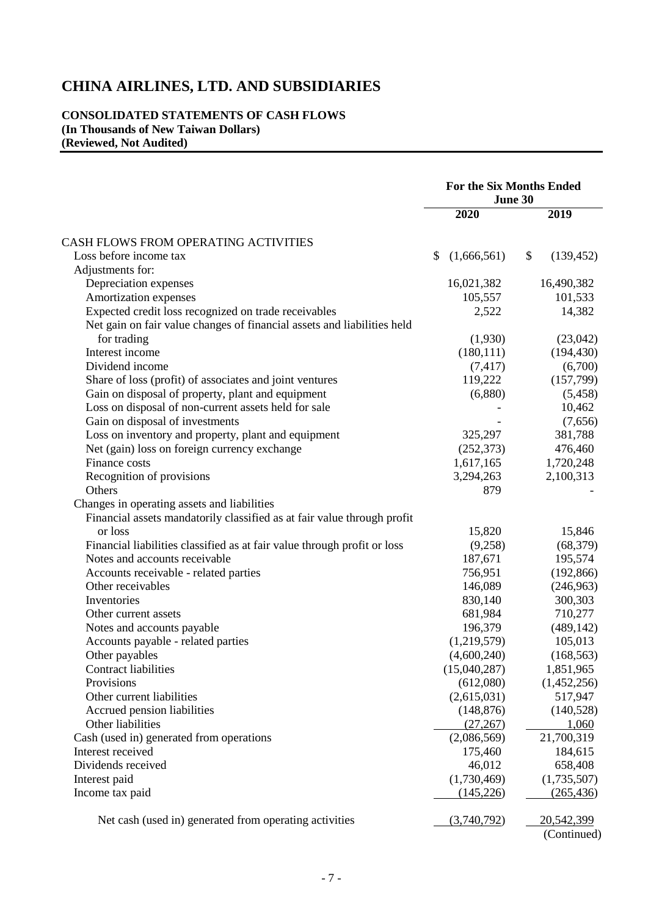# CHINA AIRLINES, LTD. AND SUBSIDIARIES

**CONSOLIDATED STATEMENTS OF CASH FLOWS**
**(In Thousands of New Taiwan Dollars)**
**(Reviewed, Not Audited)**

| | For the Six Months Ended June 30 | |
|---|---|---|
| | **2020** | **2019** |
| CASH FLOWS FROM OPERATING ACTIVITIES | | |
| Loss before income tax | $ (1,666,561) | $ (139,452) |
| Adjustments for: | | |
| Depreciation expenses | 16,021,382 | 16,490,382 |
| Amortization expenses | 105,557 | 101,533 |
| Expected credit loss recognized on trade receivables | 2,522 | 14,382 |
| Net gain on fair value changes of financial assets and liabilities held for trading | (1,930) | (23,042) |
| Interest income | (180,111) | (194,430) |
| Dividend income | (7,417) | (6,700) |
| Share of loss (profit) of associates and joint ventures | 119,222 | (157,799) |
| Gain on disposal of property, plant and equipment | (6,880) | (5,458) |
| Loss on disposal of non-current assets held for sale | - | 10,462 |
| Gain on disposal of investments | - | (7,656) |
| Loss on inventory and property, plant and equipment | 325,297 | 381,788 |
| Net (gain) loss on foreign currency exchange | (252,373) | 476,460 |
| Finance costs | 1,617,165 | 1,720,248 |
| Recognition of provisions | 3,294,263 | 2,100,313 |
| Others | 879 | - |
| Changes in operating assets and liabilities | | |
| Financial assets mandatorily classified as at fair value through profit or loss | 15,820 | 15,846 |
| Financial liabilities classified as at fair value through profit or loss | (9,258) | (68,379) |
| Notes and accounts receivable | 187,671 | 195,574 |
| Accounts receivable - related parties | 756,951 | (192,866) |
| Other receivables | 146,089 | (246,963) |
| Inventories | 830,140 | 300,303 |
| Other current assets | 681,984 | 710,277 |
| Notes and accounts payable | 196,379 | (489,142) |
| Accounts payable - related parties | (1,219,579) | 105,013 |
| Other payables | (4,600,240) | (168,563) |
| Contract liabilities | (15,040,287) | 1,851,965 |
| Provisions | (612,080) | (1,452,256) |
| Other current liabilities | (2,615,031) | 517,947 |
| Accrued pension liabilities | (148,876) | (140,528) |
| Other liabilities | (27,267) | 1,060 |
| Cash (used in) generated from operations | (2,086,569) | 21,700,319 |
| Interest received | 175,460 | 184,615 |
| Dividends received | 46,012 | 658,408 |
| Interest paid | (1,730,469) | (1,735,507) |
| Income tax paid | (145,226) | (265,436) |
| Net cash (used in) generated from operating activities | (3,740,792) | 20,542,399 |

(Continued)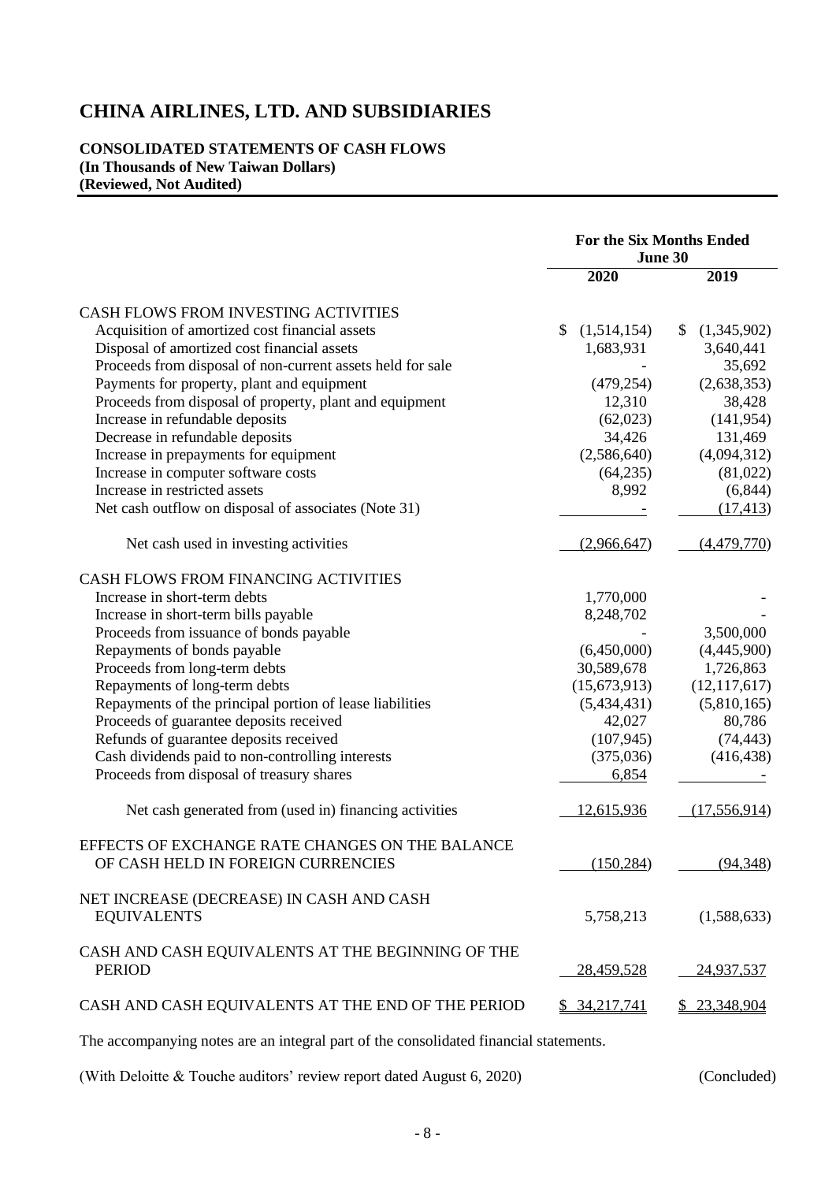# CHINA AIRLINES, LTD. AND SUBSIDIARIES

**CONSOLIDATED STATEMENTS OF CASH FLOWS**
**(In Thousands of New Taiwan Dollars)**
**(Reviewed, Not Audited)**

| | For the Six Months Ended June 30 | |
|---|---|---|
| | 2020 | 2019 |
| CASH FLOWS FROM INVESTING ACTIVITIES | | |
| Acquisition of amortized cost financial assets | $ (1,514,154) | $ (1,345,902) |
| Disposal of amortized cost financial assets | 1,683,931 | 3,640,441 |
| Proceeds from disposal of non-current assets held for sale | - | 35,692 |
| Payments for property, plant and equipment | (479,254) | (2,638,353) |
| Proceeds from disposal of property, plant and equipment | 12,310 | 38,428 |
| Increase in refundable deposits | (62,023) | (141,954) |
| Decrease in refundable deposits | 34,426 | 131,469 |
| Increase in prepayments for equipment | (2,586,640) | (4,094,312) |
| Increase in computer software costs | (64,235) | (81,022) |
| Increase in restricted assets | 8,992 | (6,844) |
| Net cash outflow on disposal of associates (Note 31) | - | (17,413) |
| Net cash used in investing activities | (2,966,647) | (4,479,770) |
| CASH FLOWS FROM FINANCING ACTIVITIES | | |
| Increase in short-term debts | 1,770,000 | - |
| Increase in short-term bills payable | 8,248,702 | - |
| Proceeds from issuance of bonds payable | - | 3,500,000 |
| Repayments of bonds payable | (6,450,000) | (4,445,900) |
| Proceeds from long-term debts | 30,589,678 | 1,726,863 |
| Repayments of long-term debts | (15,673,913) | (12,117,617) |
| Repayments of the principal portion of lease liabilities | (5,434,431) | (5,810,165) |
| Proceeds of guarantee deposits received | 42,027 | 80,786 |
| Refunds of guarantee deposits received | (107,945) | (74,443) |
| Cash dividends paid to non-controlling interests | (375,036) | (416,438) |
| Proceeds from disposal of treasury shares | 6,854 | - |
| Net cash generated from (used in) financing activities | 12,615,936 | (17,556,914) |
| EFFECTS OF EXCHANGE RATE CHANGES ON THE BALANCE OF CASH HELD IN FOREIGN CURRENCIES | (150,284) | (94,348) |
| NET INCREASE (DECREASE) IN CASH AND CASH EQUIVALENTS | 5,758,213 | (1,588,633) |
| CASH AND CASH EQUIVALENTS AT THE BEGINNING OF THE PERIOD | 28,459,528 | 24,937,537 |
| CASH AND CASH EQUIVALENTS AT THE END OF THE PERIOD | $ 34,217,741 | $ 23,348,904 |

The accompanying notes are an integral part of the consolidated financial statements.

(With Deloitte & Touche auditors' review report dated August 6, 2020) (Concluded)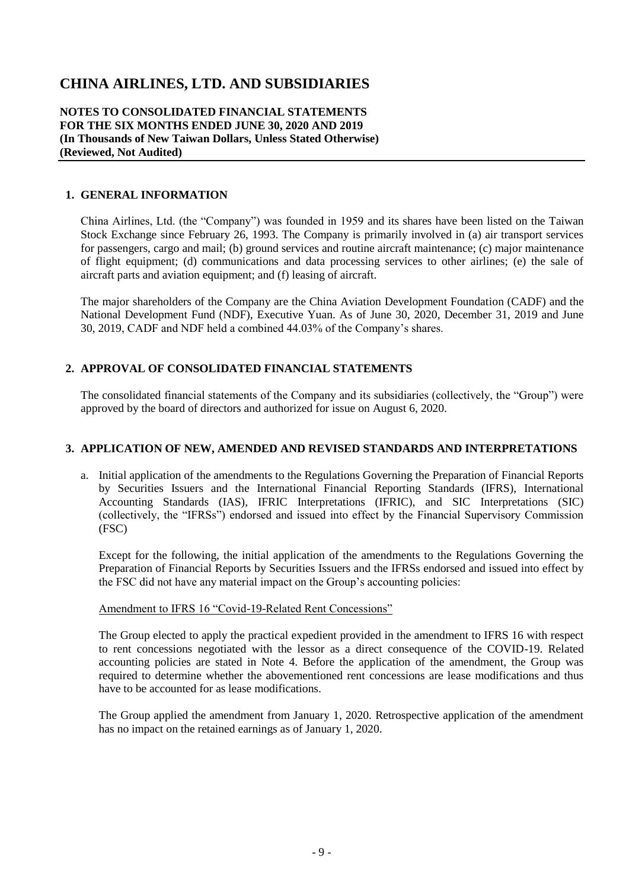# CHINA AIRLINES, LTD. AND SUBSIDIARIES

**NOTES TO CONSOLIDATED FINANCIAL STATEMENTS**
**FOR THE SIX MONTHS ENDED JUNE 30, 2020 AND 2019**
**(In Thousands of New Taiwan Dollars, Unless Stated Otherwise)**
**(Reviewed, Not Audited)**

## 1. GENERAL INFORMATION

China Airlines, Ltd. (the "Company") was founded in 1959 and its shares have been listed on the Taiwan Stock Exchange since February 26, 1993. The Company is primarily involved in (a) air transport services for passengers, cargo and mail; (b) ground services and routine aircraft maintenance; (c) major maintenance of flight equipment; (d) communications and data processing services to other airlines; (e) the sale of aircraft parts and aviation equipment; and (f) leasing of aircraft.

The major shareholders of the Company are the China Aviation Development Foundation (CADF) and the National Development Fund (NDF), Executive Yuan. As of June 30, 2020, December 31, 2019 and June 30, 2019, CADF and NDF held a combined 44.03% of the Company's shares.

## 2. APPROVAL OF CONSOLIDATED FINANCIAL STATEMENTS

The consolidated financial statements of the Company and its subsidiaries (collectively, the "Group") were approved by the board of directors and authorized for issue on August 6, 2020.

## 3. APPLICATION OF NEW, AMENDED AND REVISED STANDARDS AND INTERPRETATIONS

a. Initial application of the amendments to the Regulations Governing the Preparation of Financial Reports by Securities Issuers and the International Financial Reporting Standards (IFRS), International Accounting Standards (IAS), IFRIC Interpretations (IFRIC), and SIC Interpretations (SIC) (collectively, the "IFRSs") endorsed and issued into effect by the Financial Supervisory Commission (FSC)

   Except for the following, the initial application of the amendments to the Regulations Governing the Preparation of Financial Reports by Securities Issuers and the IFRSs endorsed and issued into effect by the FSC did not have any material impact on the Group's accounting policies:

   Amendment to IFRS 16 "Covid-19-Related Rent Concessions"

   The Group elected to apply the practical expedient provided in the amendment to IFRS 16 with respect to rent concessions negotiated with the lessor as a direct consequence of the COVID-19. Related accounting policies are stated in Note 4. Before the application of the amendment, the Group was required to determine whether the abovementioned rent concessions are lease modifications and thus have to be accounted for as lease modifications.

   The Group applied the amendment from January 1, 2020. Retrospective application of the amendment has no impact on the retained earnings as of January 1, 2020.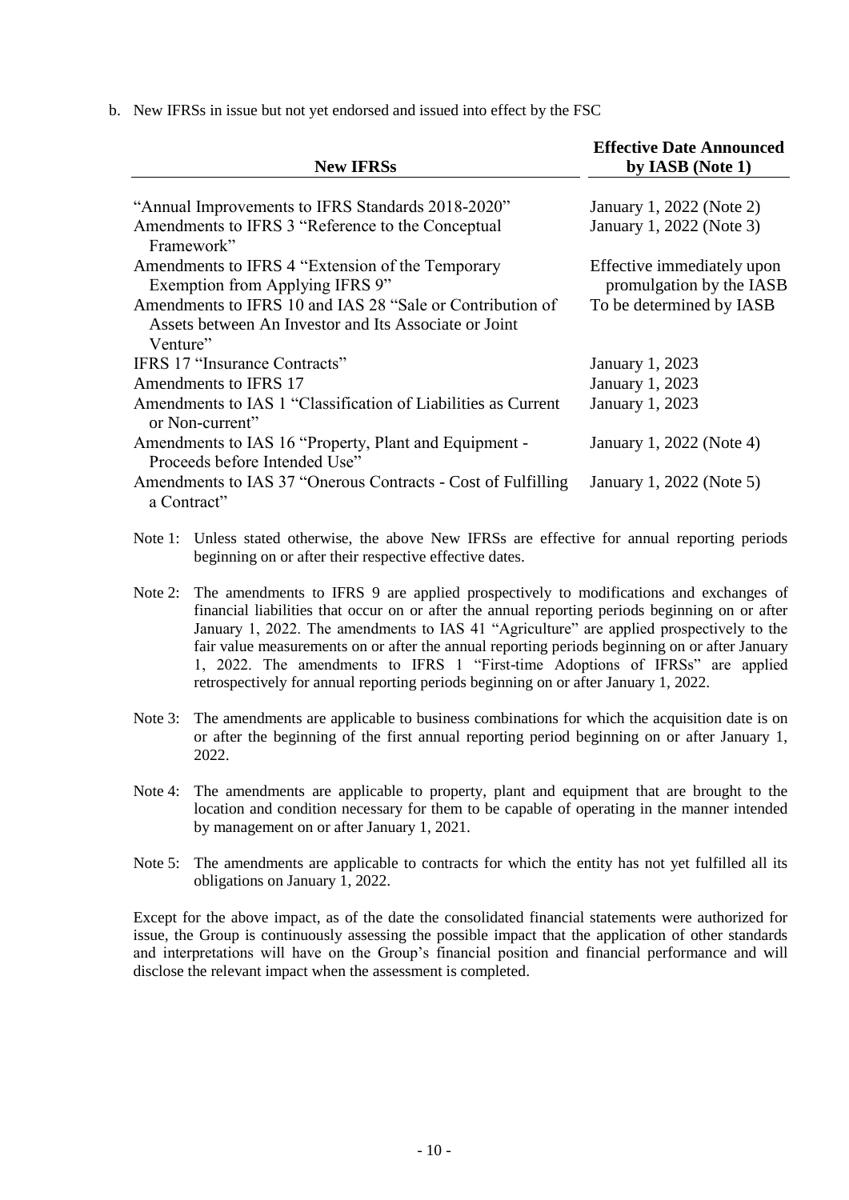b. New IFRSs in issue but not yet endorsed and issued into effect by the FSC

| New IFRSs | Effective Date Announced by IASB (Note 1) |
|---|---|
| "Annual Improvements to IFRS Standards 2018-2020" | January 1, 2022 (Note 2) |
| Amendments to IFRS 3 "Reference to the Conceptual Framework" | January 1, 2022 (Note 3) |
| Amendments to IFRS 4 "Extension of the Temporary Exemption from Applying IFRS 9" | Effective immediately upon promulgation by the IASB |
| Amendments to IFRS 10 and IAS 28 "Sale or Contribution of Assets between An Investor and Its Associate or Joint Venture" | To be determined by IASB |
| IFRS 17 "Insurance Contracts" | January 1, 2023 |
| Amendments to IFRS 17 | January 1, 2023 |
| Amendments to IAS 1 "Classification of Liabilities as Current or Non-current" | January 1, 2023 |
| Amendments to IAS 16 "Property, Plant and Equipment - Proceeds before Intended Use" | January 1, 2022 (Note 4) |
| Amendments to IAS 37 "Onerous Contracts - Cost of Fulfilling a Contract" | January 1, 2022 (Note 5) |

Note 1: Unless stated otherwise, the above New IFRSs are effective for annual reporting periods beginning on or after their respective effective dates.

Note 2: The amendments to IFRS 9 are applied prospectively to modifications and exchanges of financial liabilities that occur on or after the annual reporting periods beginning on or after January 1, 2022. The amendments to IAS 41 "Agriculture" are applied prospectively to the fair value measurements on or after the annual reporting periods beginning on or after January 1, 2022. The amendments to IFRS 1 "First-time Adoptions of IFRSs" are applied retrospectively for annual reporting periods beginning on or after January 1, 2022.

Note 3: The amendments are applicable to business combinations for which the acquisition date is on or after the beginning of the first annual reporting period beginning on or after January 1, 2022.

Note 4: The amendments are applicable to property, plant and equipment that are brought to the location and condition necessary for them to be capable of operating in the manner intended by management on or after January 1, 2021.

Note 5: The amendments are applicable to contracts for which the entity has not yet fulfilled all its obligations on January 1, 2022.

Except for the above impact, as of the date the consolidated financial statements were authorized for issue, the Group is continuously assessing the possible impact that the application of other standards and interpretations will have on the Group's financial position and financial performance and will disclose the relevant impact when the assessment is completed.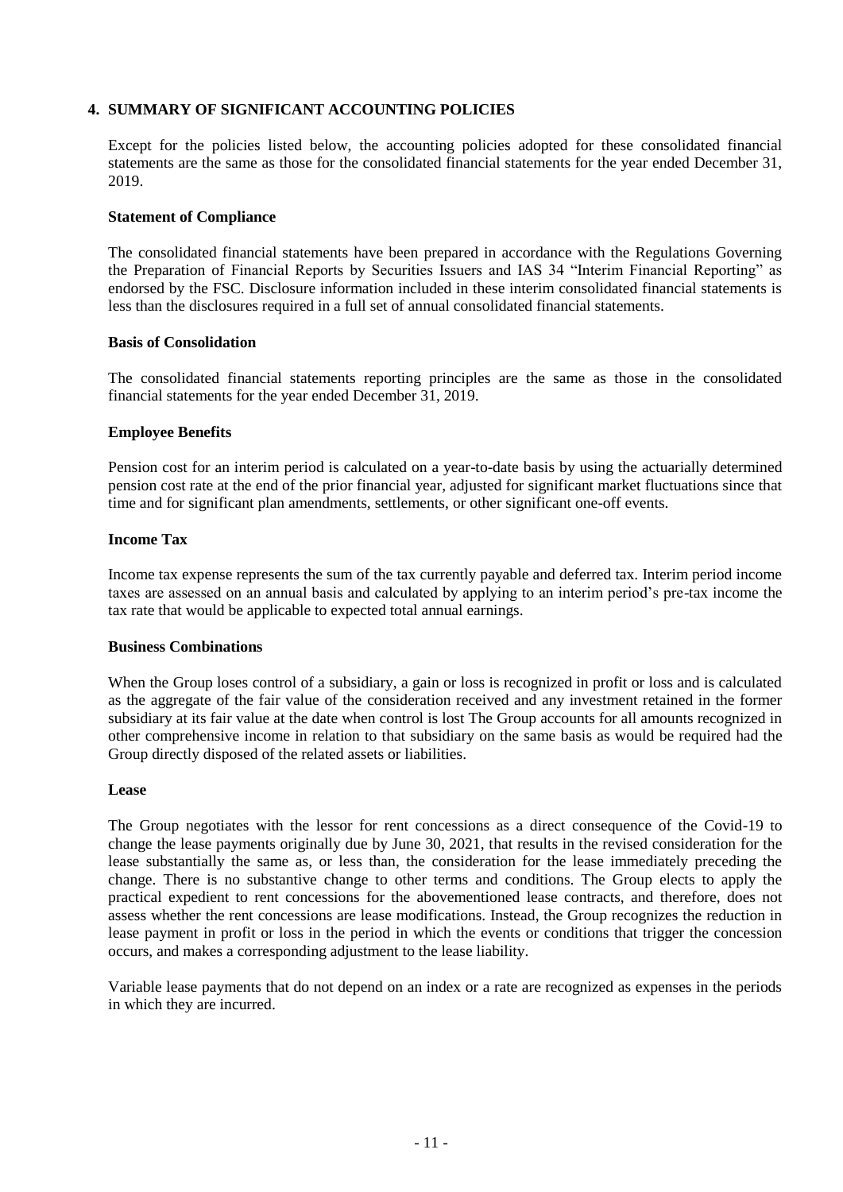## 4. SUMMARY OF SIGNIFICANT ACCOUNTING POLICIES

Except for the policies listed below, the accounting policies adopted for these consolidated financial statements are the same as those for the consolidated financial statements for the year ended December 31, 2019.

### Statement of Compliance

The consolidated financial statements have been prepared in accordance with the Regulations Governing the Preparation of Financial Reports by Securities Issuers and IAS 34 "Interim Financial Reporting" as endorsed by the FSC. Disclosure information included in these interim consolidated financial statements is less than the disclosures required in a full set of annual consolidated financial statements.

### Basis of Consolidation

The consolidated financial statements reporting principles are the same as those in the consolidated financial statements for the year ended December 31, 2019.

### Employee Benefits

Pension cost for an interim period is calculated on a year-to-date basis by using the actuarially determined pension cost rate at the end of the prior financial year, adjusted for significant market fluctuations since that time and for significant plan amendments, settlements, or other significant one-off events.

### Income Tax

Income tax expense represents the sum of the tax currently payable and deferred tax. Interim period income taxes are assessed on an annual basis and calculated by applying to an interim period's pre-tax income the tax rate that would be applicable to expected total annual earnings.

### Business Combinations

When the Group loses control of a subsidiary, a gain or loss is recognized in profit or loss and is calculated as the aggregate of the fair value of the consideration received and any investment retained in the former subsidiary at its fair value at the date when control is lost The Group accounts for all amounts recognized in other comprehensive income in relation to that subsidiary on the same basis as would be required had the Group directly disposed of the related assets or liabilities.

### Lease

The Group negotiates with the lessor for rent concessions as a direct consequence of the Covid-19 to change the lease payments originally due by June 30, 2021, that results in the revised consideration for the lease substantially the same as, or less than, the consideration for the lease immediately preceding the change. There is no substantive change to other terms and conditions. The Group elects to apply the practical expedient to rent concessions for the abovementioned lease contracts, and therefore, does not assess whether the rent concessions are lease modifications. Instead, the Group recognizes the reduction in lease payment in profit or loss in the period in which the events or conditions that trigger the concession occurs, and makes a corresponding adjustment to the lease liability.

Variable lease payments that do not depend on an index or a rate are recognized as expenses in the periods in which they are incurred.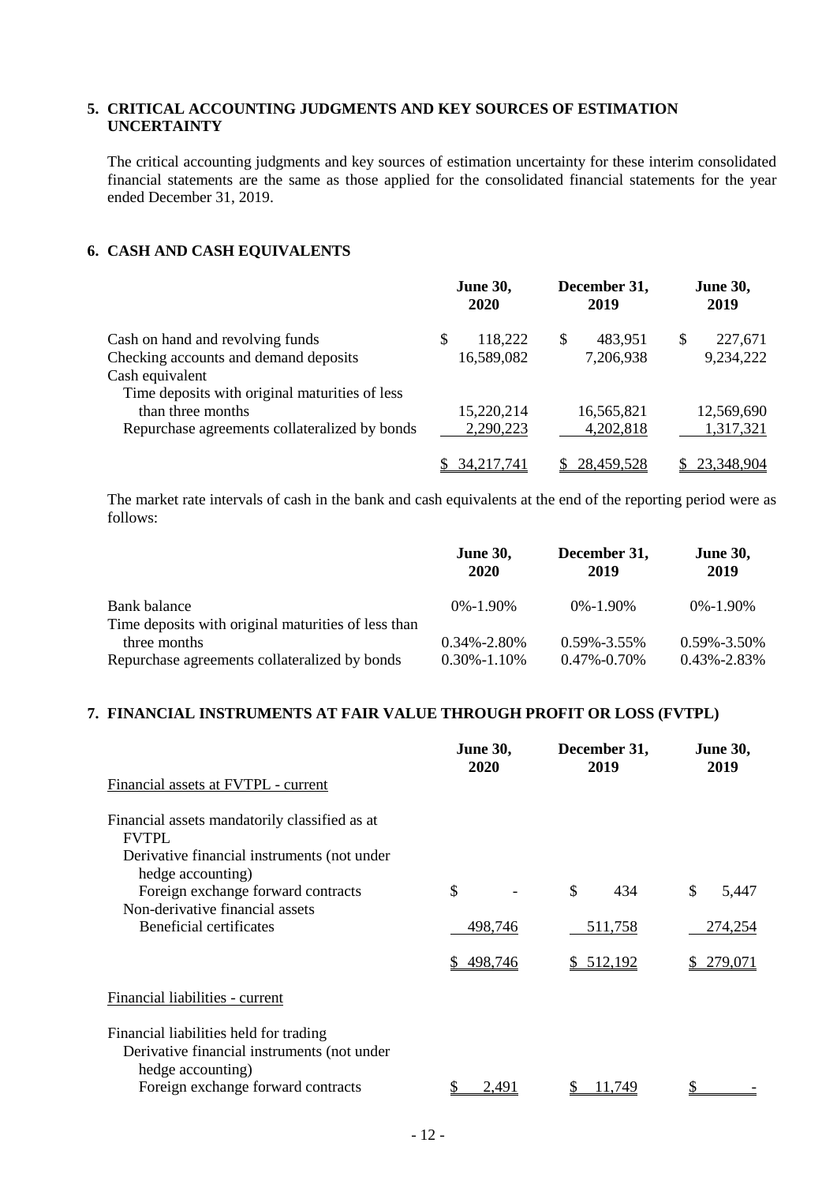## 5. CRITICAL ACCOUNTING JUDGMENTS AND KEY SOURCES OF ESTIMATION UNCERTAINTY

The critical accounting judgments and key sources of estimation uncertainty for these interim consolidated financial statements are the same as those applied for the consolidated financial statements for the year ended December 31, 2019.

## 6. CASH AND CASH EQUIVALENTS

| | June 30, 2020 | December 31, 2019 | June 30, 2019 |
|---|---|---|---|
| Cash on hand and revolving funds | $ 118,222 | $ 483,951 | $ 227,671 |
| Checking accounts and demand deposits | 16,589,082 | 7,206,938 | 9,234,222 |
| Cash equivalent | | | |
| Time deposits with original maturities of less than three months | 15,220,214 | 16,565,821 | 12,569,690 |
| Repurchase agreements collateralized by bonds | 2,290,223 | 4,202,818 | 1,317,321 |
| | $ 34,217,741 | $ 28,459,528 | $ 23,348,904 |

The market rate intervals of cash in the bank and cash equivalents at the end of the reporting period were as follows:

| | June 30, 2020 | December 31, 2019 | June 30, 2019 |
|---|---|---|---|
| Bank balance | 0%-1.90% | 0%-1.90% | 0%-1.90% |
| Time deposits with original maturities of less than three months | 0.34%-2.80% | 0.59%-3.55% | 0.59%-3.50% |
| Repurchase agreements collateralized by bonds | 0.30%-1.10% | 0.47%-0.70% | 0.43%-2.83% |

## 7. FINANCIAL INSTRUMENTS AT FAIR VALUE THROUGH PROFIT OR LOSS (FVTPL)

| | June 30, 2020 | December 31, 2019 | June 30, 2019 |
|---|---|---|---|
| Financial assets at FVTPL - current | | | |
| Financial assets mandatorily classified as at FVTPL | | | |
| Derivative financial instruments (not under hedge accounting) | | | |
| Foreign exchange forward contracts | $ - | $ 434 | $ 5,447 |
| Non-derivative financial assets | | | |
| Beneficial certificates | 498,746 | 511,758 | 274,254 |
| | $ 498,746 | $ 512,192 | $ 279,071 |
| Financial liabilities - current | | | |
| Financial liabilities held for trading | | | |
| Derivative financial instruments (not under hedge accounting) | | | |
| Foreign exchange forward contracts | $ 2,491 | $ 11,749 | $ - |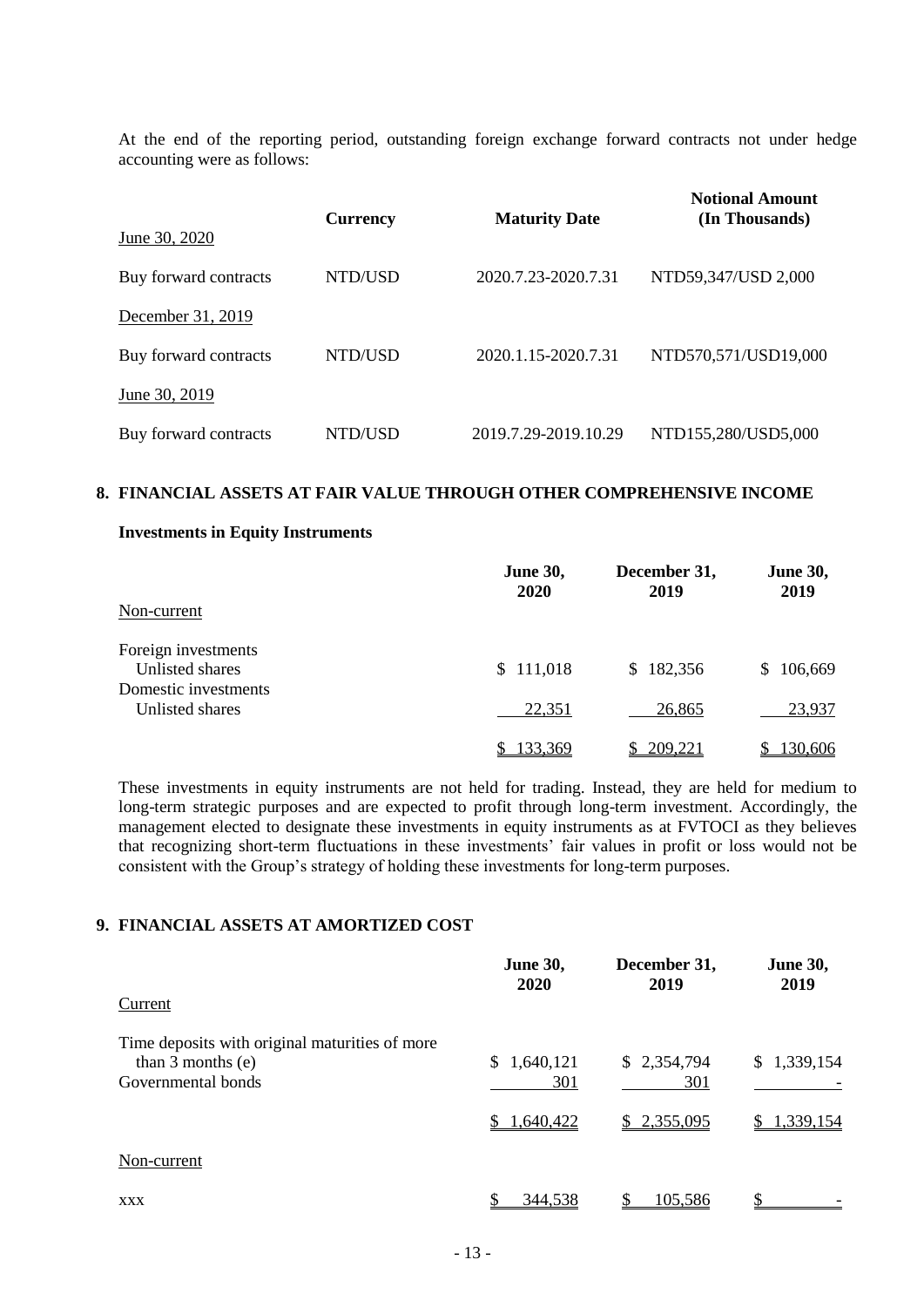At the end of the reporting period, outstanding foreign exchange forward contracts not under hedge accounting were as follows:

| | Currency | Maturity Date | Notional Amount (In Thousands) |
|---|---|---|---|
| June 30, 2020 | | | |
| Buy forward contracts | NTD/USD | 2020.7.23-2020.7.31 | NTD59,347/USD 2,000 |
| December 31, 2019 | | | |
| Buy forward contracts | NTD/USD | 2020.1.15-2020.7.31 | NTD570,571/USD19,000 |
| June 30, 2019 | | | |
| Buy forward contracts | NTD/USD | 2019.7.29-2019.10.29 | NTD155,280/USD5,000 |

## 8. FINANCIAL ASSETS AT FAIR VALUE THROUGH OTHER COMPREHENSIVE INCOME

**Investments in Equity Instruments**

| | June 30, 2020 | December 31, 2019 | June 30, 2019 |
|---|---|---|---|
| Non-current | | | |
| Foreign investments | | | |
| Unlisted shares | $ 111,018 | $ 182,356 | $ 106,669 |
| Domestic investments | | | |
| Unlisted shares | 22,351 | 26,865 | 23,937 |
| | $ 133,369 | $ 209,221 | $ 130,606 |

These investments in equity instruments are not held for trading. Instead, they are held for medium to long-term strategic purposes and are expected to profit through long-term investment. Accordingly, the management elected to designate these investments in equity instruments as at FVTOCI as they believes that recognizing short-term fluctuations in these investments' fair values in profit or loss would not be consistent with the Group's strategy of holding these investments for long-term purposes.

## 9. FINANCIAL ASSETS AT AMORTIZED COST

| | June 30, 2020 | December 31, 2019 | June 30, 2019 |
|---|---|---|---|
| Current | | | |
| Time deposits with original maturities of more than 3 months (e) | $ 1,640,121 | $ 2,354,794 | $ 1,339,154 |
| Governmental bonds | 301 | 301 | - |
| | $ 1,640,422 | $ 2,355,095 | $ 1,339,154 |
| Non-current | | | |
| xxx | $ 344,538 | $ 105,586 | $ - |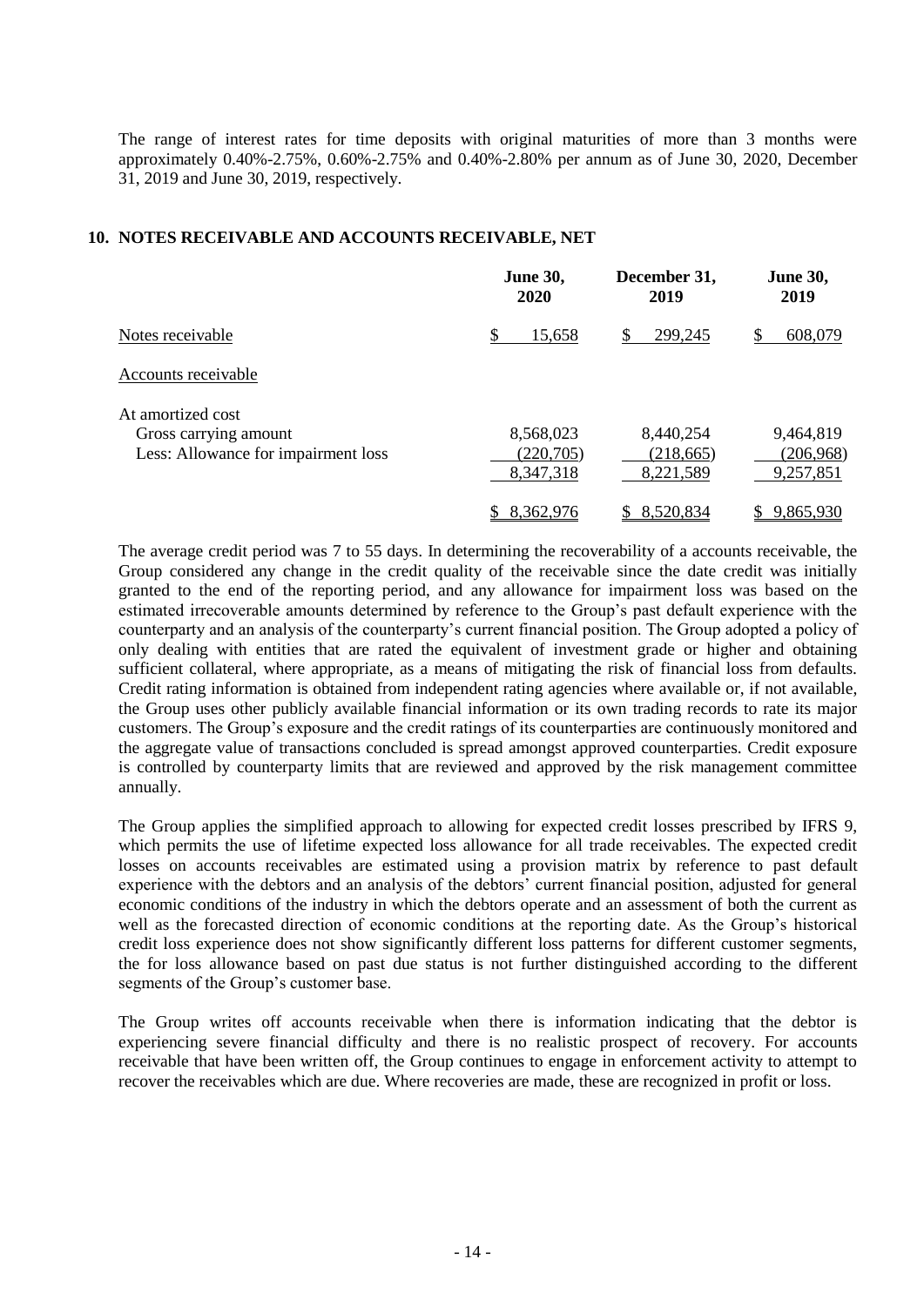The range of interest rates for time deposits with original maturities of more than 3 months were approximately 0.40%-2.75%, 0.60%-2.75% and 0.40%-2.80% per annum as of June 30, 2020, December 31, 2019 and June 30, 2019, respectively.

## 10. NOTES RECEIVABLE AND ACCOUNTS RECEIVABLE, NET

| | June 30, 2020 | December 31, 2019 | June 30, 2019 |
|---|---|---|---|
| Notes receivable | $ 15,658 | $ 299,245 | $ 608,079 |
| Accounts receivable | | | |
| At amortized cost | | | |
| Gross carrying amount | 8,568,023 | 8,440,254 | 9,464,819 |
| Less: Allowance for impairment loss | (220,705) | (218,665) | (206,968) |
| | 8,347,318 | 8,221,589 | 9,257,851 |
| | $ 8,362,976 | $ 8,520,834 | $ 9,865,930 |

The average credit period was 7 to 55 days. In determining the recoverability of a accounts receivable, the Group considered any change in the credit quality of the receivable since the date credit was initially granted to the end of the reporting period, and any allowance for impairment loss was based on the estimated irrecoverable amounts determined by reference to the Group's past default experience with the counterparty and an analysis of the counterparty's current financial position. The Group adopted a policy of only dealing with entities that are rated the equivalent of investment grade or higher and obtaining sufficient collateral, where appropriate, as a means of mitigating the risk of financial loss from defaults. Credit rating information is obtained from independent rating agencies where available or, if not available, the Group uses other publicly available financial information or its own trading records to rate its major customers. The Group's exposure and the credit ratings of its counterparties are continuously monitored and the aggregate value of transactions concluded is spread amongst approved counterparties. Credit exposure is controlled by counterparty limits that are reviewed and approved by the risk management committee annually.

The Group applies the simplified approach to allowing for expected credit losses prescribed by IFRS 9, which permits the use of lifetime expected loss allowance for all trade receivables. The expected credit losses on accounts receivables are estimated using a provision matrix by reference to past default experience with the debtors and an analysis of the debtors' current financial position, adjusted for general economic conditions of the industry in which the debtors operate and an assessment of both the current as well as the forecasted direction of economic conditions at the reporting date. As the Group's historical credit loss experience does not show significantly different loss patterns for different customer segments, the for loss allowance based on past due status is not further distinguished according to the different segments of the Group's customer base.

The Group writes off accounts receivable when there is information indicating that the debtor is experiencing severe financial difficulty and there is no realistic prospect of recovery. For accounts receivable that have been written off, the Group continues to engage in enforcement activity to attempt to recover the receivables which are due. Where recoveries are made, these are recognized in profit or loss.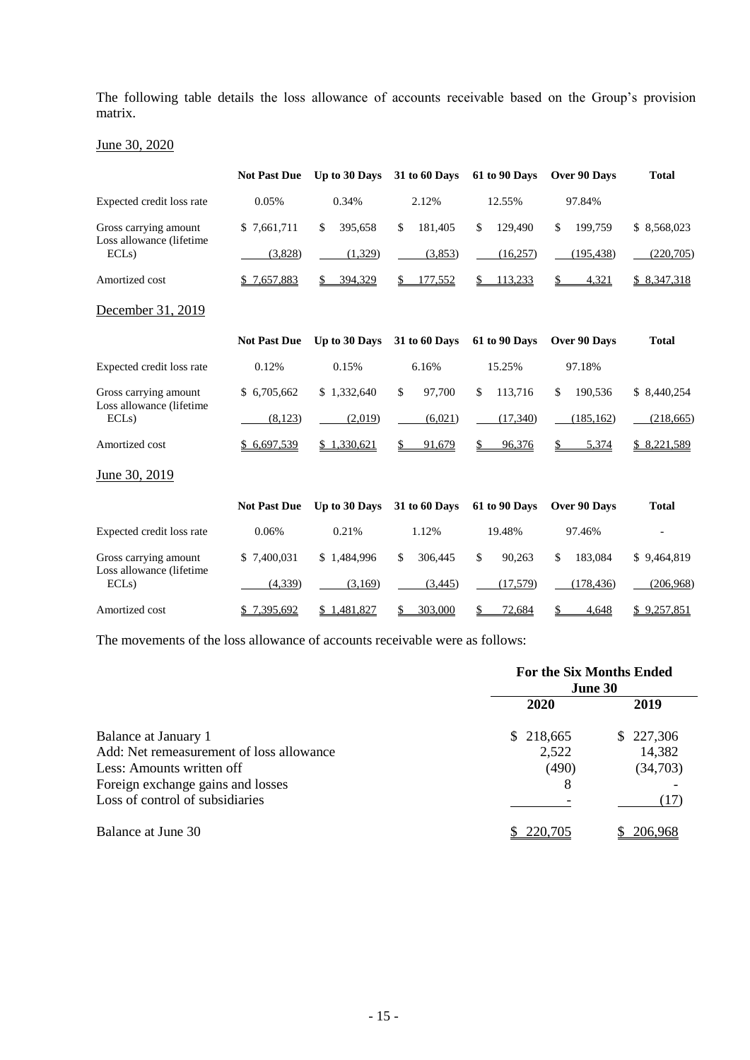The following table details the loss allowance of accounts receivable based on the Group's provision matrix.

June 30, 2020

| | Not Past Due | Up to 30 Days | 31 to 60 Days | 61 to 90 Days | Over 90 Days | Total |
|---|---|---|---|---|---|---|
| Expected credit loss rate | 0.05% | 0.34% | 2.12% | 12.55% | 97.84% | |
| Gross carrying amount | $ 7,661,711 | $ 395,658 | $ 181,405 | $ 129,490 | $ 199,759 | $ 8,568,023 |
| Loss allowance (lifetime ECLs) | (3,828) | (1,329) | (3,853) | (16,257) | (195,438) | (220,705) |
| Amortized cost | $ 7,657,883 | $ 394,329 | $ 177,552 | $ 113,233 | $ 4,321 | $ 8,347,318 |

December 31, 2019

| | Not Past Due | Up to 30 Days | 31 to 60 Days | 61 to 90 Days | Over 90 Days | Total |
|---|---|---|---|---|---|---|
| Expected credit loss rate | 0.12% | 0.15% | 6.16% | 15.25% | 97.18% | |
| Gross carrying amount | $ 6,705,662 | $ 1,332,640 | $ 97,700 | $ 113,716 | $ 190,536 | $ 8,440,254 |
| Loss allowance (lifetime ECLs) | (8,123) | (2,019) | (6,021) | (17,340) | (185,162) | (218,665) |
| Amortized cost | $ 6,697,539 | $ 1,330,621 | $ 91,679 | $ 96,376 | $ 5,374 | $ 8,221,589 |

June 30, 2019

| | Not Past Due | Up to 30 Days | 31 to 60 Days | 61 to 90 Days | Over 90 Days | Total |
|---|---|---|---|---|---|---|
| Expected credit loss rate | 0.06% | 0.21% | 1.12% | 19.48% | 97.46% | - |
| Gross carrying amount | $ 7,400,031 | $ 1,484,996 | $ 306,445 | $ 90,263 | $ 183,084 | $ 9,464,819 |
| Loss allowance (lifetime ECLs) | (4,339) | (3,169) | (3,445) | (17,579) | (178,436) | (206,968) |
| Amortized cost | $ 7,395,692 | $ 1,481,827 | $ 303,000 | $ 72,684 | $ 4,648 | $ 9,257,851 |

The movements of the loss allowance of accounts receivable were as follows:

| | For the Six Months Ended June 30 | |
|---|---|---|
| | 2020 | 2019 |
| Balance at January 1 | $ 218,665 | $ 227,306 |
| Add: Net remeasurement of loss allowance | 2,522 | 14,382 |
| Less: Amounts written off | (490) | (34,703) |
| Foreign exchange gains and losses | 8 | - |
| Loss of control of subsidiaries | - | (17) |
| Balance at June 30 | $ 220,705 | $ 206,968 |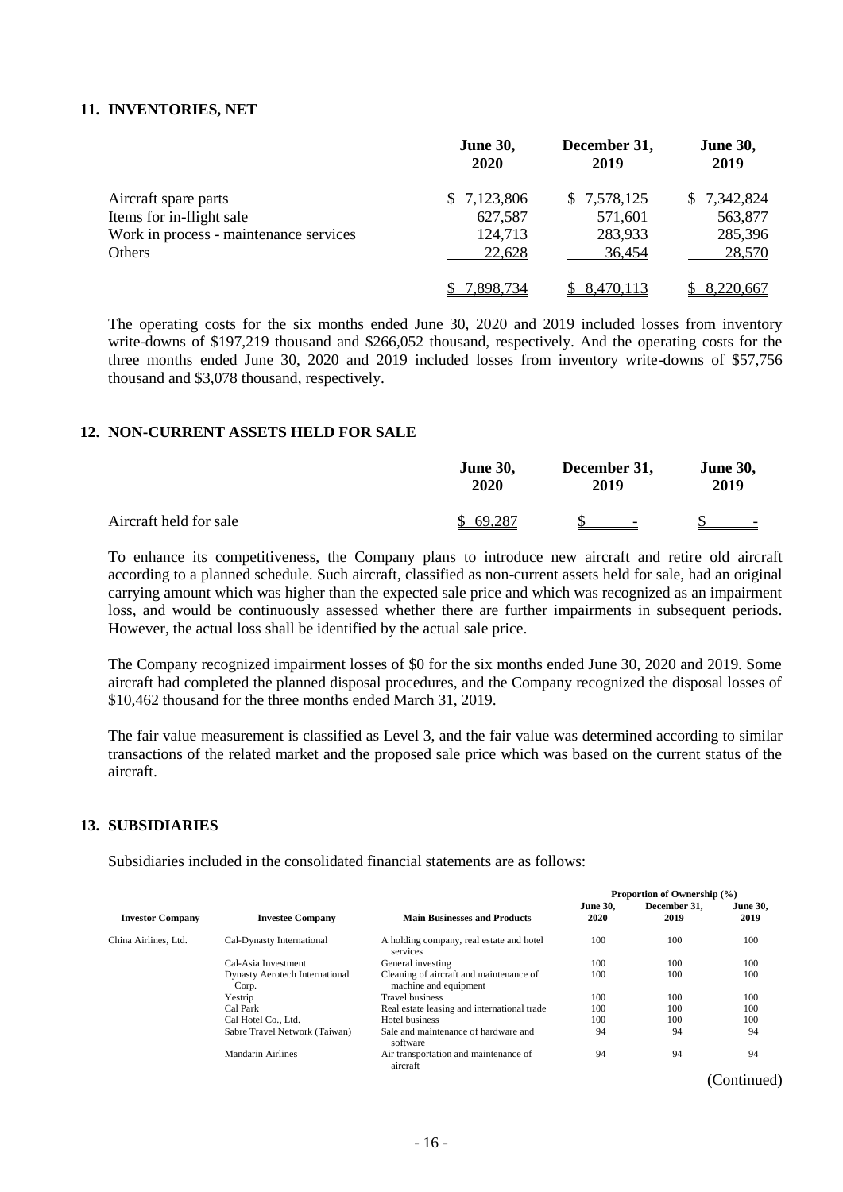## 11. INVENTORIES, NET

| | June 30, 2020 | December 31, 2019 | June 30, 2019 |
|---|---|---|---|
| Aircraft spare parts | $ 7,123,806 | $ 7,578,125 | $ 7,342,824 |
| Items for in-flight sale | 627,587 | 571,601 | 563,877 |
| Work in process - maintenance services | 124,713 | 283,933 | 285,396 |
| Others | 22,628 | 36,454 | 28,570 |
| | $ 7,898,734 | $ 8,470,113 | $ 8,220,667 |

The operating costs for the six months ended June 30, 2020 and 2019 included losses from inventory write-downs of $197,219 thousand and $266,052 thousand, respectively. And the operating costs for the three months ended June 30, 2020 and 2019 included losses from inventory write-downs of $57,756 thousand and $3,078 thousand, respectively.

## 12. NON-CURRENT ASSETS HELD FOR SALE

| | June 30, 2020 | December 31, 2019 | June 30, 2019 |
|---|---|---|---|
| Aircraft held for sale | $ 69,287 | $ - | $ - |

To enhance its competitiveness, the Company plans to introduce new aircraft and retire old aircraft according to a planned schedule. Such aircraft, classified as non-current assets held for sale, had an original carrying amount which was higher than the expected sale price and which was recognized as an impairment loss, and would be continuously assessed whether there are further impairments in subsequent periods. However, the actual loss shall be identified by the actual sale price.

The Company recognized impairment losses of $0 for the six months ended June 30, 2020 and 2019. Some aircraft had completed the planned disposal procedures, and the Company recognized the disposal losses of $10,462 thousand for the three months ended March 31, 2019.

The fair value measurement is classified as Level 3, and the fair value was determined according to similar transactions of the related market and the proposed sale price which was based on the current status of the aircraft.

## 13. SUBSIDIARIES

Subsidiaries included in the consolidated financial statements are as follows:

| | | | Proportion of Ownership (%) | | |
|---|---|---|---|---|---|
| Investor Company | Investee Company | Main Businesses and Products | June 30, 2020 | December 31, 2019 | June 30, 2019 |
| China Airlines, Ltd. | Cal-Dynasty International | A holding company, real estate and hotel services | 100 | 100 | 100 |
| | Cal-Asia Investment | General investing | 100 | 100 | 100 |
| | Dynasty Aerotech International Corp. | Cleaning of aircraft and maintenance of machine and equipment | 100 | 100 | 100 |
| | Yestrip | Travel business | 100 | 100 | 100 |
| | Cal Park | Real estate leasing and international trade | 100 | 100 | 100 |
| | Cal Hotel Co., Ltd. | Hotel business | 100 | 100 | 100 |
| | Sabre Travel Network (Taiwan) | Sale and maintenance of hardware and software | 94 | 94 | 94 |
| | Mandarin Airlines | Air transportation and maintenance of aircraft | 94 | 94 | 94 |

(Continued)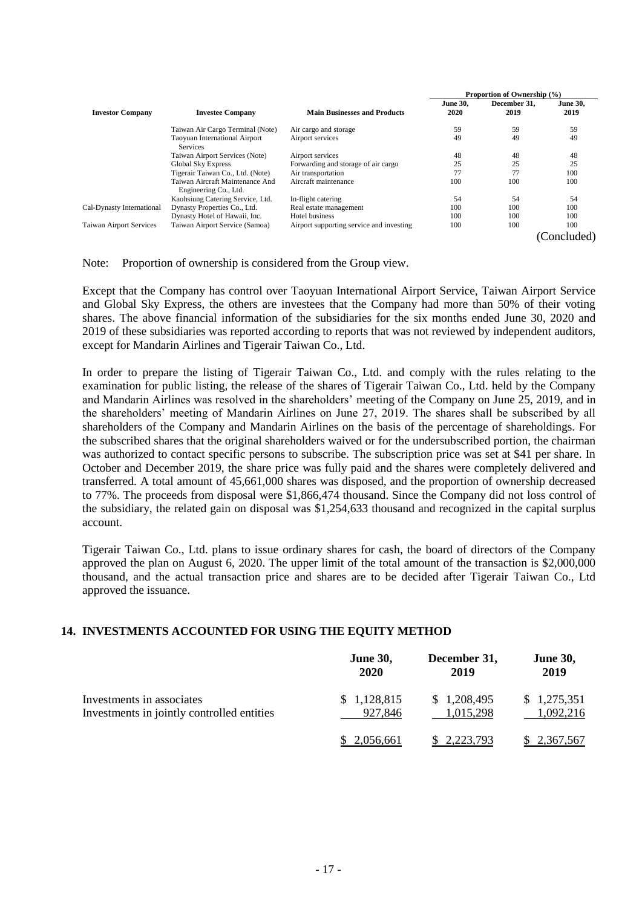| Investor Company | Investee Company | Main Businesses and Products | Proportion of Ownership (%) | | |
|---|---|---|---|---|---|
| | | | June 30, 2020 | December 31, 2019 | June 30, 2019 |
| | Taiwan Air Cargo Terminal (Note) | Air cargo and storage | 59 | 59 | 59 |
| | Taoyuan International Airport Services | Airport services | 49 | 49 | 49 |
| | Taiwan Airport Services (Note) | Airport services | 48 | 48 | 48 |
| | Global Sky Express | Forwarding and storage of air cargo | 25 | 25 | 25 |
| | Tigerair Taiwan Co., Ltd. (Note) | Air transportation | 77 | 77 | 100 |
| | Taiwan Aircraft Maintenance And Engineering Co., Ltd. | Aircraft maintenance | 100 | 100 | 100 |
| | Kaohsiung Catering Service, Ltd. | In-flight catering | 54 | 54 | 54 |
| Cal-Dynasty International | Dynasty Properties Co., Ltd. | Real estate management | 100 | 100 | 100 |
| | Dynasty Hotel of Hawaii, Inc. | Hotel business | 100 | 100 | 100 |
| Taiwan Airport Services | Taiwan Airport Service (Samoa) | Airport supporting service and investing | 100 | 100 | 100 |

(Concluded)

Note: Proportion of ownership is considered from the Group view.

Except that the Company has control over Taoyuan International Airport Service, Taiwan Airport Service and Global Sky Express, the others are investees that the Company had more than 50% of their voting shares. The above financial information of the subsidiaries for the six months ended June 30, 2020 and 2019 of these subsidiaries was reported according to reports that was not reviewed by independent auditors, except for Mandarin Airlines and Tigerair Taiwan Co., Ltd.

In order to prepare the listing of Tigerair Taiwan Co., Ltd. and comply with the rules relating to the examination for public listing, the release of the shares of Tigerair Taiwan Co., Ltd. held by the Company and Mandarin Airlines was resolved in the shareholders' meeting of the Company on June 25, 2019, and in the shareholders' meeting of Mandarin Airlines on June 27, 2019. The shares shall be subscribed by all shareholders of the Company and Mandarin Airlines on the basis of the percentage of shareholdings. For the subscribed shares that the original shareholders waived or for the undersubscribed portion, the chairman was authorized to contact specific persons to subscribe. The subscription price was set at $41 per share. In October and December 2019, the share price was fully paid and the shares were completely delivered and transferred. A total amount of 45,661,000 shares was disposed, and the proportion of ownership decreased to 77%. The proceeds from disposal were $1,866,474 thousand. Since the Company did not loss control of the subsidiary, the related gain on disposal was $1,254,633 thousand and recognized in the capital surplus account.

Tigerair Taiwan Co., Ltd. plans to issue ordinary shares for cash, the board of directors of the Company approved the plan on August 6, 2020. The upper limit of the total amount of the transaction is $2,000,000 thousand, and the actual transaction price and shares are to be decided after Tigerair Taiwan Co., Ltd approved the issuance.

## 14. INVESTMENTS ACCOUNTED FOR USING THE EQUITY METHOD

| | June 30, 2020 | December 31, 2019 | June 30, 2019 |
|---|---|---|---|
| Investments in associates | $ 1,128,815 | $ 1,208,495 | $ 1,275,351 |
| Investments in jointly controlled entities | 927,846 | 1,015,298 | 1,092,216 |
| | $ 2,056,661 | $ 2,223,793 | $ 2,367,567 |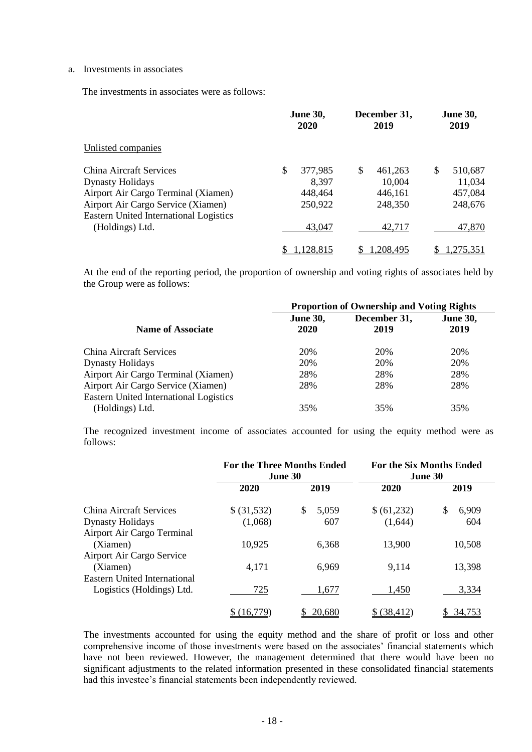a. Investments in associates

The investments in associates were as follows:

| | June 30, 2020 | December 31, 2019 | June 30, 2019 |
|---|---|---|---|
| Unlisted companies | | | |
| China Aircraft Services | $ 377,985 | $ 461,263 | $ 510,687 |
| Dynasty Holidays | 8,397 | 10,004 | 11,034 |
| Airport Air Cargo Terminal (Xiamen) | 448,464 | 446,161 | 457,084 |
| Airport Air Cargo Service (Xiamen) | 250,922 | 248,350 | 248,676 |
| Eastern United International Logistics (Holdings) Ltd. | 43,047 | 42,717 | 47,870 |
| | $ 1,128,815 | $ 1,208,495 | $ 1,275,351 |

At the end of the reporting period, the proportion of ownership and voting rights of associates held by the Group were as follows:

| | Proportion of Ownership and Voting Rights | | |
|---|---|---|---|
| Name of Associate | June 30, 2020 | December 31, 2019 | June 30, 2019 |
| China Aircraft Services | 20% | 20% | 20% |
| Dynasty Holidays | 20% | 20% | 20% |
| Airport Air Cargo Terminal (Xiamen) | 28% | 28% | 28% |
| Airport Air Cargo Service (Xiamen) | 28% | 28% | 28% |
| Eastern United International Logistics (Holdings) Ltd. | 35% | 35% | 35% |

The recognized investment income of associates accounted for using the equity method were as follows:

| | For the Three Months Ended June 30 | | For the Six Months Ended June 30 | |
|---|---|---|---|---|
| | 2020 | 2019 | 2020 | 2019 |
| China Aircraft Services | $ (31,532) | $ 5,059 | $ (61,232) | $ 6,909 |
| Dynasty Holidays | (1,068) | 607 | (1,644) | 604 |
| Airport Air Cargo Terminal (Xiamen) | 10,925 | 6,368 | 13,900 | 10,508 |
| Airport Air Cargo Service (Xiamen) | 4,171 | 6,969 | 9,114 | 13,398 |
| Eastern United International Logistics (Holdings) Ltd. | 725 | 1,677 | 1,450 | 3,334 |
| | $ (16,779) | $ 20,680 | $ (38,412) | $ 34,753 |

The investments accounted for using the equity method and the share of profit or loss and other comprehensive income of those investments were based on the associates' financial statements which have not been reviewed. However, the management determined that there would have been no significant adjustments to the related information presented in these consolidated financial statements had this investee's financial statements been independently reviewed.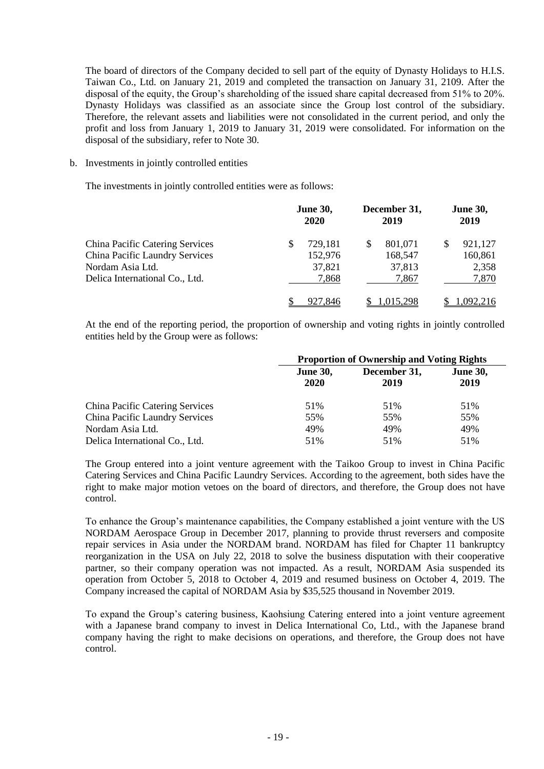The board of directors of the Company decided to sell part of the equity of Dynasty Holidays to H.I.S. Taiwan Co., Ltd. on January 21, 2019 and completed the transaction on January 31, 2109. After the disposal of the equity, the Group's shareholding of the issued share capital decreased from 51% to 20%. Dynasty Holidays was classified as an associate since the Group lost control of the subsidiary. Therefore, the relevant assets and liabilities were not consolidated in the current period, and only the profit and loss from January 1, 2019 to January 31, 2019 were consolidated. For information on the disposal of the subsidiary, refer to Note 30.

b. Investments in jointly controlled entities

The investments in jointly controlled entities were as follows:

| | June 30, 2020 | December 31, 2019 | June 30, 2019 |
|---|---|---|---|
| China Pacific Catering Services | $ 729,181 | $ 801,071 | $ 921,127 |
| China Pacific Laundry Services | 152,976 | 168,547 | 160,861 |
| Nordam Asia Ltd. | 37,821 | 37,813 | 2,358 |
| Delica International Co., Ltd. | 7,868 | 7,867 | 7,870 |
| | $ 927,846 | $ 1,015,298 | $ 1,092,216 |

At the end of the reporting period, the proportion of ownership and voting rights in jointly controlled entities held by the Group were as follows:

| | Proportion of Ownership and Voting Rights | | |
|---|---|---|---|
| | June 30, 2020 | December 31, 2019 | June 30, 2019 |
| China Pacific Catering Services | 51% | 51% | 51% |
| China Pacific Laundry Services | 55% | 55% | 55% |
| Nordam Asia Ltd. | 49% | 49% | 49% |
| Delica International Co., Ltd. | 51% | 51% | 51% |

The Group entered into a joint venture agreement with the Taikoo Group to invest in China Pacific Catering Services and China Pacific Laundry Services. According to the agreement, both sides have the right to make major motion vetoes on the board of directors, and therefore, the Group does not have control.

To enhance the Group's maintenance capabilities, the Company established a joint venture with the US NORDAM Aerospace Group in December 2017, planning to provide thrust reversers and composite repair services in Asia under the NORDAM brand. NORDAM has filed for Chapter 11 bankruptcy reorganization in the USA on July 22, 2018 to solve the business disputation with their cooperative partner, so their company operation was not impacted. As a result, NORDAM Asia suspended its operation from October 5, 2018 to October 4, 2019 and resumed business on October 4, 2019. The Company increased the capital of NORDAM Asia by $35,525 thousand in November 2019.

To expand the Group's catering business, Kaohsiung Catering entered into a joint venture agreement with a Japanese brand company to invest in Delica International Co, Ltd., with the Japanese brand company having the right to make decisions on operations, and therefore, the Group does not have control.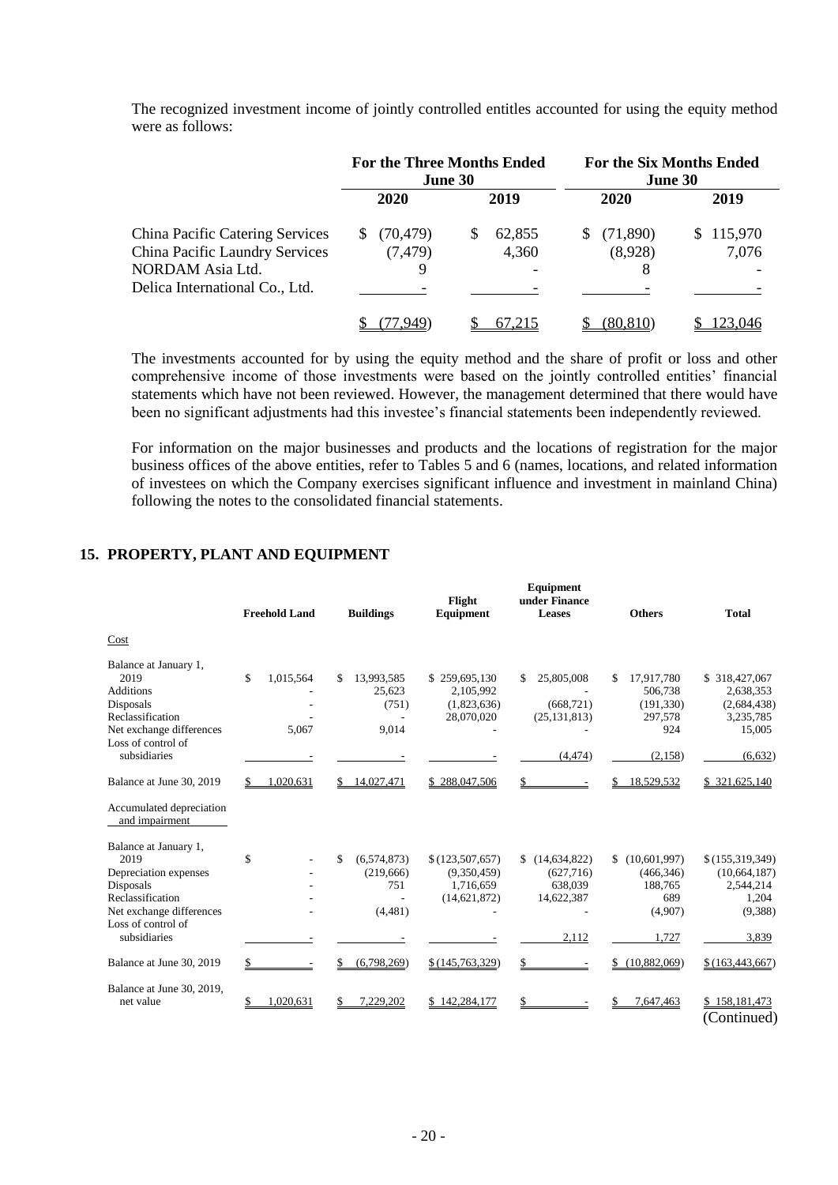The recognized investment income of jointly controlled entitles accounted for using the equity method were as follows:

| | For the Three Months Ended June 30 | | For the Six Months Ended June 30 | |
|---|---|---|---|---|
| | 2020 | 2019 | 2020 | 2019 |
| China Pacific Catering Services | $ (70,479) | $ 62,855 | $ (71,890) | $ 115,970 |
| China Pacific Laundry Services | (7,479) | 4,360 | (8,928) | 7,076 |
| NORDAM Asia Ltd. | 9 | - | 8 | - |
| Delica International Co., Ltd. | - | - | - | - |
| | $ (77,949) | $ 67,215 | $ (80,810) | $ 123,046 |

The investments accounted for by using the equity method and the share of profit or loss and other comprehensive income of those investments were based on the jointly controlled entities' financial statements which have not been reviewed. However, the management determined that there would have been no significant adjustments had this investee's financial statements been independently reviewed.

For information on the major businesses and products and the locations of registration for the major business offices of the above entities, refer to Tables 5 and 6 (names, locations, and related information of investees on which the Company exercises significant influence and investment in mainland China) following the notes to the consolidated financial statements.

## 15. PROPERTY, PLANT AND EQUIPMENT

| | Freehold Land | Buildings | Flight Equipment | Equipment under Finance Leases | Others | Total |
|---|---|---|---|---|---|---|
| Cost | | | | | | |
| Balance at January 1, 2019 | $ 1,015,564 | $ 13,993,585 | $ 259,695,130 | $ 25,805,008 | $ 17,917,780 | $ 318,427,067 |
| Additions | - | 25,623 | 2,105,992 | - | 506,738 | 2,638,353 |
| Disposals | - | (751) | (1,823,636) | (668,721) | (191,330) | (2,684,438) |
| Reclassification | - | - | 28,070,020 | (25,131,813) | 297,578 | 3,235,785 |
| Net exchange differences | 5,067 | 9,014 | - | - | 924 | 15,005 |
| Loss of control of subsidiaries | - | - | - | (4,474) | (2,158) | (6,632) |
| Balance at June 30, 2019 | $ 1,020,631 | $ 14,027,471 | $ 288,047,506 | $ - | $ 18,529,532 | $ 321,625,140 |
| Accumulated depreciation and impairment | | | | | | |
| Balance at January 1, 2019 | $ - | $ (6,574,873) | $ (123,507,657) | $ (14,634,822) | $ (10,601,997) | $ (155,319,349) |
| Depreciation expenses | - | (219,666) | (9,350,459) | (627,716) | (466,346) | (10,664,187) |
| Disposals | - | 751 | 1,716,659 | 638,039 | 188,765 | 2,544,214 |
| Reclassification | - | - | (14,621,872) | 14,622,387 | 689 | 1,204 |
| Net exchange differences | - | (4,481) | - | - | (4,907) | (9,388) |
| Loss of control of subsidiaries | - | - | - | 2,112 | 1,727 | 3,839 |
| Balance at June 30, 2019 | $ - | $ (6,798,269) | $ (145,763,329) | $ - | $ (10,882,069) | $ (163,443,667) |
| Balance at June 30, 2019, net value | $ 1,020,631 | $ 7,229,202 | $ 142,284,177 | $ - | $ 7,647,463 | $ 158,181,473 |

(Continued)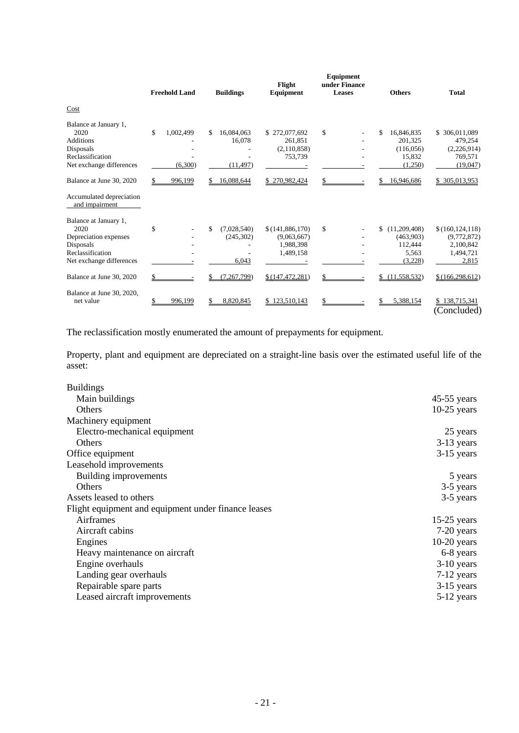| | Freehold Land | Buildings | Flight Equipment | Equipment under Finance Leases | Others | Total |
|---|---|---|---|---|---|---|
| Cost | | | | | | |
| Balance at January 1, 2020 | $ 1,002,499 | $ 16,084,063 | $ 272,077,692 | $ - | $ 16,846,835 | $ 306,011,089 |
| Additions | - | 16,078 | 261,851 | - | 201,325 | 479,254 |
| Disposals | - | - | (2,110,858) | - | (116,056) | (2,226,914) |
| Reclassification | - | - | 753,739 | - | 15,832 | 769,571 |
| Net exchange differences | (6,300) | (11,497) | - | - | (1,250) | (19,047) |
| Balance at June 30, 2020 | $ 996,199 | $ 16,088,644 | $ 270,982,424 | $ - | $ 16,946,686 | $ 305,013,953 |
| Accumulated depreciation and impairment | | | | | | |
| Balance at January 1, 2020 | $ - | $ (7,028,540) | $ (141,886,170) | $ - | $ (11,209,408) | $ (160,124,118) |
| Depreciation expenses | - | (245,302) | (9,063,667) | - | (463,903) | (9,772,872) |
| Disposals | - | - | 1,988,398 | - | 112,444 | 2,100,842 |
| Reclassification | - | - | 1,489,158 | - | 5,563 | 1,494,721 |
| Net exchange differences | - | 6,043 | - | - | (3,228) | 2,815 |
| Balance at June 30, 2020 | $ - | $ (7,267,799) | $ (147,472,281) | $ - | $ (11,558,532) | $ (166,298,612) |
| Balance at June 30, 2020, net value | $ 996,199 | $ 8,820,845 | $ 123,510,143 | $ - | $ 5,388,154 | $ 138,715,341 |

(Concluded)

The reclassification mostly enumerated the amount of prepayments for equipment.

Property, plant and equipment are depreciated on a straight-line basis over the estimated useful life of the asset:

| | |
|---|---|
| Buildings | |
| Main buildings | 45-55 years |
| Others | 10-25 years |
| Machinery equipment | |
| Electro-mechanical equipment | 25 years |
| Others | 3-13 years |
| Office equipment | 3-15 years |
| Leasehold improvements | |
| Building improvements | 5 years |
| Others | 3-5 years |
| Assets leased to others | 3-5 years |
| Flight equipment and equipment under finance leases | |
| Airframes | 15-25 years |
| Aircraft cabins | 7-20 years |
| Engines | 10-20 years |
| Heavy maintenance on aircraft | 6-8 years |
| Engine overhauls | 3-10 years |
| Landing gear overhauls | 7-12 years |
| Repairable spare parts | 3-15 years |
| Leased aircraft improvements | 5-12 years |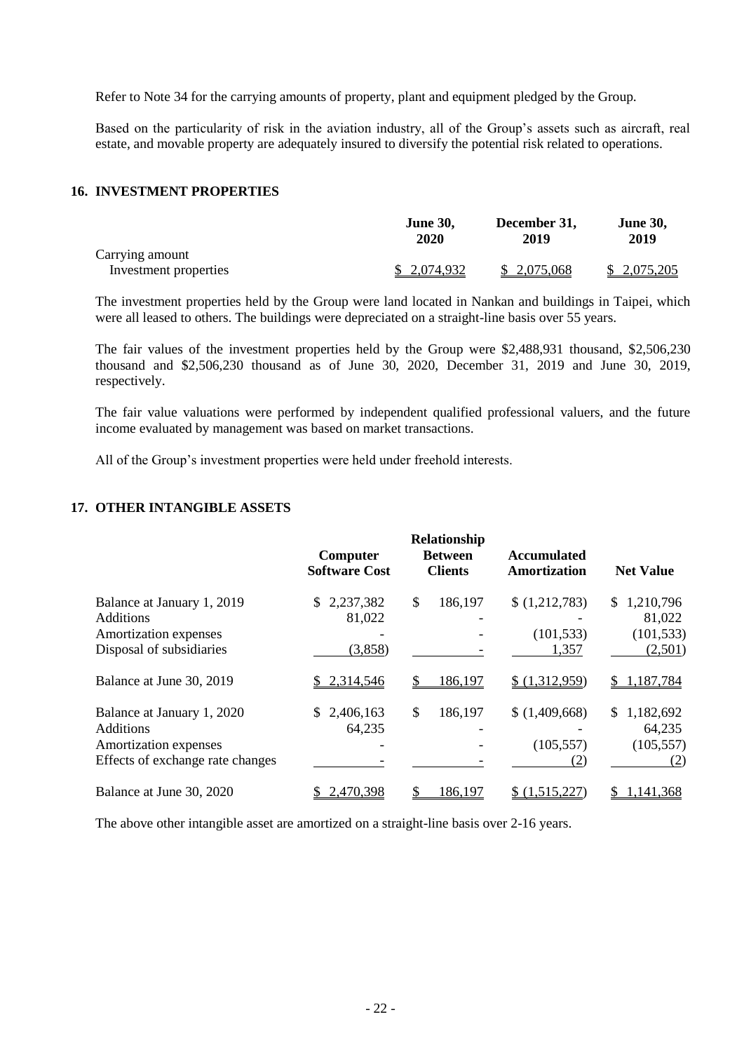Refer to Note 34 for the carrying amounts of property, plant and equipment pledged by the Group.

Based on the particularity of risk in the aviation industry, all of the Group's assets such as aircraft, real estate, and movable property are adequately insured to diversify the potential risk related to operations.

## 16. INVESTMENT PROPERTIES

| | June 30, 2020 | December 31, 2019 | June 30, 2019 |
|---|---|---|---|
| Carrying amount | | | |
| Investment properties | $ 2,074,932 | $ 2,075,068 | $ 2,075,205 |

The investment properties held by the Group were land located in Nankan and buildings in Taipei, which were all leased to others. The buildings were depreciated on a straight-line basis over 55 years.

The fair values of the investment properties held by the Group were $2,488,931 thousand, $2,506,230 thousand and $2,506,230 thousand as of June 30, 2020, December 31, 2019 and June 30, 2019, respectively.

The fair value valuations were performed by independent qualified professional valuers, and the future income evaluated by management was based on market transactions.

All of the Group's investment properties were held under freehold interests.

## 17. OTHER INTANGIBLE ASSETS

| | Computer Software Cost | Relationship Between Clients | Accumulated Amortization | Net Value |
|---|---|---|---|---|
| Balance at January 1, 2019 | $ 2,237,382 | $ 186,197 | $ (1,212,783) | $ 1,210,796 |
| Additions | 81,022 | - | - | 81,022 |
| Amortization expenses | - | - | (101,533) | (101,533) |
| Disposal of subsidiaries | (3,858) | - | 1,357 | (2,501) |
| Balance at June 30, 2019 | $ 2,314,546 | $ 186,197 | $ (1,312,959) | $ 1,187,784 |
| Balance at January 1, 2020 | $ 2,406,163 | $ 186,197 | $ (1,409,668) | $ 1,182,692 |
| Additions | 64,235 | - | - | 64,235 |
| Amortization expenses | - | - | (105,557) | (105,557) |
| Effects of exchange rate changes | - | - | (2) | (2) |
| Balance at June 30, 2020 | $ 2,470,398 | $ 186,197 | $ (1,515,227) | $ 1,141,368 |

The above other intangible asset are amortized on a straight-line basis over 2-16 years.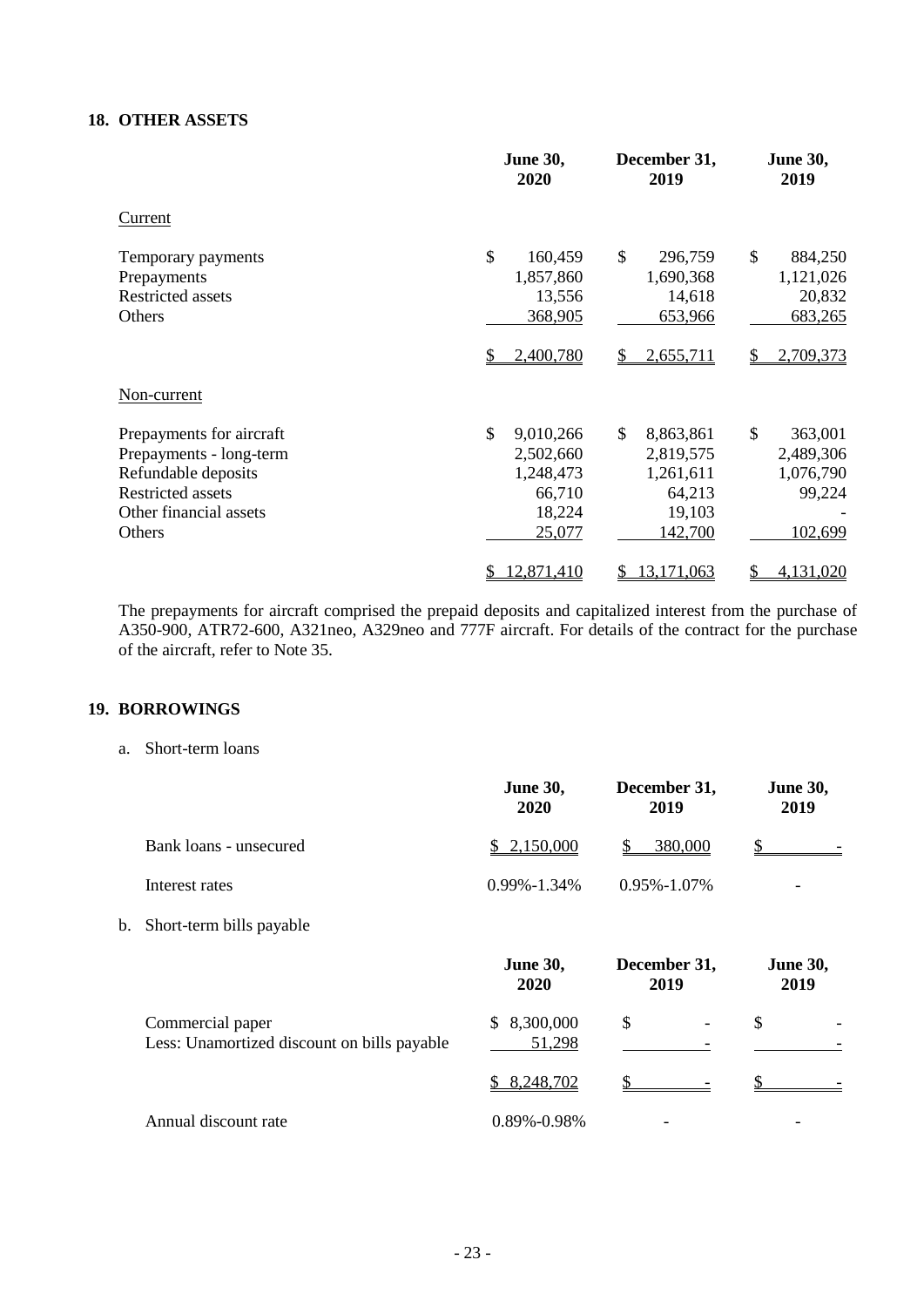## 18. OTHER ASSETS

| | June 30, 2020 | December 31, 2019 | June 30, 2019 |
|---|---|---|---|
| Current | | | |
| Temporary payments | $ 160,459 | $ 296,759 | $ 884,250 |
| Prepayments | 1,857,860 | 1,690,368 | 1,121,026 |
| Restricted assets | 13,556 | 14,618 | 20,832 |
| Others | 368,905 | 653,966 | 683,265 |
| | $ 2,400,780 | $ 2,655,711 | $ 2,709,373 |
| Non-current | | | |
| Prepayments for aircraft | $ 9,010,266 | $ 8,863,861 | $ 363,001 |
| Prepayments - long-term | 2,502,660 | 2,819,575 | 2,489,306 |
| Refundable deposits | 1,248,473 | 1,261,611 | 1,076,790 |
| Restricted assets | 66,710 | 64,213 | 99,224 |
| Other financial assets | 18,224 | 19,103 | - |
| Others | 25,077 | 142,700 | 102,699 |
| | $ 12,871,410 | $ 13,171,063 | $ 4,131,020 |

The prepayments for aircraft comprised the prepaid deposits and capitalized interest from the purchase of A350-900, ATR72-600, A321neo, A329neo and 777F aircraft. For details of the contract for the purchase of the aircraft, refer to Note 35.

## 19. BORROWINGS

a. Short-term loans

| | June 30, 2020 | December 31, 2019 | June 30, 2019 |
|---|---|---|---|
| Bank loans - unsecured | $ 2,150,000 | $ 380,000 | $ - |
| Interest rates | 0.99%-1.34% | 0.95%-1.07% | - |

b. Short-term bills payable

| | June 30, 2020 | December 31, 2019 | June 30, 2019 |
|---|---|---|---|
| Commercial paper | $ 8,300,000 | $ - | $ - |
| Less: Unamortized discount on bills payable | 51,298 | - | - |
| | $ 8,248,702 | $ - | $ - |
| Annual discount rate | 0.89%-0.98% | - | - |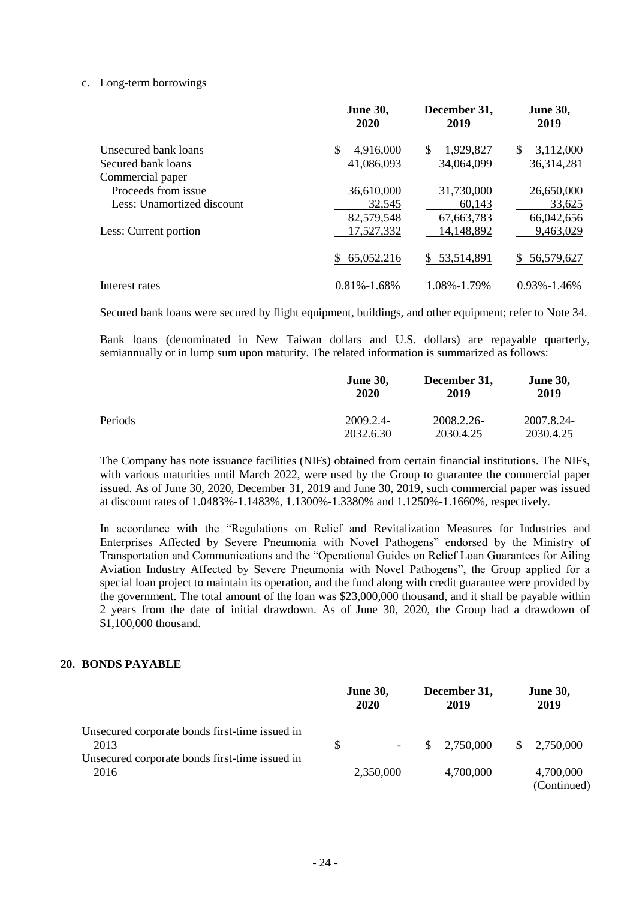c. Long-term borrowings

| | June 30, 2020 | December 31, 2019 | June 30, 2019 |
|---|---|---|---|
| Unsecured bank loans | $ 4,916,000 | $ 1,929,827 | $ 3,112,000 |
| Secured bank loans | 41,086,093 | 34,064,099 | 36,314,281 |
| Commercial paper | | | |
| Proceeds from issue | 36,610,000 | 31,730,000 | 26,650,000 |
| Less: Unamortized discount | 32,545 | 60,143 | 33,625 |
| | 82,579,548 | 67,663,783 | 66,042,656 |
| Less: Current portion | 17,527,332 | 14,148,892 | 9,463,029 |
| | $ 65,052,216 | $ 53,514,891 | $ 56,579,627 |
| Interest rates | 0.81%-1.68% | 1.08%-1.79% | 0.93%-1.46% |

Secured bank loans were secured by flight equipment, buildings, and other equipment; refer to Note 34.

Bank loans (denominated in New Taiwan dollars and U.S. dollars) are repayable quarterly, semiannually or in lump sum upon maturity. The related information is summarized as follows:

| | June 30, 2020 | December 31, 2019 | June 30, 2019 |
|---|---|---|---|
| Periods | 2009.2.4-2032.6.30 | 2008.2.26-2030.4.25 | 2007.8.24-2030.4.25 |

The Company has note issuance facilities (NIFs) obtained from certain financial institutions. The NIFs, with various maturities until March 2022, were used by the Group to guarantee the commercial paper issued. As of June 30, 2020, December 31, 2019 and June 30, 2019, such commercial paper was issued at discount rates of 1.0483%-1.1483%, 1.1300%-1.3380% and 1.1250%-1.1660%, respectively.

In accordance with the "Regulations on Relief and Revitalization Measures for Industries and Enterprises Affected by Severe Pneumonia with Novel Pathogens" endorsed by the Ministry of Transportation and Communications and the "Operational Guides on Relief Loan Guarantees for Ailing Aviation Industry Affected by Severe Pneumonia with Novel Pathogens", the Group applied for a special loan project to maintain its operation, and the fund along with credit guarantee were provided by the government. The total amount of the loan was $23,000,000 thousand, and it shall be payable within 2 years from the date of initial drawdown. As of June 30, 2020, the Group had a drawdown of $1,100,000 thousand.

## 20. BONDS PAYABLE

| | June 30, 2020 | December 31, 2019 | June 30, 2019 |
|---|---|---|---|
| Unsecured corporate bonds first-time issued in 2013 | $ - | $ 2,750,000 | $ 2,750,000 |
| Unsecured corporate bonds first-time issued in 2016 | 2,350,000 | 4,700,000 | 4,700,000 |

(Continued)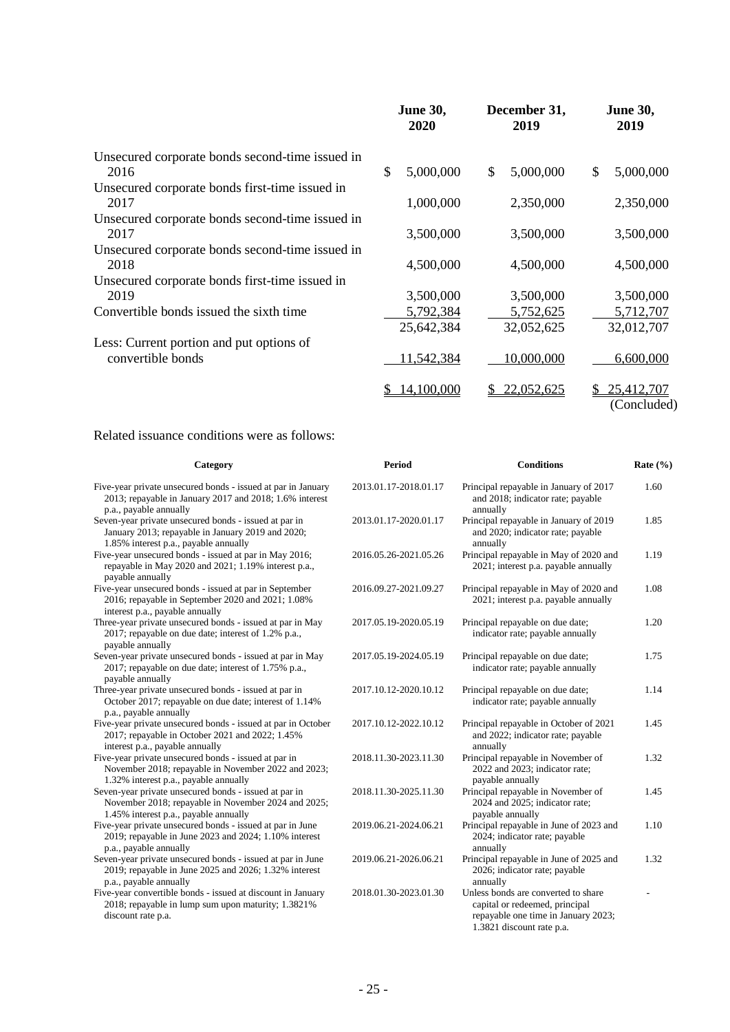| | June 30, 2020 | December 31, 2019 | June 30, 2019 |
|---|---|---|---|
| Unsecured corporate bonds second-time issued in 2016 | $ 5,000,000 | $ 5,000,000 | $ 5,000,000 |
| Unsecured corporate bonds first-time issued in 2017 | 1,000,000 | 2,350,000 | 2,350,000 |
| Unsecured corporate bonds second-time issued in 2017 | 3,500,000 | 3,500,000 | 3,500,000 |
| Unsecured corporate bonds second-time issued in 2018 | 4,500,000 | 4,500,000 | 4,500,000 |
| Unsecured corporate bonds first-time issued in 2019 | 3,500,000 | 3,500,000 | 3,500,000 |
| Convertible bonds issued the sixth time | 5,792,384 | 5,752,625 | 5,712,707 |
| | 25,642,384 | 32,052,625 | 32,012,707 |
| Less: Current portion and put options of convertible bonds | 11,542,384 | 10,000,000 | 6,600,000 |
| | $ 14,100,000 | $ 22,052,625 | $ 25,412,707 |

(Concluded)

Related issuance conditions were as follows:

| Category | Period | Conditions | Rate (%) |
|---|---|---|---|
| Five-year private unsecured bonds - issued at par in January 2013; repayable in January 2017 and 2018; 1.6% interest p.a., payable annually | 2013.01.17-2018.01.17 | Principal repayable in January of 2017 and 2018; indicator rate; payable annually | 1.60 |
| Seven-year private unsecured bonds - issued at par in January 2013; repayable in January 2019 and 2020; 1.85% interest p.a., payable annually | 2013.01.17-2020.01.17 | Principal repayable in January of 2019 and 2020; indicator rate; payable annually | 1.85 |
| Five-year unsecured bonds - issued at par in May 2016; repayable in May 2020 and 2021; 1.19% interest p.a., payable annually | 2016.05.26-2021.05.26 | Principal repayable in May of 2020 and 2021; interest p.a. payable annually | 1.19 |
| Five-year unsecured bonds - issued at par in September 2016; repayable in September 2020 and 2021; 1.08% interest p.a., payable annually | 2016.09.27-2021.09.27 | Principal repayable in May of 2020 and 2021; interest p.a. payable annually | 1.08 |
| Three-year private unsecured bonds - issued at par in May 2017; repayable on due date; interest of 1.2% p.a., payable annually | 2017.05.19-2020.05.19 | Principal repayable on due date; indicator rate; payable annually | 1.20 |
| Seven-year private unsecured bonds - issued at par in May 2017; repayable on due date; interest of 1.75% p.a., payable annually | 2017.05.19-2024.05.19 | Principal repayable on due date; indicator rate; payable annually | 1.75 |
| Three-year private unsecured bonds - issued at par in October 2017; repayable on due date; interest of 1.14% p.a., payable annually | 2017.10.12-2020.10.12 | Principal repayable on due date; indicator rate; payable annually | 1.14 |
| Five-year private unsecured bonds - issued at par in October 2017; repayable in October 2021 and 2022; 1.45% interest p.a., payable annually | 2017.10.12-2022.10.12 | Principal repayable in October of 2021 and 2022; indicator rate; payable annually | 1.45 |
| Five-year private unsecured bonds - issued at par in November 2018; repayable in November 2022 and 2023; 1.32% interest p.a., payable annually | 2018.11.30-2023.11.30 | Principal repayable in November of 2022 and 2023; indicator rate; payable annually | 1.32 |
| Seven-year private unsecured bonds - issued at par in November 2018; repayable in November 2024 and 2025; 1.45% interest p.a., payable annually | 2018.11.30-2025.11.30 | Principal repayable in November of 2024 and 2025; indicator rate; payable annually | 1.45 |
| Five-year private unsecured bonds - issued at par in June 2019; repayable in June 2023 and 2024; 1.10% interest p.a., payable annually | 2019.06.21-2024.06.21 | Principal repayable in June of 2023 and 2024; indicator rate; payable annually | 1.10 |
| Seven-year private unsecured bonds - issued at par in June 2019; repayable in June 2025 and 2026; 1.32% interest p.a., payable annually | 2019.06.21-2026.06.21 | Principal repayable in June of 2025 and 2026; indicator rate; payable annually | 1.32 |
| Five-year convertible bonds - issued at discount in January 2018; repayable in lump sum upon maturity; 1.3821% discount rate p.a. | 2018.01.30-2023.01.30 | Unless bonds are converted to share capital or redeemed, principal repayable one time in January 2023; 1.3821 discount rate p.a. | - |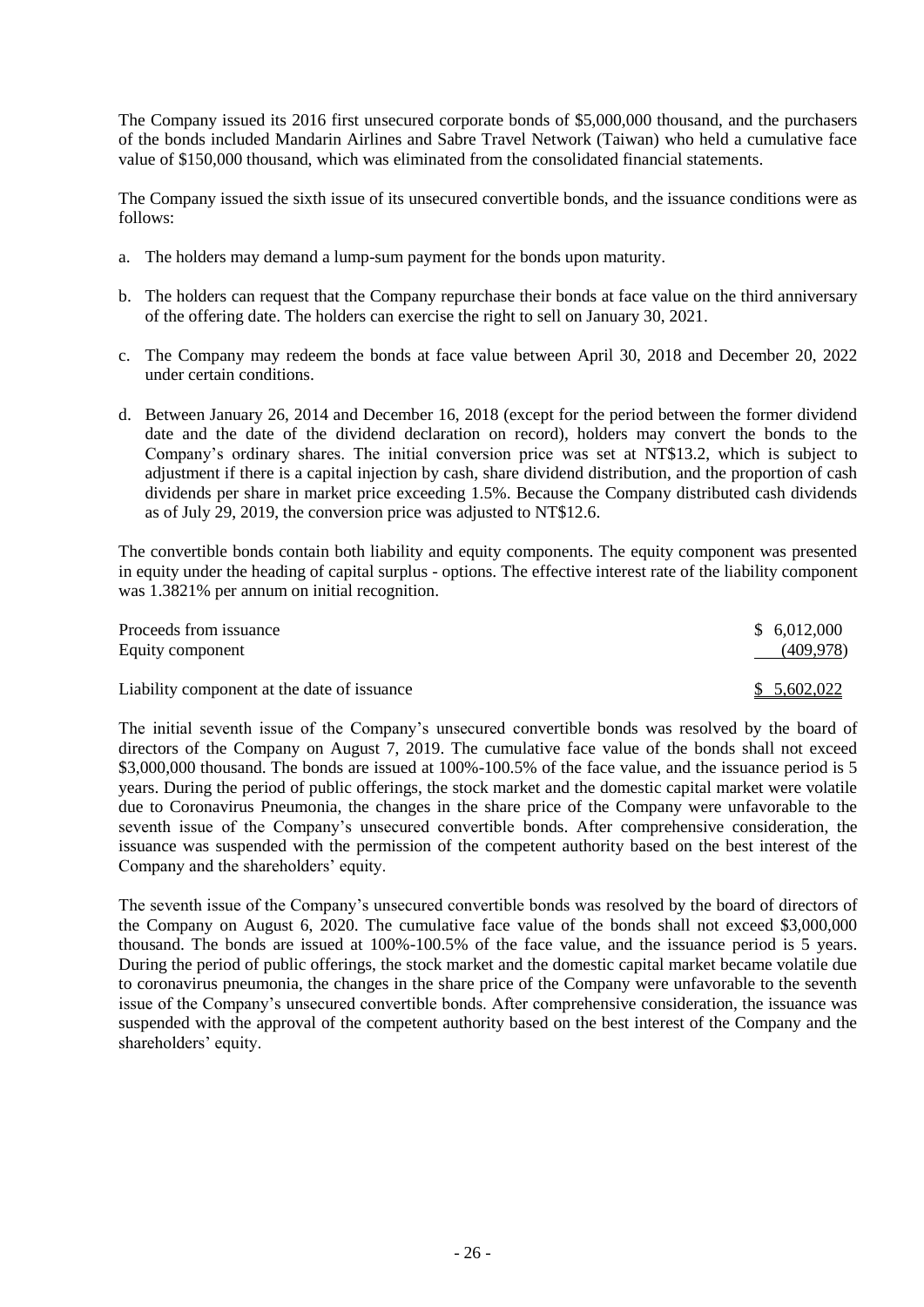The Company issued its 2016 first unsecured corporate bonds of $5,000,000 thousand, and the purchasers of the bonds included Mandarin Airlines and Sabre Travel Network (Taiwan) who held a cumulative face value of $150,000 thousand, which was eliminated from the consolidated financial statements.

The Company issued the sixth issue of its unsecured convertible bonds, and the issuance conditions were as follows:

a. The holders may demand a lump-sum payment for the bonds upon maturity.

b. The holders can request that the Company repurchase their bonds at face value on the third anniversary of the offering date. The holders can exercise the right to sell on January 30, 2021.

c. The Company may redeem the bonds at face value between April 30, 2018 and December 20, 2022 under certain conditions.

d. Between January 26, 2014 and December 16, 2018 (except for the period between the former dividend date and the date of the dividend declaration on record), holders may convert the bonds to the Company's ordinary shares. The initial conversion price was set at NT$13.2, which is subject to adjustment if there is a capital injection by cash, share dividend distribution, and the proportion of cash dividends per share in market price exceeding 1.5%. Because the Company distributed cash dividends as of July 29, 2019, the conversion price was adjusted to NT$12.6.

The convertible bonds contain both liability and equity components. The equity component was presented in equity under the heading of capital surplus - options. The effective interest rate of the liability component was 1.3821% per annum on initial recognition.

| | |
|---|---|
| Proceeds from issuance | $ 6,012,000 |
| Equity component | (409,978) |
| Liability component at the date of issuance | $ 5,602,022 |

The initial seventh issue of the Company's unsecured convertible bonds was resolved by the board of directors of the Company on August 7, 2019. The cumulative face value of the bonds shall not exceed $3,000,000 thousand. The bonds are issued at 100%-100.5% of the face value, and the issuance period is 5 years. During the period of public offerings, the stock market and the domestic capital market were volatile due to Coronavirus Pneumonia, the changes in the share price of the Company were unfavorable to the seventh issue of the Company's unsecured convertible bonds. After comprehensive consideration, the issuance was suspended with the permission of the competent authority based on the best interest of the Company and the shareholders' equity.

The seventh issue of the Company's unsecured convertible bonds was resolved by the board of directors of the Company on August 6, 2020. The cumulative face value of the bonds shall not exceed $3,000,000 thousand. The bonds are issued at 100%-100.5% of the face value, and the issuance period is 5 years. During the period of public offerings, the stock market and the domestic capital market became volatile due to coronavirus pneumonia, the changes in the share price of the Company were unfavorable to the seventh issue of the Company's unsecured convertible bonds. After comprehensive consideration, the issuance was suspended with the approval of the competent authority based on the best interest of the Company and the shareholders' equity.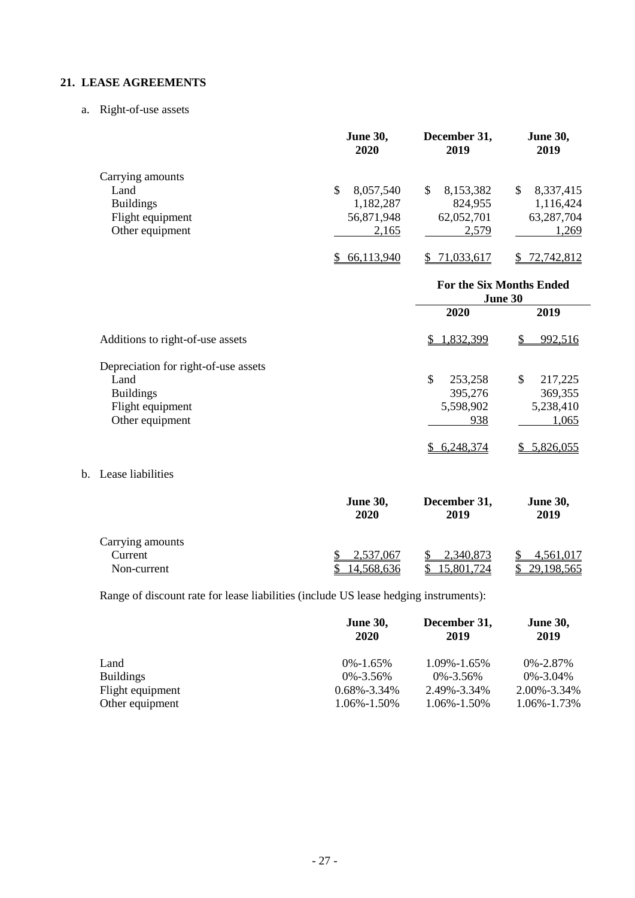## 21. LEASE AGREEMENTS

a. Right-of-use assets

| | June 30, 2020 | December 31, 2019 | June 30, 2019 |
|---|---|---|---|
| Carrying amounts | | | |
| Land | $ 8,057,540 | $ 8,153,382 | $ 8,337,415 |
| Buildings | 1,182,287 | 824,955 | 1,116,424 |
| Flight equipment | 56,871,948 | 62,052,701 | 63,287,704 |
| Other equipment | 2,165 | 2,579 | 1,269 |
| | $ 66,113,940 | $ 71,033,617 | $ 72,742,812 |

| | For the Six Months Ended June 30 | |
|---|---|---|
| | 2020 | 2019 |
| Additions to right-of-use assets | $ 1,832,399 | $ 992,516 |
| Depreciation for right-of-use assets | | |
| Land | $ 253,258 | $ 217,225 |
| Buildings | 395,276 | 369,355 |
| Flight equipment | 5,598,902 | 5,238,410 |
| Other equipment | 938 | 1,065 |
| | $ 6,248,374 | $ 5,826,055 |

b. Lease liabilities

| | June 30, 2020 | December 31, 2019 | June 30, 2019 |
|---|---|---|---|
| Carrying amounts | | | |
| Current | $ 2,537,067 | $ 2,340,873 | $ 4,561,017 |
| Non-current | $ 14,568,636 | $ 15,801,724 | $ 29,198,565 |

Range of discount rate for lease liabilities (include US lease hedging instruments):

| | June 30, 2020 | December 31, 2019 | June 30, 2019 |
|---|---|---|---|
| Land | 0%-1.65% | 1.09%-1.65% | 0%-2.87% |
| Buildings | 0%-3.56% | 0%-3.56% | 0%-3.04% |
| Flight equipment | 0.68%-3.34% | 2.49%-3.34% | 2.00%-3.34% |
| Other equipment | 1.06%-1.50% | 1.06%-1.50% | 1.06%-1.73% |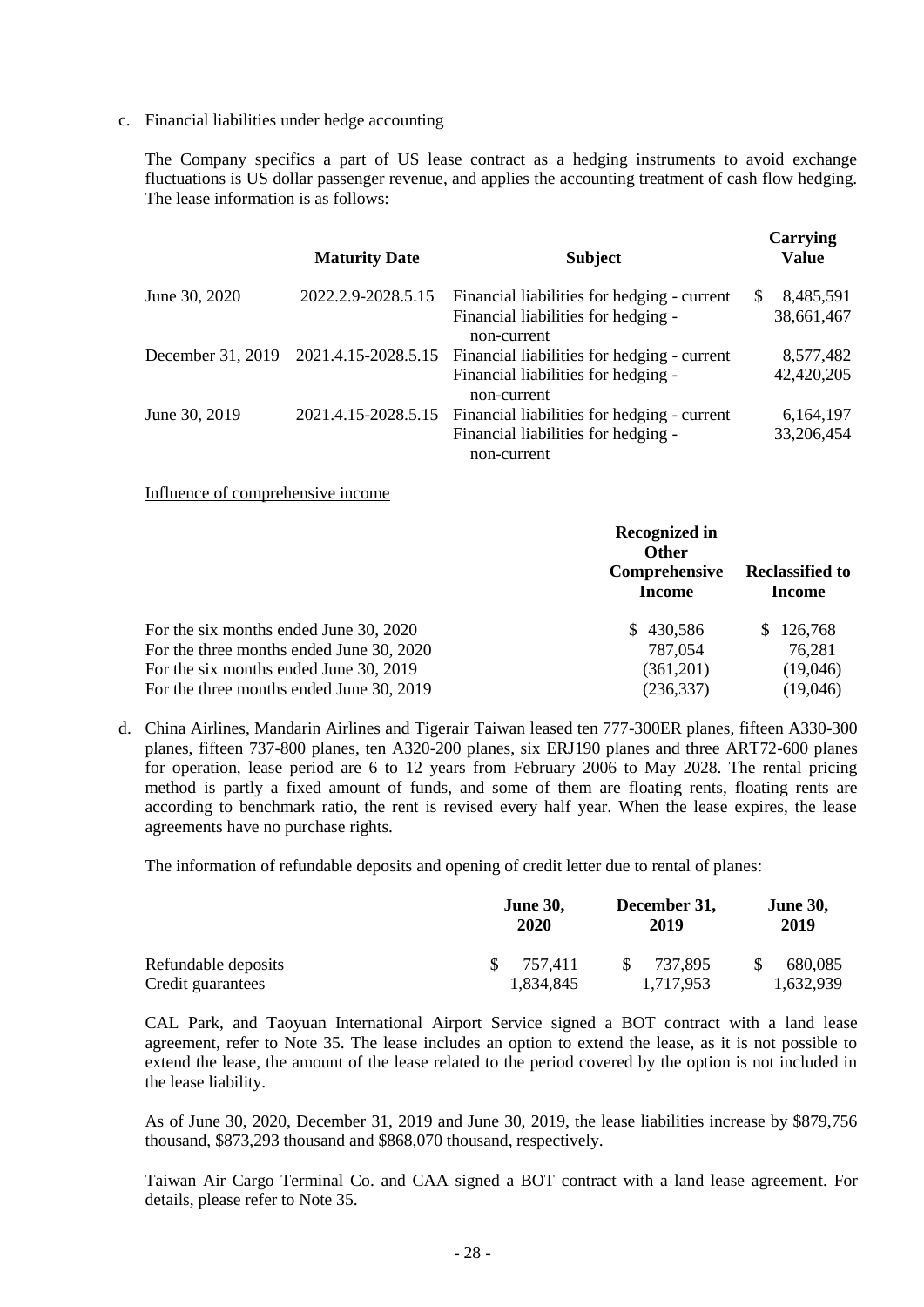c. Financial liabilities under hedge accounting

The Company specifics a part of US lease contract as a hedging instruments to avoid exchange fluctuations is US dollar passenger revenue, and applies the accounting treatment of cash flow hedging. The lease information is as follows:

| | Maturity Date | Subject | Carrying Value |
|---|---|---|---|
| June 30, 2020 | 2022.2.9-2028.5.15 | Financial liabilities for hedging - current | $ 8,485,591 |
| | | Financial liabilities for hedging - non-current | 38,661,467 |
| December 31, 2019 | 2021.4.15-2028.5.15 | Financial liabilities for hedging - current | 8,577,482 |
| | | Financial liabilities for hedging - non-current | 42,420,205 |
| June 30, 2019 | 2021.4.15-2028.5.15 | Financial liabilities for hedging - current | 6,164,197 |
| | | Financial liabilities for hedging - non-current | 33,206,454 |

Influence of comprehensive income

| | Recognized in Other Comprehensive Income | Reclassified to Income |
|---|---|---|
| For the six months ended June 30, 2020 | $ 430,586 | $ 126,768 |
| For the three months ended June 30, 2020 | 787,054 | 76,281 |
| For the six months ended June 30, 2019 | (361,201) | (19,046) |
| For the three months ended June 30, 2019 | (236,337) | (19,046) |

d. China Airlines, Mandarin Airlines and Tigerair Taiwan leased ten 777-300ER planes, fifteen A330-300 planes, fifteen 737-800 planes, ten A320-200 planes, six ERJ190 planes and three ART72-600 planes for operation, lease period are 6 to 12 years from February 2006 to May 2028. The rental pricing method is partly a fixed amount of funds, and some of them are floating rents, floating rents are according to benchmark ratio, the rent is revised every half year. When the lease expires, the lease agreements have no purchase rights.

The information of refundable deposits and opening of credit letter due to rental of planes:

| | June 30, 2020 | December 31, 2019 | June 30, 2019 |
|---|---|---|---|
| Refundable deposits | $ 757,411 | $ 737,895 | $ 680,085 |
| Credit guarantees | 1,834,845 | 1,717,953 | 1,632,939 |

CAL Park, and Taoyuan International Airport Service signed a BOT contract with a land lease agreement, refer to Note 35. The lease includes an option to extend the lease, as it is not possible to extend the lease, the amount of the lease related to the period covered by the option is not included in the lease liability.

As of June 30, 2020, December 31, 2019 and June 30, 2019, the lease liabilities increase by $879,756 thousand, $873,293 thousand and $868,070 thousand, respectively.

Taiwan Air Cargo Terminal Co. and CAA signed a BOT contract with a land lease agreement. For details, please refer to Note 35.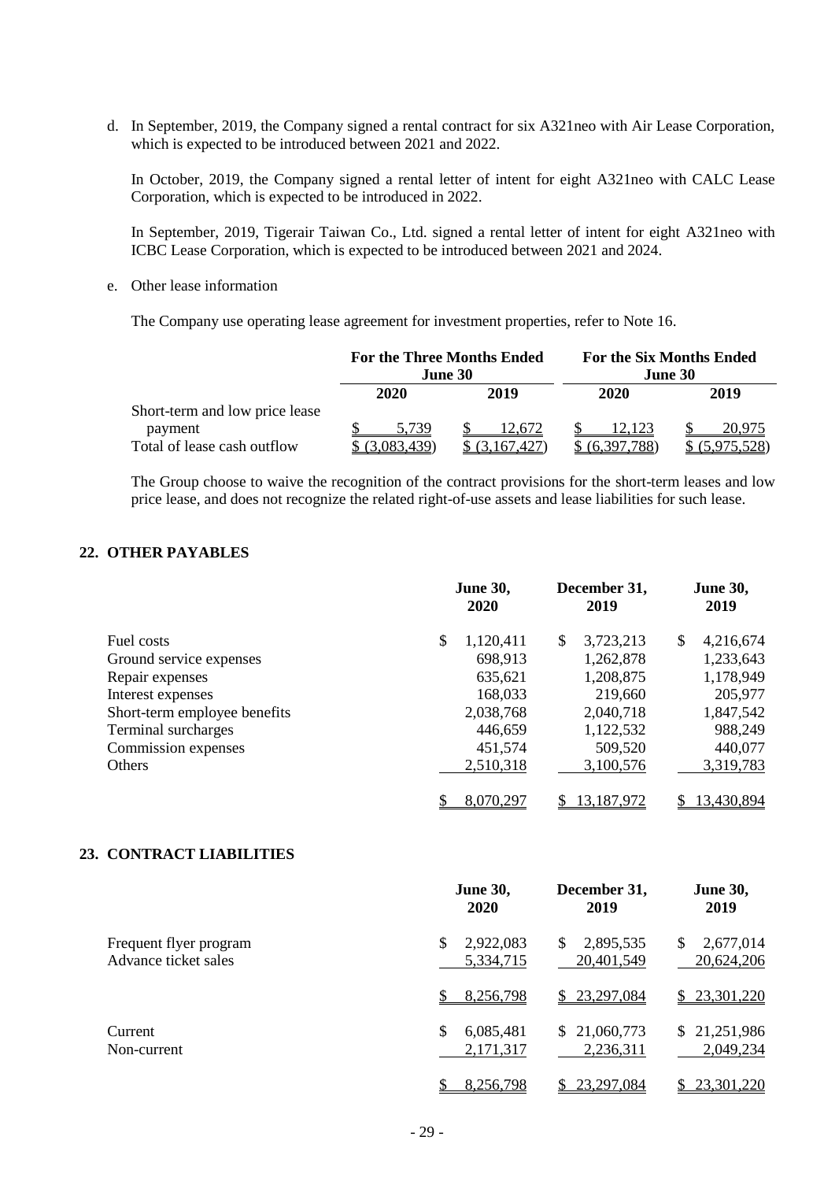d. In September, 2019, the Company signed a rental contract for six A321neo with Air Lease Corporation, which is expected to be introduced between 2021 and 2022.

In October, 2019, the Company signed a rental letter of intent for eight A321neo with CALC Lease Corporation, which is expected to be introduced in 2022.

In September, 2019, Tigerair Taiwan Co., Ltd. signed a rental letter of intent for eight A321neo with ICBC Lease Corporation, which is expected to be introduced between 2021 and 2024.

e. Other lease information

The Company use operating lease agreement for investment properties, refer to Note 16.

| | For the Three Months Ended June 30 | | For the Six Months Ended June 30 | |
|---|---|---|---|---|
| | 2020 | 2019 | 2020 | 2019 |
| Short-term and low price lease payment | $ 5,739 | $ 12,672 | $ 12,123 | $ 20,975 |
| Total of lease cash outflow | $ (3,083,439) | $ (3,167,427) | $ (6,397,788) | $ (5,975,528) |

The Group choose to waive the recognition of the contract provisions for the short-term leases and low price lease, and does not recognize the related right-of-use assets and lease liabilities for such lease.

## 22. OTHER PAYABLES

| | June 30, 2020 | December 31, 2019 | June 30, 2019 |
|---|---|---|---|
| Fuel costs | $ 1,120,411 | $ 3,723,213 | $ 4,216,674 |
| Ground service expenses | 698,913 | 1,262,878 | 1,233,643 |
| Repair expenses | 635,621 | 1,208,875 | 1,178,949 |
| Interest expenses | 168,033 | 219,660 | 205,977 |
| Short-term employee benefits | 2,038,768 | 2,040,718 | 1,847,542 |
| Terminal surcharges | 446,659 | 1,122,532 | 988,249 |
| Commission expenses | 451,574 | 509,520 | 440,077 |
| Others | 2,510,318 | 3,100,576 | 3,319,783 |
| | $ 8,070,297 | $ 13,187,972 | $ 13,430,894 |

## 23. CONTRACT LIABILITIES

| | June 30, 2020 | December 31, 2019 | June 30, 2019 |
|---|---|---|---|
| Frequent flyer program | $ 2,922,083 | $ 2,895,535 | $ 2,677,014 |
| Advance ticket sales | 5,334,715 | 20,401,549 | 20,624,206 |
| | $ 8,256,798 | $ 23,297,084 | $ 23,301,220 |
| Current | $ 6,085,481 | $ 21,060,773 | $ 21,251,986 |
| Non-current | 2,171,317 | 2,236,311 | 2,049,234 |
| | $ 8,256,798 | $ 23,297,084 | $ 23,301,220 |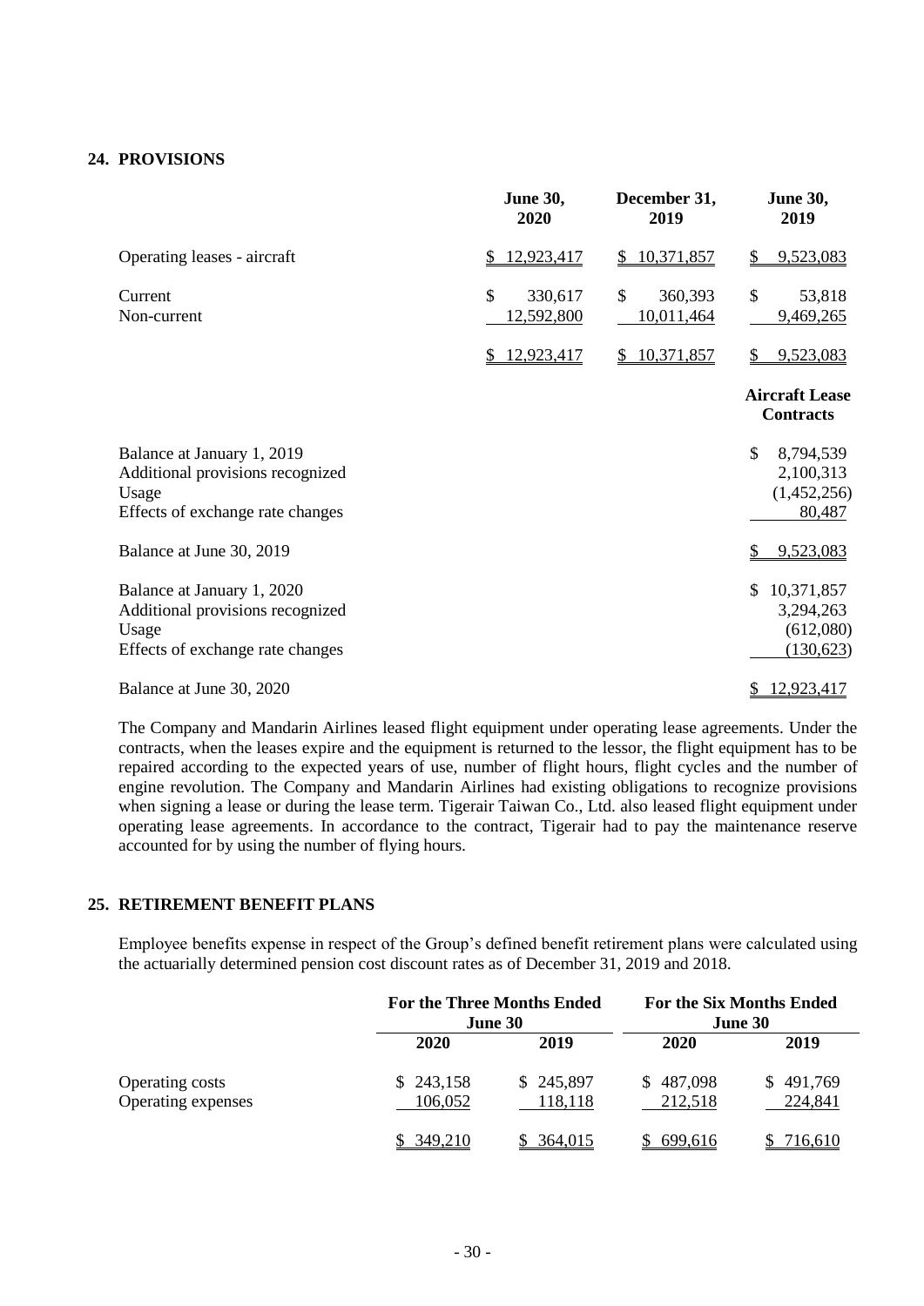## 24. PROVISIONS

| | June 30, 2020 | December 31, 2019 | June 30, 2019 |
|---|---|---|---|
| Operating leases - aircraft | $ 12,923,417 | $ 10,371,857 | $ 9,523,083 |
| Current | $ 330,617 | $ 360,393 | $ 53,818 |
| Non-current | 12,592,800 | 10,011,464 | 9,469,265 |
| | $ 12,923,417 | $ 10,371,857 | $ 9,523,083 |

| | Aircraft Lease Contracts |
|---|---|
| Balance at January 1, 2019 | $ 8,794,539 |
| Additional provisions recognized | 2,100,313 |
| Usage | (1,452,256) |
| Effects of exchange rate changes | 80,487 |
| Balance at June 30, 2019 | $ 9,523,083 |
| Balance at January 1, 2020 | $ 10,371,857 |
| Additional provisions recognized | 3,294,263 |
| Usage | (612,080) |
| Effects of exchange rate changes | (130,623) |
| Balance at June 30, 2020 | $ 12,923,417 |

The Company and Mandarin Airlines leased flight equipment under operating lease agreements. Under the contracts, when the leases expire and the equipment is returned to the lessor, the flight equipment has to be repaired according to the expected years of use, number of flight hours, flight cycles and the number of engine revolution. The Company and Mandarin Airlines had existing obligations to recognize provisions when signing a lease or during the lease term. Tigerair Taiwan Co., Ltd. also leased flight equipment under operating lease agreements. In accordance to the contract, Tigerair had to pay the maintenance reserve accounted for by using the number of flying hours.

## 25. RETIREMENT BENEFIT PLANS

Employee benefits expense in respect of the Group's defined benefit retirement plans were calculated using the actuarially determined pension cost discount rates as of December 31, 2019 and 2018.

| | For the Three Months Ended June 30 | | For the Six Months Ended June 30 | |
|---|---|---|---|---|
| | 2020 | 2019 | 2020 | 2019 |
| Operating costs | $ 243,158 | $ 245,897 | $ 487,098 | $ 491,769 |
| Operating expenses | 106,052 | 118,118 | 212,518 | 224,841 |
| | $ 349,210 | $ 364,015 | $ 699,616 | $ 716,610 |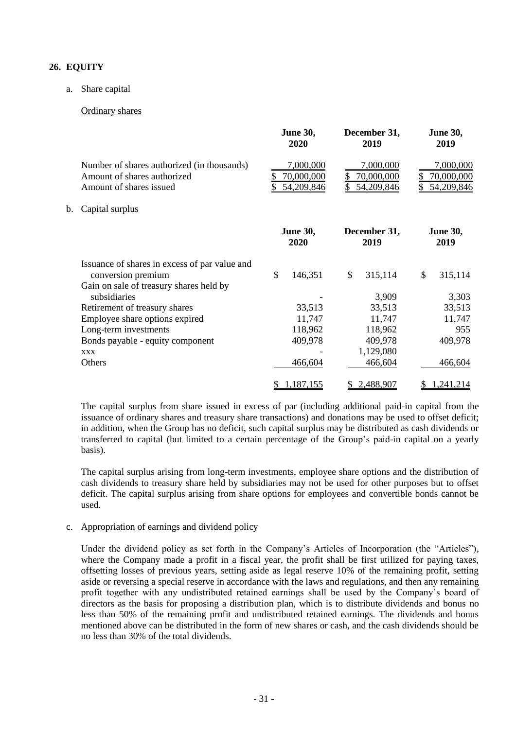## 26. EQUITY

a. Share capital

Ordinary shares

| | June 30, 2020 | December 31, 2019 | June 30, 2019 |
|---|---|---|---|
| Number of shares authorized (in thousands) | 7,000,000 | 7,000,000 | 7,000,000 |
| Amount of shares authorized | $ 70,000,000 | $ 70,000,000 | $ 70,000,000 |
| Amount of shares issued | $ 54,209,846 | $ 54,209,846 | $ 54,209,846 |

b. Capital surplus

| | June 30, 2020 | December 31, 2019 | June 30, 2019 |
|---|---|---|---|
| Issuance of shares in excess of par value and conversion premium | $ 146,351 | $ 315,114 | $ 315,114 |
| Gain on sale of treasury shares held by subsidiaries | - | 3,909 | 3,303 |
| Retirement of treasury shares | 33,513 | 33,513 | 33,513 |
| Employee share options expired | 11,747 | 11,747 | 11,747 |
| Long-term investments | 118,962 | 118,962 | 955 |
| Bonds payable - equity component | 409,978 | 409,978 | 409,978 |
| xxx | - | 1,129,080 | |
| Others | 466,604 | 466,604 | 466,604 |
| | $ 1,187,155 | $ 2,488,907 | $ 1,241,214 |

The capital surplus from share issued in excess of par (including additional paid-in capital from the issuance of ordinary shares and treasury share transactions) and donations may be used to offset deficit; in addition, when the Group has no deficit, such capital surplus may be distributed as cash dividends or transferred to capital (but limited to a certain percentage of the Group's paid-in capital on a yearly basis).

The capital surplus arising from long-term investments, employee share options and the distribution of cash dividends to treasury share held by subsidiaries may not be used for other purposes but to offset deficit. The capital surplus arising from share options for employees and convertible bonds cannot be used.

c. Appropriation of earnings and dividend policy

Under the dividend policy as set forth in the Company's Articles of Incorporation (the "Articles"), where the Company made a profit in a fiscal year, the profit shall be first utilized for paying taxes, offsetting losses of previous years, setting aside as legal reserve 10% of the remaining profit, setting aside or reversing a special reserve in accordance with the laws and regulations, and then any remaining profit together with any undistributed retained earnings shall be used by the Company's board of directors as the basis for proposing a distribution plan, which is to distribute dividends and bonus no less than 50% of the remaining profit and undistributed retained earnings. The dividends and bonus mentioned above can be distributed in the form of new shares or cash, and the cash dividends should be no less than 30% of the total dividends.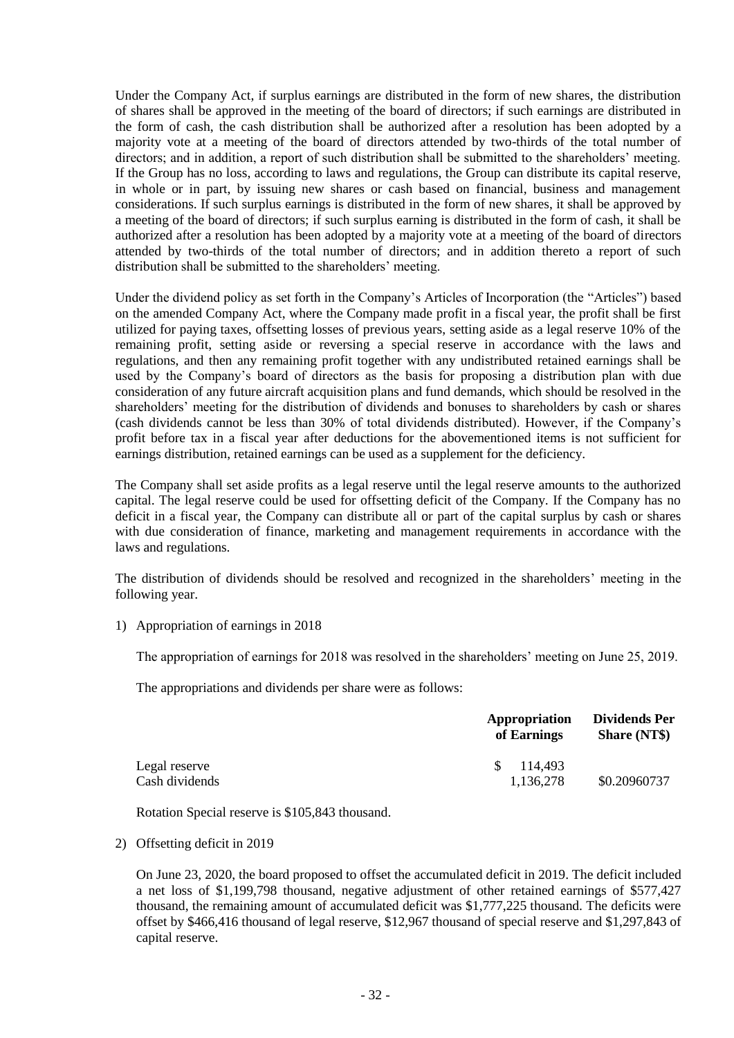Under the Company Act, if surplus earnings are distributed in the form of new shares, the distribution of shares shall be approved in the meeting of the board of directors; if such earnings are distributed in the form of cash, the cash distribution shall be authorized after a resolution has been adopted by a majority vote at a meeting of the board of directors attended by two-thirds of the total number of directors; and in addition, a report of such distribution shall be submitted to the shareholders' meeting. If the Group has no loss, according to laws and regulations, the Group can distribute its capital reserve, in whole or in part, by issuing new shares or cash based on financial, business and management considerations. If such surplus earnings is distributed in the form of new shares, it shall be approved by a meeting of the board of directors; if such surplus earning is distributed in the form of cash, it shall be authorized after a resolution has been adopted by a majority vote at a meeting of the board of directors attended by two-thirds of the total number of directors; and in addition thereto a report of such distribution shall be submitted to the shareholders' meeting.

Under the dividend policy as set forth in the Company's Articles of Incorporation (the "Articles") based on the amended Company Act, where the Company made profit in a fiscal year, the profit shall be first utilized for paying taxes, offsetting losses of previous years, setting aside as a legal reserve 10% of the remaining profit, setting aside or reversing a special reserve in accordance with the laws and regulations, and then any remaining profit together with any undistributed retained earnings shall be used by the Company's board of directors as the basis for proposing a distribution plan with due consideration of any future aircraft acquisition plans and fund demands, which should be resolved in the shareholders' meeting for the distribution of dividends and bonuses to shareholders by cash or shares (cash dividends cannot be less than 30% of total dividends distributed). However, if the Company's profit before tax in a fiscal year after deductions for the abovementioned items is not sufficient for earnings distribution, retained earnings can be used as a supplement for the deficiency.

The Company shall set aside profits as a legal reserve until the legal reserve amounts to the authorized capital. The legal reserve could be used for offsetting deficit of the Company. If the Company has no deficit in a fiscal year, the Company can distribute all or part of the capital surplus by cash or shares with due consideration of finance, marketing and management requirements in accordance with the laws and regulations.

The distribution of dividends should be resolved and recognized in the shareholders' meeting in the following year.

1) Appropriation of earnings in 2018

The appropriation of earnings for 2018 was resolved in the shareholders' meeting on June 25, 2019.

The appropriations and dividends per share were as follows:

| | Appropriation of Earnings | Dividends Per Share (NT$) |
|---|---|---|
| Legal reserve | $ 114,493 | |
| Cash dividends | 1,136,278 | $0.20960737 |

Rotation Special reserve is $105,843 thousand.

2) Offsetting deficit in 2019

On June 23, 2020, the board proposed to offset the accumulated deficit in 2019. The deficit included a net loss of $1,199,798 thousand, negative adjustment of other retained earnings of $577,427 thousand, the remaining amount of accumulated deficit was $1,777,225 thousand. The deficits were offset by $466,416 thousand of legal reserve, $12,967 thousand of special reserve and $1,297,843 of capital reserve.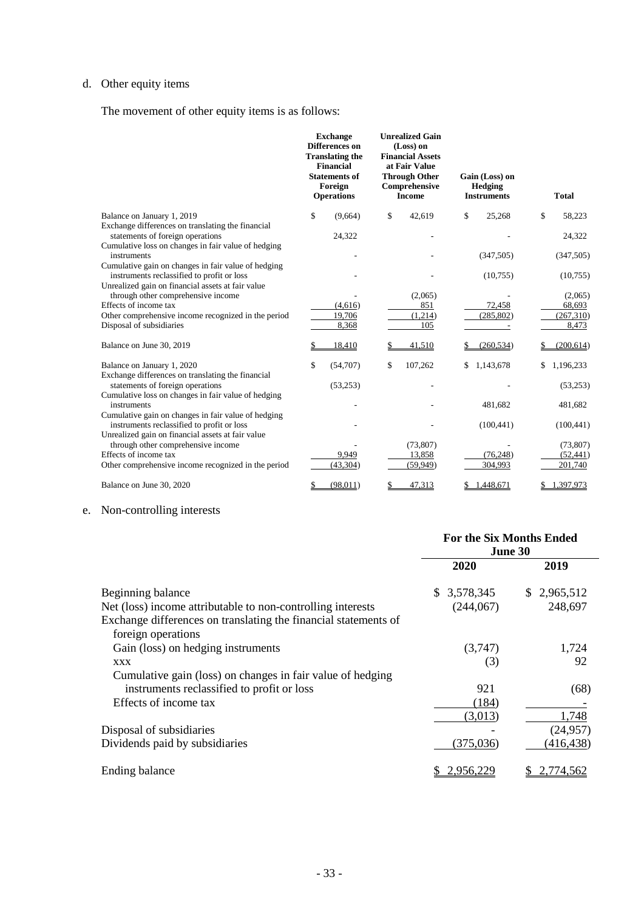d. Other equity items

The movement of other equity items is as follows:

| | Exchange Differences on Translating the Financial Statements of Foreign Operations | Unrealized Gain (Loss) on Financial Assets at Fair Value Through Other Comprehensive Income | Gain (Loss) on Hedging Instruments | Total |
|---|---|---|---|---|
| Balance on January 1, 2019 | $ (9,664) | $ 42,619 | $ 25,268 | $ 58,223 |
| Exchange differences on translating the financial statements of foreign operations | 24,322 | - | - | 24,322 |
| Cumulative loss on changes in fair value of hedging instruments | - | - | (347,505) | (347,505) |
| Cumulative gain on changes in fair value of hedging instruments reclassified to profit or loss | - | - | (10,755) | (10,755) |
| Unrealized gain on financial assets at fair value through other comprehensive income | - | (2,065) | - | (2,065) |
| Effects of income tax | (4,616) | 851 | 72,458 | 68,693 |
| Other comprehensive income recognized in the period | 19,706 | (1,214) | (285,802) | (267,310) |
| Disposal of subsidiaries | 8,368 | 105 | - | 8,473 |
| Balance on June 30, 2019 | $ 18,410 | $ 41,510 | $ (260,534) | $ (200,614) |
| Balance on January 1, 2020 | $ (54,707) | $ 107,262 | $ 1,143,678 | $ 1,196,233 |
| Exchange differences on translating the financial statements of foreign operations | (53,253) | - | - | (53,253) |
| Cumulative loss on changes in fair value of hedging instruments | - | - | 481,682 | 481,682 |
| Cumulative gain on changes in fair value of hedging instruments reclassified to profit or loss | - | - | (100,441) | (100,441) |
| Unrealized gain on financial assets at fair value through other comprehensive income | - | (73,807) | - | (73,807) |
| Effects of income tax | 9,949 | 13,858 | (76,248) | (52,441) |
| Other comprehensive income recognized in the period | (43,304) | (59,949) | 304,993 | 201,740 |
| Balance on June 30, 2020 | $ (98,011) | $ 47,313 | $ 1,448,671 | $ 1,397,973 |

e. Non-controlling interests

| | For the Six Months Ended June 30 | |
|---|---|---|
| | 2020 | 2019 |
| Beginning balance | $ 3,578,345 | $ 2,965,512 |
| Net (loss) income attributable to non-controlling interests | (244,067) | 248,697 |
| Exchange differences on translating the financial statements of foreign operations | | |
| Gain (loss) on hedging instruments | (3,747) | 1,724 |
| xxx | (3) | 92 |
| Cumulative gain (loss) on changes in fair value of hedging instruments reclassified to profit or loss | 921 | (68) |
| Effects of income tax | (184) | - |
| | (3,013) | 1,748 |
| Disposal of subsidiaries | - | (24,957) |
| Dividends paid by subsidiaries | (375,036) | (416,438) |
| Ending balance | $ 2,956,229 | $ 2,774,562 |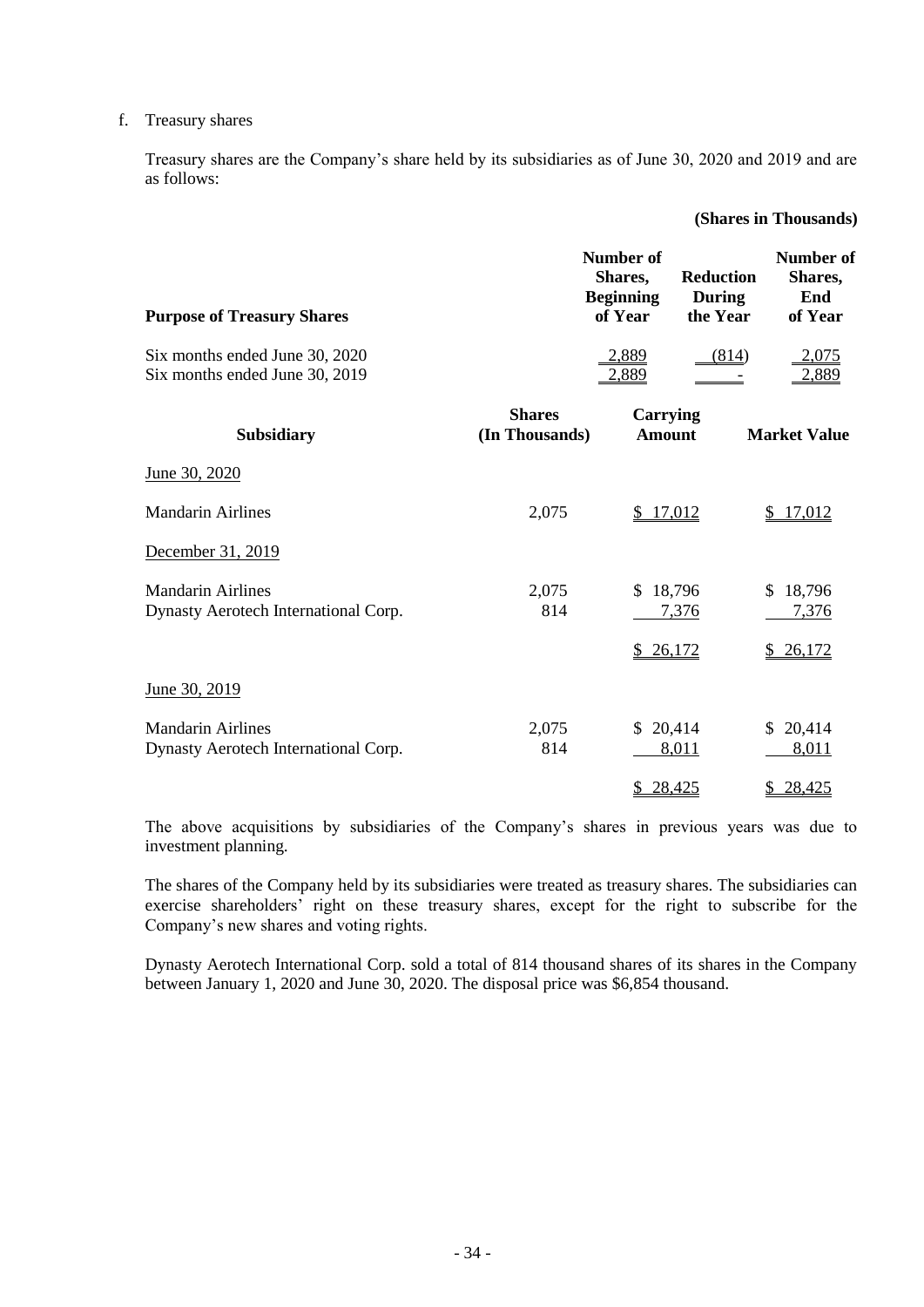f. Treasury shares

Treasury shares are the Company's share held by its subsidiaries as of June 30, 2020 and 2019 and are as follows:

**(Shares in Thousands)**

| Purpose of Treasury Shares | Number of Shares, Beginning of Year | Reduction During the Year | Number of Shares, End of Year |
|---|---|---|---|
| Six months ended June 30, 2020 | 2,889 | (814) | 2,075 |
| Six months ended June 30, 2019 | 2,889 | - | 2,889 |

| Subsidiary | Shares (In Thousands) | Carrying Amount | Market Value |
|---|---|---|---|
| June 30, 2020 | | | |
| Mandarin Airlines | 2,075 | $ 17,012 | $ 17,012 |
| December 31, 2019 | | | |
| Mandarin Airlines | 2,075 | $ 18,796 | $ 18,796 |
| Dynasty Aerotech International Corp. | 814 | 7,376 | 7,376 |
| | | $ 26,172 | $ 26,172 |
| June 30, 2019 | | | |
| Mandarin Airlines | 2,075 | $ 20,414 | $ 20,414 |
| Dynasty Aerotech International Corp. | 814 | 8,011 | 8,011 |
| | | $ 28,425 | $ 28,425 |

The above acquisitions by subsidiaries of the Company's shares in previous years was due to investment planning.

The shares of the Company held by its subsidiaries were treated as treasury shares. The subsidiaries can exercise shareholders' right on these treasury shares, except for the right to subscribe for the Company's new shares and voting rights.

Dynasty Aerotech International Corp. sold a total of 814 thousand shares of its shares in the Company between January 1, 2020 and June 30, 2020. The disposal price was $6,854 thousand.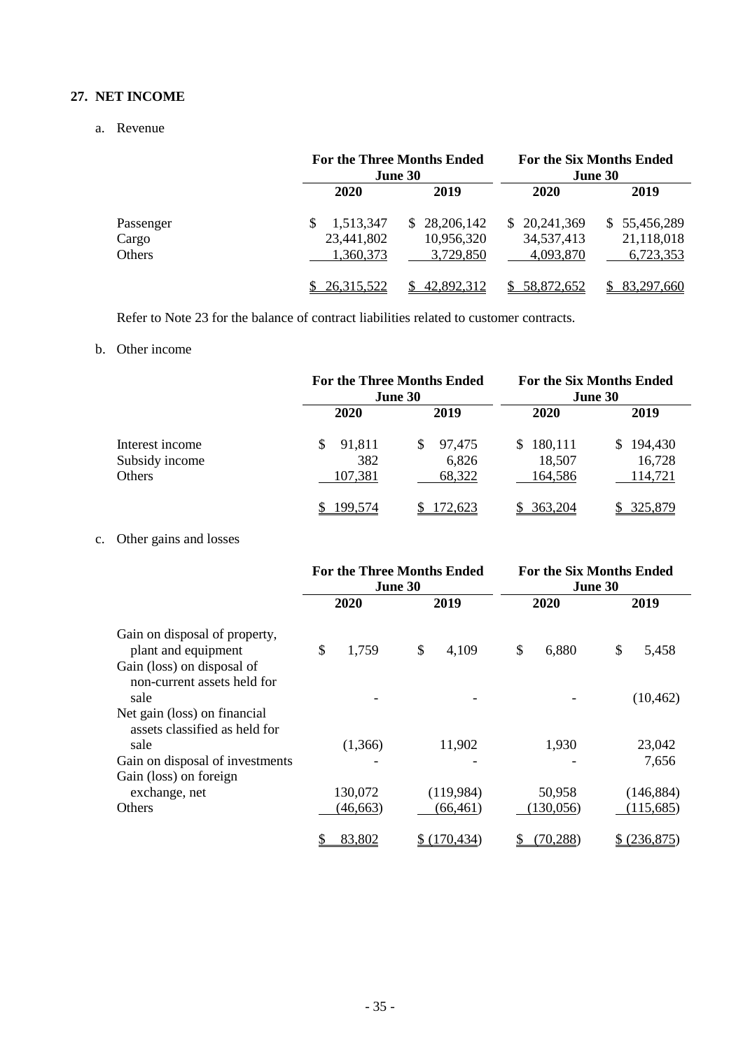## 27. NET INCOME

a. Revenue

| | For the Three Months Ended June 30 | | For the Six Months Ended June 30 | |
|---|---|---|---|---|
| | 2020 | 2019 | 2020 | 2019 |
| Passenger | $ 1,513,347 | $ 28,206,142 | $ 20,241,369 | $ 55,456,289 |
| Cargo | 23,441,802 | 10,956,320 | 34,537,413 | 21,118,018 |
| Others | 1,360,373 | 3,729,850 | 4,093,870 | 6,723,353 |
| | $ 26,315,522 | $ 42,892,312 | $ 58,872,652 | $ 83,297,660 |

Refer to Note 23 for the balance of contract liabilities related to customer contracts.

b. Other income

| | For the Three Months Ended June 30 | | For the Six Months Ended June 30 | |
|---|---|---|---|---|
| | 2020 | 2019 | 2020 | 2019 |
| Interest income | $ 91,811 | $ 97,475 | $ 180,111 | $ 194,430 |
| Subsidy income | 382 | 6,826 | 18,507 | 16,728 |
| Others | 107,381 | 68,322 | 164,586 | 114,721 |
| | $ 199,574 | $ 172,623 | $ 363,204 | $ 325,879 |

c. Other gains and losses

| | For the Three Months Ended June 30 | | For the Six Months Ended June 30 | |
|---|---|---|---|---|
| | 2020 | 2019 | 2020 | 2019 |
| Gain on disposal of property, plant and equipment | $ 1,759 | $ 4,109 | $ 6,880 | $ 5,458 |
| Gain (loss) on disposal of non-current assets held for sale | - | - | - | (10,462) |
| Net gain (loss) on financial assets classified as held for sale | (1,366) | 11,902 | 1,930 | 23,042 |
| Gain on disposal of investments | - | - | - | 7,656 |
| Gain (loss) on foreign exchange, net | 130,072 | (119,984) | 50,958 | (146,884) |
| Others | (46,663) | (66,461) | (130,056) | (115,685) |
| | $ 83,802 | $ (170,434) | $ (70,288) | $ (236,875) |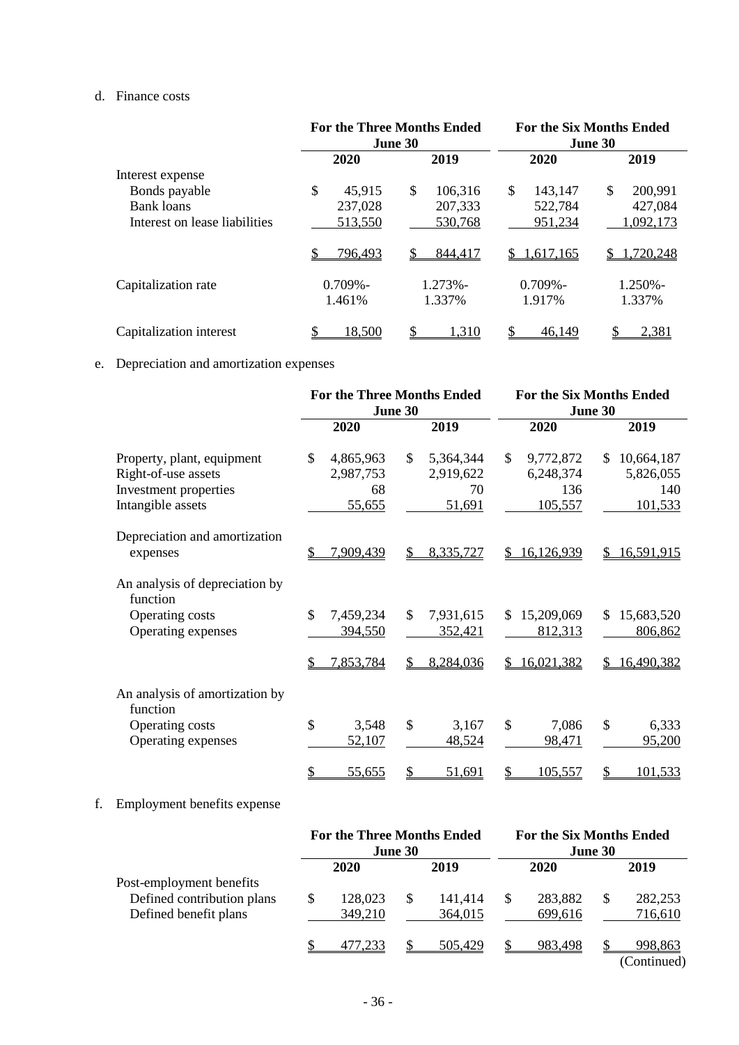d. Finance costs

| | For the Three Months Ended June 30 | | For the Six Months Ended June 30 | |
|---|---|---|---|---|
| | 2020 | 2019 | 2020 | 2019 |
| Interest expense | | | | |
| Bonds payable | $ 45,915 | $ 106,316 | $ 143,147 | $ 200,991 |
| Bank loans | 237,028 | 207,333 | 522,784 | 427,084 |
| Interest on lease liabilities | 513,550 | 530,768 | 951,234 | 1,092,173 |
| | $ 796,493 | $ 844,417 | $ 1,617,165 | $ 1,720,248 |
| Capitalization rate | 0.709%-1.461% | 1.273%-1.337% | 0.709%-1.917% | 1.250%-1.337% |
| Capitalization interest | $ 18,500 | $ 1,310 | $ 46,149 | $ 2,381 |

e. Depreciation and amortization expenses

| | For the Three Months Ended June 30 | | For the Six Months Ended June 30 | |
|---|---|---|---|---|
| | 2020 | 2019 | 2020 | 2019 |
| Property, plant, equipment | $ 4,865,963 | $ 5,364,344 | $ 9,772,872 | $ 10,664,187 |
| Right-of-use assets | 2,987,753 | 2,919,622 | 6,248,374 | 5,826,055 |
| Investment properties | 68 | 70 | 136 | 140 |
| Intangible assets | 55,655 | 51,691 | 105,557 | 101,533 |
| Depreciation and amortization expenses | $ 7,909,439 | $ 8,335,727 | $ 16,126,939 | $ 16,591,915 |
| An analysis of depreciation by function | | | | |
| Operating costs | $ 7,459,234 | $ 7,931,615 | $ 15,209,069 | $ 15,683,520 |
| Operating expenses | 394,550 | 352,421 | 812,313 | 806,862 |
| | $ 7,853,784 | $ 8,284,036 | $ 16,021,382 | $ 16,490,382 |
| An analysis of amortization by function | | | | |
| Operating costs | $ 3,548 | $ 3,167 | $ 7,086 | $ 6,333 |
| Operating expenses | 52,107 | 48,524 | 98,471 | 95,200 |
| | $ 55,655 | $ 51,691 | $ 105,557 | $ 101,533 |

f. Employment benefits expense

| | For the Three Months Ended June 30 | | For the Six Months Ended June 30 | |
|---|---|---|---|---|
| | 2020 | 2019 | 2020 | 2019 |
| Post-employment benefits | | | | |
| Defined contribution plans | $ 128,023 | $ 141,414 | $ 283,882 | $ 282,253 |
| Defined benefit plans | 349,210 | 364,015 | 699,616 | 716,610 |
| | $ 477,233 | $ 505,429 | $ 983,498 | $ 998,863 |

(Continued)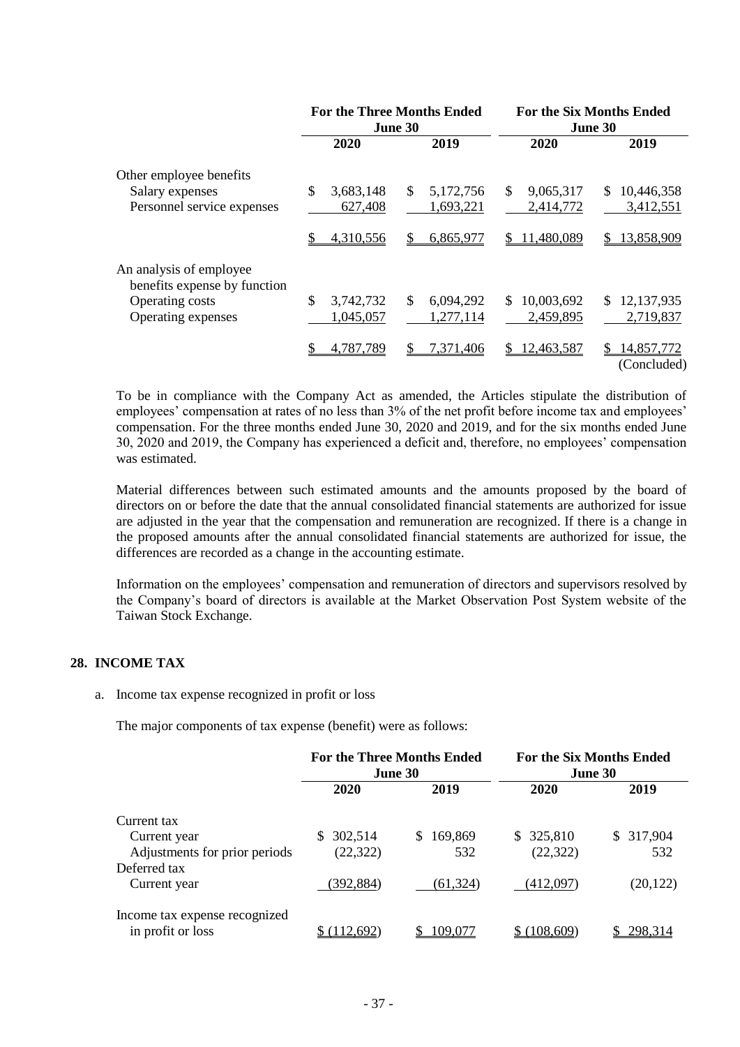| | For the Three Months Ended June 30 | | For the Six Months Ended June 30 | |
|---|---|---|---|---|
| | 2020 | 2019 | 2020 | 2019 |
| Other employee benefits | | | | |
| Salary expenses | $ 3,683,148 | $ 5,172,756 | $ 9,065,317 | $ 10,446,358 |
| Personnel service expenses | 627,408 | 1,693,221 | 2,414,772 | 3,412,551 |
| | $ 4,310,556 | $ 6,865,977 | $ 11,480,089 | $ 13,858,909 |
| An analysis of employee benefits expense by function | | | | |
| Operating costs | $ 3,742,732 | $ 6,094,292 | $ 10,003,692 | $ 12,137,935 |
| Operating expenses | 1,045,057 | 1,277,114 | 2,459,895 | 2,719,837 |
| | $ 4,787,789 | $ 7,371,406 | $ 12,463,587 | $ 14,857,772 |
| | | | | (Concluded) |

To be in compliance with the Company Act as amended, the Articles stipulate the distribution of employees' compensation at rates of no less than 3% of the net profit before income tax and employees' compensation. For the three months ended June 30, 2020 and 2019, and for the six months ended June 30, 2020 and 2019, the Company has experienced a deficit and, therefore, no employees' compensation was estimated.

Material differences between such estimated amounts and the amounts proposed by the board of directors on or before the date that the annual consolidated financial statements are authorized for issue are adjusted in the year that the compensation and remuneration are recognized. If there is a change in the proposed amounts after the annual consolidated financial statements are authorized for issue, the differences are recorded as a change in the accounting estimate.

Information on the employees' compensation and remuneration of directors and supervisors resolved by the Company's board of directors is available at the Market Observation Post System website of the Taiwan Stock Exchange.

## 28. INCOME TAX

a. Income tax expense recognized in profit or loss

The major components of tax expense (benefit) were as follows:

| | For the Three Months Ended June 30 | | For the Six Months Ended June 30 | |
|---|---|---|---|---|
| | 2020 | 2019 | 2020 | 2019 |
| Current tax | | | | |
| Current year | $ 302,514 | $ 169,869 | $ 325,810 | $ 317,904 |
| Adjustments for prior periods | (22,322) | 532 | (22,322) | 532 |
| Deferred tax | | | | |
| Current year | (392,884) | (61,324) | (412,097) | (20,122) |
| Income tax expense recognized in profit or loss | $ (112,692) | $ 109,077 | $ (108,609) | $ 298,314 |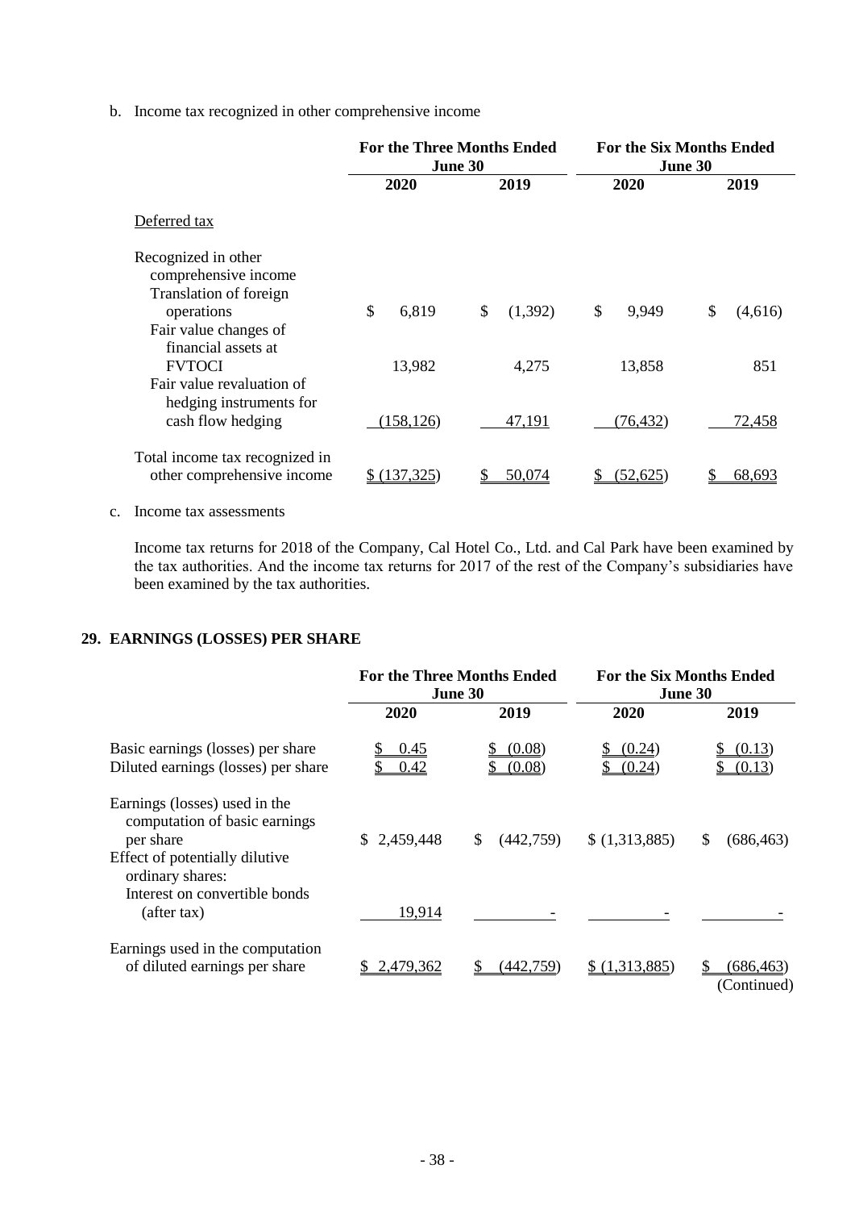b. Income tax recognized in other comprehensive income

| | For the Three Months Ended June 30 | | For the Six Months Ended June 30 | |
|---|---|---|---|---|
| | 2020 | 2019 | 2020 | 2019 |
| Deferred tax | | | | |
| Recognized in other comprehensive income | | | | |
| Translation of foreign operations | $ 6,819 | $ (1,392) | $ 9,949 | $ (4,616) |
| Fair value changes of financial assets at FVTOCI | 13,982 | 4,275 | 13,858 | 851 |
| Fair value revaluation of hedging instruments for cash flow hedging | (158,126) | 47,191 | (76,432) | 72,458 |
| Total income tax recognized in other comprehensive income | $ (137,325) | $ 50,074 | $ (52,625) | $ 68,693 |

c. Income tax assessments

Income tax returns for 2018 of the Company, Cal Hotel Co., Ltd. and Cal Park have been examined by the tax authorities. And the income tax returns for 2017 of the rest of the Company's subsidiaries have been examined by the tax authorities.

## 29. EARNINGS (LOSSES) PER SHARE

| | For the Three Months Ended June 30 | | For the Six Months Ended June 30 | |
|---|---|---|---|---|
| | 2020 | 2019 | 2020 | 2019 |
| Basic earnings (losses) per share | $ 0.45 | $ (0.08) | $ (0.24) | $ (0.13) |
| Diluted earnings (losses) per share | $ 0.42 | $ (0.08) | $ (0.24) | $ (0.13) |
| Earnings (losses) used in the computation of basic earnings per share | $ 2,459,448 | $ (442,759) | $ (1,313,885) | $ (686,463) |
| Effect of potentially dilutive ordinary shares: | | | | |
| Interest on convertible bonds (after tax) | 19,914 | - | - | - |
| Earnings used in the computation of diluted earnings per share | $ 2,479,362 | $ (442,759) | $ (1,313,885) | $ (686,463) |

(Continued)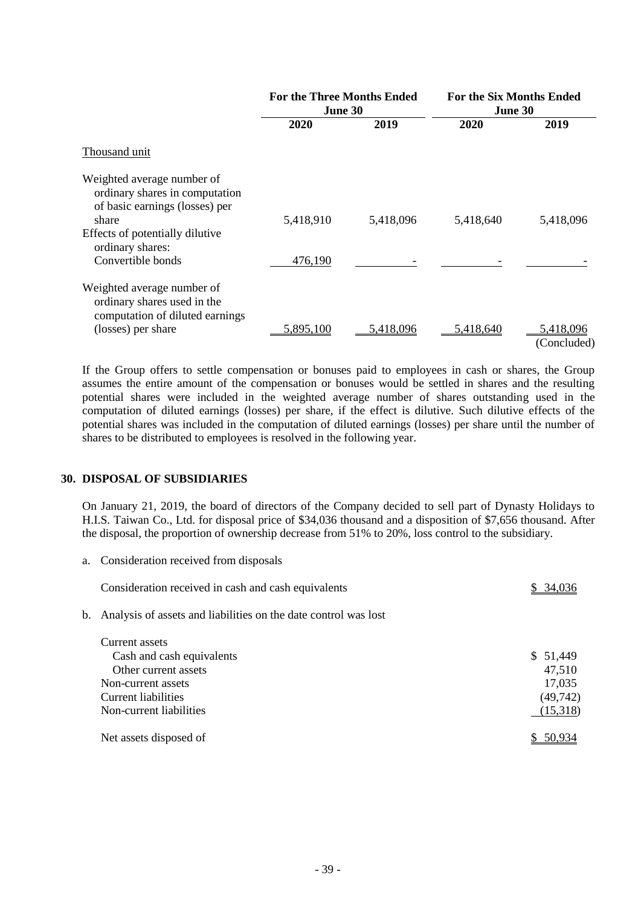| | For the Three Months Ended June 30 | | For the Six Months Ended June 30 | |
|---|---|---|---|---|
| | 2020 | 2019 | 2020 | 2019 |
| Thousand unit | | | | |
| Weighted average number of ordinary shares in computation of basic earnings (losses) per share | 5,418,910 | 5,418,096 | 5,418,640 | 5,418,096 |
| Effects of potentially dilutive ordinary shares: | | | | |
| Convertible bonds | 476,190 | - | - | - |
| Weighted average number of ordinary shares used in the computation of diluted earnings (losses) per share | 5,895,100 | 5,418,096 | 5,418,640 | 5,418,096 |

(Concluded)

If the Group offers to settle compensation or bonuses paid to employees in cash or shares, the Group assumes the entire amount of the compensation or bonuses would be settled in shares and the resulting potential shares were included in the weighted average number of shares outstanding used in the computation of diluted earnings (losses) per share, if the effect is dilutive. Such dilutive effects of the potential shares was included in the computation of diluted earnings (losses) per share until the number of shares to be distributed to employees is resolved in the following year.

## 30. DISPOSAL OF SUBSIDIARIES

On January 21, 2019, the board of directors of the Company decided to sell part of Dynasty Holidays to H.I.S. Taiwan Co., Ltd. for disposal price of $34,036 thousand and a disposition of $7,656 thousand. After the disposal, the proportion of ownership decrease from 51% to 20%, loss control to the subsidiary.

a. Consideration received from disposals

| | |
|---|---|
| Consideration received in cash and cash equivalents | $ 34,036 |

b. Analysis of assets and liabilities on the date control was lost

| | |
|---|---|
| Current assets | |
| Cash and cash equivalents | $ 51,449 |
| Other current assets | 47,510 |
| Non-current assets | 17,035 |
| Current liabilities | (49,742) |
| Non-current liabilities | (15,318) |
| Net assets disposed of | $ 50,934 |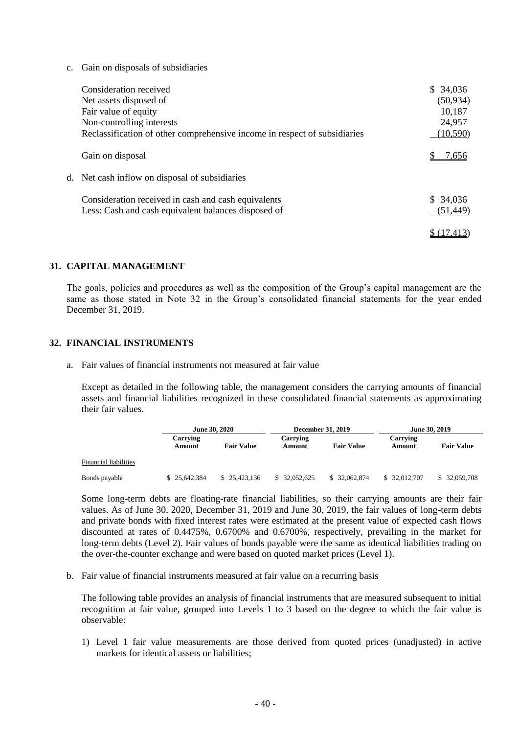c. Gain on disposals of subsidiaries

| | |
|---|---|
| Consideration received | $ 34,036 |
| Net assets disposed of | (50,934) |
| Fair value of equity | 10,187 |
| Non-controlling interests | 24,957 |
| Reclassification of other comprehensive income in respect of subsidiaries | (10,590) |
| Gain on disposal | $ 7,656 |

d. Net cash inflow on disposal of subsidiaries

| | |
|---|---|
| Consideration received in cash and cash equivalents | $ 34,036 |
| Less: Cash and cash equivalent balances disposed of | (51,449) |
| | $ (17,413) |

## 31. CAPITAL MANAGEMENT

The goals, policies and procedures as well as the composition of the Group's capital management are the same as those stated in Note 32 in the Group's consolidated financial statements for the year ended December 31, 2019.

## 32. FINANCIAL INSTRUMENTS

a. Fair values of financial instruments not measured at fair value

Except as detailed in the following table, the management considers the carrying amounts of financial assets and financial liabilities recognized in these consolidated financial statements as approximating their fair values.

| | June 30, 2020 | | December 31, 2019 | | June 30, 2019 | |
|---|---|---|---|---|---|---|
| | Carrying Amount | Fair Value | Carrying Amount | Fair Value | Carrying Amount | Fair Value |
| Financial liabilities | | | | | | |
| Bonds payable | $ 25,642,384 | $ 25,423,136 | $ 32,052,625 | $ 32,062,874 | $ 32,012,707 | $ 32,059,708 |

Some long-term debts are floating-rate financial liabilities, so their carrying amounts are their fair values. As of June 30, 2020, December 31, 2019 and June 30, 2019, the fair values of long-term debts and private bonds with fixed interest rates were estimated at the present value of expected cash flows discounted at rates of 0.4475%, 0.6700% and 0.6700%, respectively, prevailing in the market for long-term debts (Level 2). Fair values of bonds payable were the same as identical liabilities trading on the over-the-counter exchange and were based on quoted market prices (Level 1).

b. Fair value of financial instruments measured at fair value on a recurring basis

The following table provides an analysis of financial instruments that are measured subsequent to initial recognition at fair value, grouped into Levels 1 to 3 based on the degree to which the fair value is observable:

1) Level 1 fair value measurements are those derived from quoted prices (unadjusted) in active markets for identical assets or liabilities;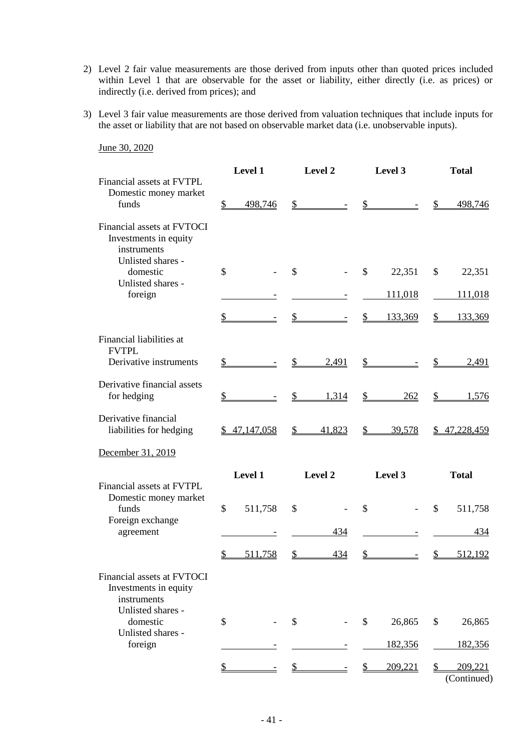2) Level 2 fair value measurements are those derived from inputs other than quoted prices included within Level 1 that are observable for the asset or liability, either directly (i.e. as prices) or indirectly (i.e. derived from prices); and

3) Level 3 fair value measurements are those derived from valuation techniques that include inputs for the asset or liability that are not based on observable market data (i.e. unobservable inputs).

June 30, 2020

| | Level 1 | Level 2 | Level 3 | Total |
|---|---|---|---|---|
| Financial assets at FVTPL | | | | |
| Domestic money market funds | $ 498,746 | $ - | $ - | $ 498,746 |
| Financial assets at FVTOCI | | | | |
| Investments in equity instruments | | | | |
| Unlisted shares - domestic | $ - | $ - | $ 22,351 | $ 22,351 |
| Unlisted shares - foreign | - | - | 111,018 | 111,018 |
| | $ - | $ - | $ 133,369 | $ 133,369 |
| Financial liabilities at FVTPL | | | | |
| Derivative instruments | $ - | $ 2,491 | $ - | $ 2,491 |
| Derivative financial assets for hedging | $ - | $ 1,314 | $ 262 | $ 1,576 |
| Derivative financial liabilities for hedging | $ 47,147,058 | $ 41,823 | $ 39,578 | $ 47,228,459 |

December 31, 2019

| | Level 1 | Level 2 | Level 3 | Total |
|---|---|---|---|---|
| Financial assets at FVTPL | | | | |
| Domestic money market funds | $ 511,758 | $ - | $ - | $ 511,758 |
| Foreign exchange agreement | - | 434 | - | 434 |
| | $ 511,758 | $ 434 | $ - | $ 512,192 |
| Financial assets at FVTOCI | | | | |
| Investments in equity instruments | | | | |
| Unlisted shares - domestic | $ - | $ - | $ 26,865 | $ 26,865 |
| Unlisted shares - foreign | - | - | 182,356 | 182,356 |
| | $ - | $ - | $ 209,221 | $ 209,221 |

(Continued)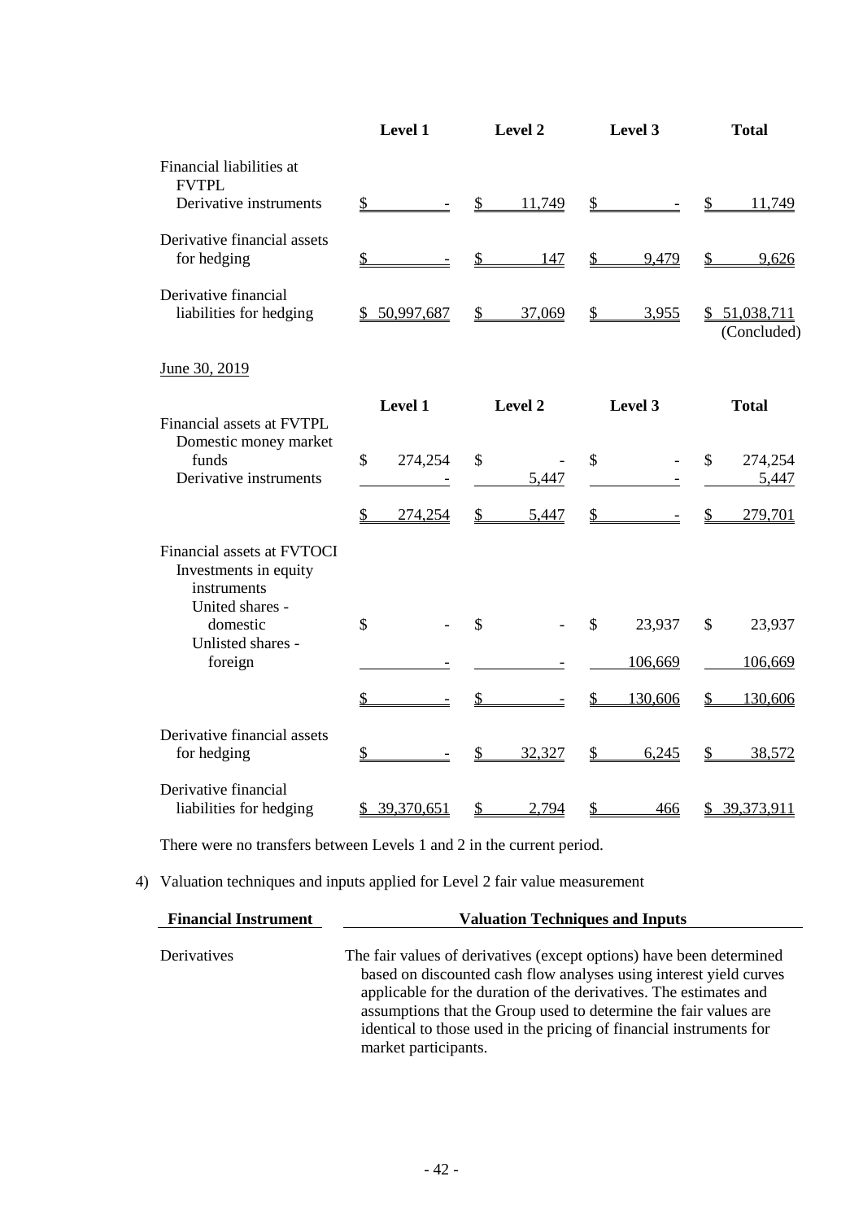| | Level 1 | Level 2 | Level 3 | Total |
|---|---|---|---|---|
| Financial liabilities at FVTPL | | | | |
| Derivative instruments | $ - | $ 11,749 | $ - | $ 11,749 |
| Derivative financial assets for hedging | $ - | $ 147 | $ 9,479 | $ 9,626 |
| Derivative financial liabilities for hedging | $ 50,997,687 | $ 37,069 | $ 3,955 | $ 51,038,711 |

(Concluded)

June 30, 2019

| | Level 1 | Level 2 | Level 3 | Total |
|---|---|---|---|---|
| Financial assets at FVTPL | | | | |
| Domestic money market funds | $ 274,254 | $ - | $ - | $ 274,254 |
| Derivative instruments | - | 5,447 | - | 5,447 |
| | $ 274,254 | $ 5,447 | $ - | $ 279,701 |
| Financial assets at FVTOCI | | | | |
| Investments in equity instruments | | | | |
| United shares - domestic | $ - | $ - | $ 23,937 | $ 23,937 |
| Unlisted shares - foreign | - | - | 106,669 | 106,669 |
| | $ - | $ - | $ 130,606 | $ 130,606 |
| Derivative financial assets for hedging | $ - | $ 32,327 | $ 6,245 | $ 38,572 |
| Derivative financial liabilities for hedging | $ 39,370,651 | $ 2,794 | $ 466 | $ 39,373,911 |

There were no transfers between Levels 1 and 2 in the current period.

4) Valuation techniques and inputs applied for Level 2 fair value measurement

| Financial Instrument | Valuation Techniques and Inputs |
|---|---|
| Derivatives | The fair values of derivatives (except options) have been determined based on discounted cash flow analyses using interest yield curves applicable for the duration of the derivatives. The estimates and assumptions that the Group used to determine the fair values are identical to those used in the pricing of financial instruments for market participants. |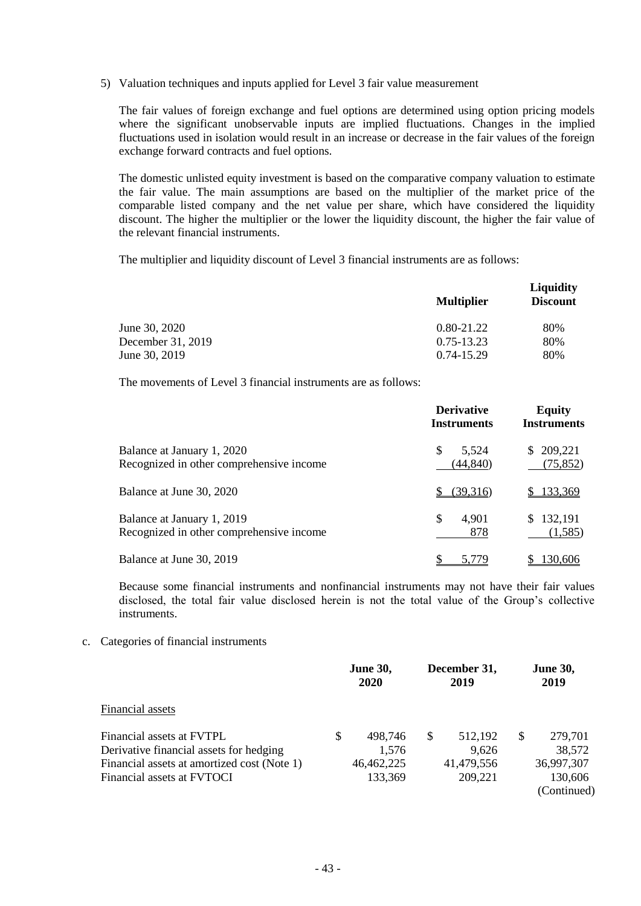5) Valuation techniques and inputs applied for Level 3 fair value measurement

The fair values of foreign exchange and fuel options are determined using option pricing models where the significant unobservable inputs are implied fluctuations. Changes in the implied fluctuations used in isolation would result in an increase or decrease in the fair values of the foreign exchange forward contracts and fuel options.

The domestic unlisted equity investment is based on the comparative company valuation to estimate the fair value. The main assumptions are based on the multiplier of the market price of the comparable listed company and the net value per share, which have considered the liquidity discount. The higher the multiplier or the lower the liquidity discount, the higher the fair value of the relevant financial instruments.

The multiplier and liquidity discount of Level 3 financial instruments are as follows:

| | **Multiplier** | **Liquidity Discount** |
|---|---|---|
| June 30, 2020 | 0.80-21.22 | 80% |
| December 31, 2019 | 0.75-13.23 | 80% |
| June 30, 2019 | 0.74-15.29 | 80% |

The movements of Level 3 financial instruments are as follows:

| | **Derivative Instruments** | **Equity Instruments** |
|---|---|---|
| Balance at January 1, 2020 | $ 5,524 | $ 209,221 |
| Recognized in other comprehensive income | (44,840) | (75,852) |
| Balance at June 30, 2020 | $ (39,316) | $ 133,369 |
| Balance at January 1, 2019 | $ 4,901 | $ 132,191 |
| Recognized in other comprehensive income | 878 | (1,585) |
| Balance at June 30, 2019 | $ 5,779 | $ 130,606 |

Because some financial instruments and nonfinancial instruments may not have their fair values disclosed, the total fair value disclosed herein is not the total value of the Group's collective instruments.

c. Categories of financial instruments

| | **June 30, 2020** | **December 31, 2019** | **June 30, 2019** |
|---|---|---|---|
| Financial assets | | | |
| Financial assets at FVTPL | $ 498,746 | $ 512,192 | $ 279,701 |
| Derivative financial assets for hedging | 1,576 | 9,626 | 38,572 |
| Financial assets at amortized cost (Note 1) | 46,462,225 | 41,479,556 | 36,997,307 |
| Financial assets at FVTOCI | 133,369 | 209,221 | 130,606 |

(Continued)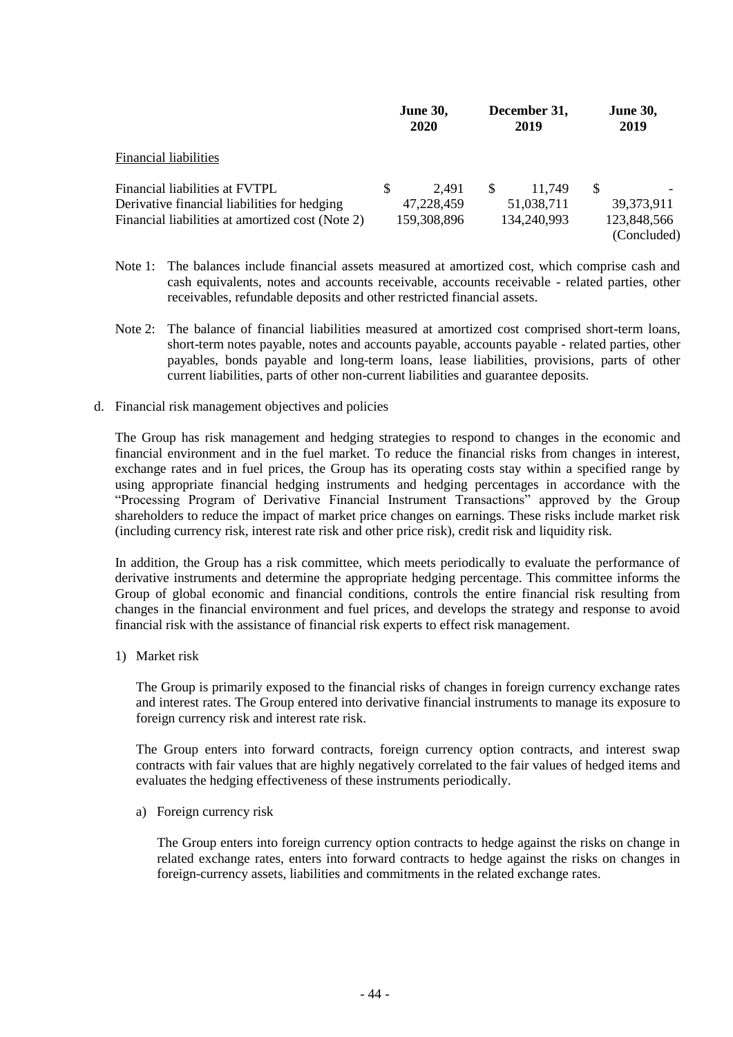| | June 30, 2020 | December 31, 2019 | June 30, 2019 |
|---|---|---|---|
| Financial liabilities | | | |
| Financial liabilities at FVTPL | $ 2,491 | $ 11,749 | $ - |
| Derivative financial liabilities for hedging | 47,228,459 | 51,038,711 | 39,373,911 |
| Financial liabilities at amortized cost (Note 2) | 159,308,896 | 134,240,993 | 123,848,566 |
| | | | (Concluded) |

Note 1: The balances include financial assets measured at amortized cost, which comprise cash and cash equivalents, notes and accounts receivable, accounts receivable - related parties, other receivables, refundable deposits and other restricted financial assets.

Note 2: The balance of financial liabilities measured at amortized cost comprised short-term loans, short-term notes payable, notes and accounts payable, accounts payable - related parties, other payables, bonds payable and long-term loans, lease liabilities, provisions, parts of other current liabilities, parts of other non-current liabilities and guarantee deposits.

d. Financial risk management objectives and policies

The Group has risk management and hedging strategies to respond to changes in the economic and financial environment and in the fuel market. To reduce the financial risks from changes in interest, exchange rates and in fuel prices, the Group has its operating costs stay within a specified range by using appropriate financial hedging instruments and hedging percentages in accordance with the "Processing Program of Derivative Financial Instrument Transactions" approved by the Group shareholders to reduce the impact of market price changes on earnings. These risks include market risk (including currency risk, interest rate risk and other price risk), credit risk and liquidity risk.

In addition, the Group has a risk committee, which meets periodically to evaluate the performance of derivative instruments and determine the appropriate hedging percentage. This committee informs the Group of global economic and financial conditions, controls the entire financial risk resulting from changes in the financial environment and fuel prices, and develops the strategy and response to avoid financial risk with the assistance of financial risk experts to effect risk management.

1) Market risk

The Group is primarily exposed to the financial risks of changes in foreign currency exchange rates and interest rates. The Group entered into derivative financial instruments to manage its exposure to foreign currency risk and interest rate risk.

The Group enters into forward contracts, foreign currency option contracts, and interest swap contracts with fair values that are highly negatively correlated to the fair values of hedged items and evaluates the hedging effectiveness of these instruments periodically.

a) Foreign currency risk

The Group enters into foreign currency option contracts to hedge against the risks on change in related exchange rates, enters into forward contracts to hedge against the risks on changes in foreign-currency assets, liabilities and commitments in the related exchange rates.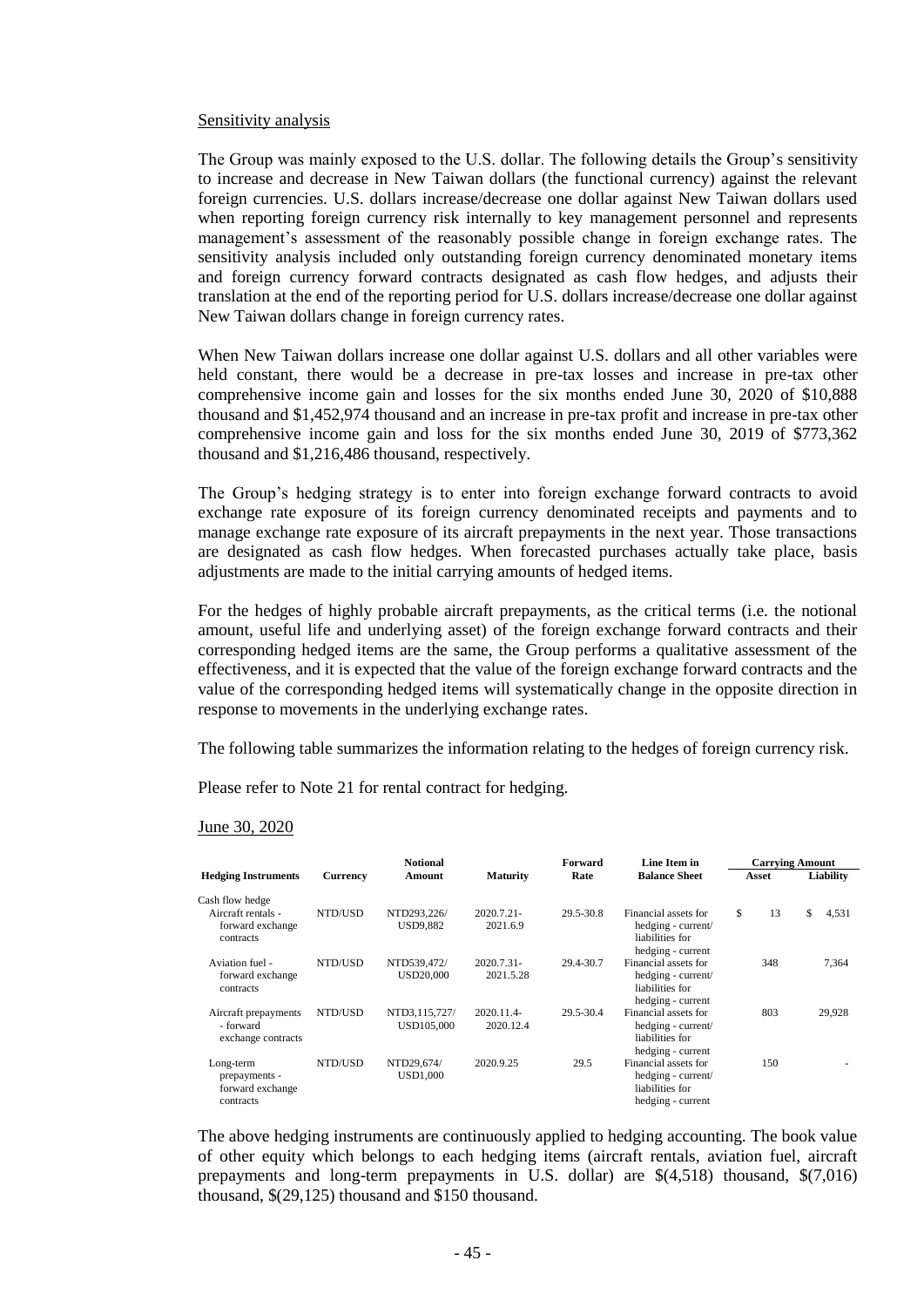Sensitivity analysis

The Group was mainly exposed to the U.S. dollar. The following details the Group's sensitivity to increase and decrease in New Taiwan dollars (the functional currency) against the relevant foreign currencies. U.S. dollars increase/decrease one dollar against New Taiwan dollars used when reporting foreign currency risk internally to key management personnel and represents management's assessment of the reasonably possible change in foreign exchange rates. The sensitivity analysis included only outstanding foreign currency denominated monetary items and foreign currency forward contracts designated as cash flow hedges, and adjusts their translation at the end of the reporting period for U.S. dollars increase/decrease one dollar against New Taiwan dollars change in foreign currency rates.

When New Taiwan dollars increase one dollar against U.S. dollars and all other variables were held constant, there would be a decrease in pre-tax losses and increase in pre-tax other comprehensive income gain and losses for the six months ended June 30, 2020 of $10,888 thousand and $1,452,974 thousand and an increase in pre-tax profit and increase in pre-tax other comprehensive income gain and loss for the six months ended June 30, 2019 of $773,362 thousand and $1,216,486 thousand, respectively.

The Group's hedging strategy is to enter into foreign exchange forward contracts to avoid exchange rate exposure of its foreign currency denominated receipts and payments and to manage exchange rate exposure of its aircraft prepayments in the next year. Those transactions are designated as cash flow hedges. When forecasted purchases actually take place, basis adjustments are made to the initial carrying amounts of hedged items.

For the hedges of highly probable aircraft prepayments, as the critical terms (i.e. the notional amount, useful life and underlying asset) of the foreign exchange forward contracts and their corresponding hedged items are the same, the Group performs a qualitative assessment of the effectiveness, and it is expected that the value of the foreign exchange forward contracts and the value of the corresponding hedged items will systematically change in the opposite direction in response to movements in the underlying exchange rates.

The following table summarizes the information relating to the hedges of foreign currency risk.

Please refer to Note 21 for rental contract for hedging.

June 30, 2020

| Hedging Instruments | Currency | Notional Amount | Maturity | Forward Rate | Line Item in Balance Sheet | Carrying Amount | |
|---|---|---|---|---|---|---|---|
| | | | | | | Asset | Liability |
| Cash flow hedge | | | | | | | |
| Aircraft rentals - forward exchange contracts | NTD/USD | NTD293,226/ USD9,882 | 2020.7.21-2021.6.9 | 29.5-30.8 | Financial assets for hedging - current/ liabilities for hedging - current | $ 13 | $ 4,531 |
| Aviation fuel - forward exchange contracts | NTD/USD | NTD539,472/ USD20,000 | 2020.7.31-2021.5.28 | 29.4-30.7 | Financial assets for hedging - current/ liabilities for hedging - current | 348 | 7,364 |
| Aircraft prepayments - forward exchange contracts | NTD/USD | NTD3,115,727/ USD105,000 | 2020.11.4-2020.12.4 | 29.5-30.4 | Financial assets for hedging - current/ liabilities for hedging - current | 803 | 29,928 |
| Long-term prepayments - forward exchange contracts | NTD/USD | NTD29,674/ USD1,000 | 2020.9.25 | 29.5 | Financial assets for hedging - current/ liabilities for hedging - current | 150 | - |

The above hedging instruments are continuously applied to hedging accounting. The book value of other equity which belongs to each hedging items (aircraft rentals, aviation fuel, aircraft prepayments and long-term prepayments in U.S. dollar) are $(4,518) thousand, $(7,016) thousand, $(29,125) thousand and $150 thousand.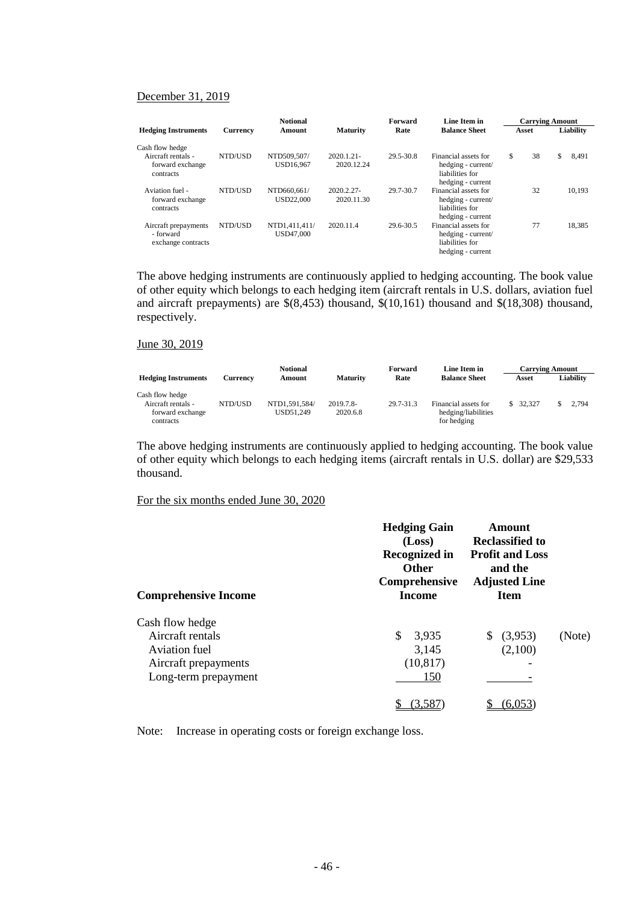December 31, 2019

| Hedging Instruments | Currency | Notional Amount | Maturity | Forward Rate | Line Item in Balance Sheet | Carrying Amount | |
|---|---|---|---|---|---|---|---|
| | | | | | | Asset | Liability |
| Cash flow hedge | | | | | | | |
| Aircraft rentals - forward exchange contracts | NTD/USD | NTD509,507/ USD16,967 | 2020.1.21- 2020.12.24 | 29.5-30.8 | Financial assets for hedging - current/ liabilities for hedging - current | $ 38 | $ 8,491 |
| Aviation fuel - forward exchange contracts | NTD/USD | NTD660,661/ USD22,000 | 2020.2.27- 2020.11.30 | 29.7-30.7 | Financial assets for hedging - current/ liabilities for hedging - current | 32 | 10,193 |
| Aircraft prepayments - forward exchange contracts | NTD/USD | NTD1,411,411/ USD47,000 | 2020.11.4 | 29.6-30.5 | Financial assets for hedging - current/ liabilities for hedging - current | 77 | 18,385 |

The above hedging instruments are continuously applied to hedging accounting. The book value of other equity which belongs to each hedging item (aircraft rentals in U.S. dollars, aviation fuel and aircraft prepayments) are $(8,453) thousand, $(10,161) thousand and $(18,308) thousand, respectively.

June 30, 2019

| Hedging Instruments | Currency | Notional Amount | Maturity | Forward Rate | Line Item in Balance Sheet | Carrying Amount | |
|---|---|---|---|---|---|---|---|
| | | | | | | Asset | Liability |
| Cash flow hedge | | | | | | | |
| Aircraft rentals - forward exchange contracts | NTD/USD | NTD1,591,584/ USD51,249 | 2019.7.8- 2020.6.8 | 29.7-31.3 | Financial assets for hedging/liabilities for hedging | $ 32,327 | $ 2,794 |

The above hedging instruments are continuously applied to hedging accounting. The book value of other equity which belongs to each hedging items (aircraft rentals in U.S. dollar) are $29,533 thousand.

For the six months ended June 30, 2020

| Comprehensive Income | Hedging Gain (Loss) Recognized in Other Comprehensive Income | Amount Reclassified to Profit and Loss and the Adjusted Line Item | |
|---|---|---|---|
| Cash flow hedge | | | |
| Aircraft rentals | $ 3,935 | $ (3,953) | (Note) |
| Aviation fuel | 3,145 | (2,100) | |
| Aircraft prepayments | (10,817) | - | |
| Long-term prepayment | 150 | - | |
| | $ (3,587) | $ (6,053) | |

Note: Increase in operating costs or foreign exchange loss.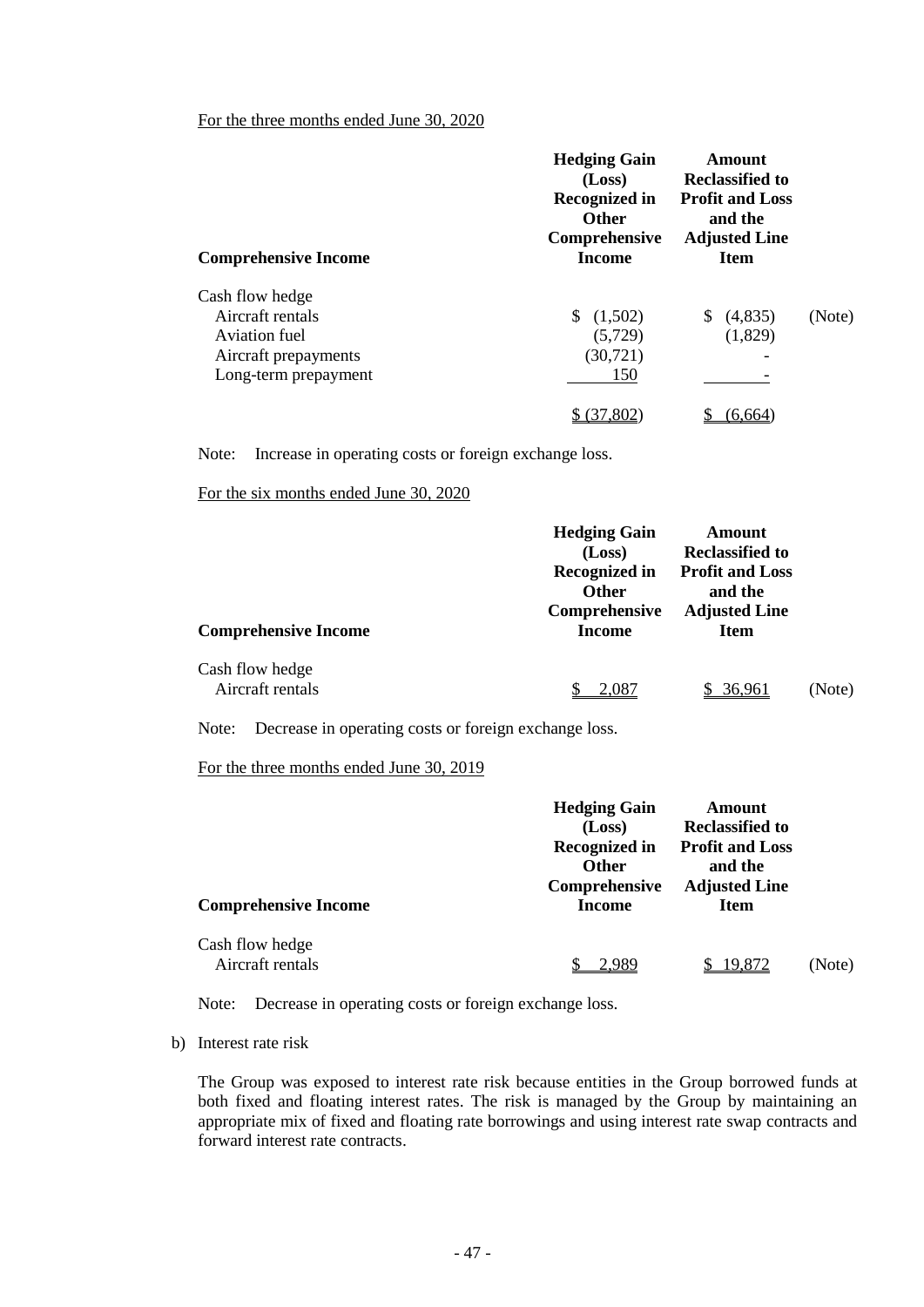For the three months ended June 30, 2020

| Comprehensive Income | Hedging Gain (Loss) Recognized in Other Comprehensive Income | Amount Reclassified to Profit and Loss and the Adjusted Line Item | |
|---|---|---|---|
| Cash flow hedge | | | |
| Aircraft rentals | $ (1,502) | $ (4,835) | (Note) |
| Aviation fuel | (5,729) | (1,829) | |
| Aircraft prepayments | (30,721) | - | |
| Long-term prepayment | 150 | - | |
| | $ (37,802) | $ (6,664) | |

Note: Increase in operating costs or foreign exchange loss.

For the six months ended June 30, 2020

| Comprehensive Income | Hedging Gain (Loss) Recognized in Other Comprehensive Income | Amount Reclassified to Profit and Loss and the Adjusted Line Item | |
|---|---|---|---|
| Cash flow hedge | | | |
| Aircraft rentals | $ 2,087 | $ 36,961 | (Note) |

Note: Decrease in operating costs or foreign exchange loss.

For the three months ended June 30, 2019

| Comprehensive Income | Hedging Gain (Loss) Recognized in Other Comprehensive Income | Amount Reclassified to Profit and Loss and the Adjusted Line Item | |
|---|---|---|---|
| Cash flow hedge | | | |
| Aircraft rentals | $ 2,989 | $ 19,872 | (Note) |

Note: Decrease in operating costs or foreign exchange loss.

b) Interest rate risk

The Group was exposed to interest rate risk because entities in the Group borrowed funds at both fixed and floating interest rates. The risk is managed by the Group by maintaining an appropriate mix of fixed and floating rate borrowings and using interest rate swap contracts and forward interest rate contracts.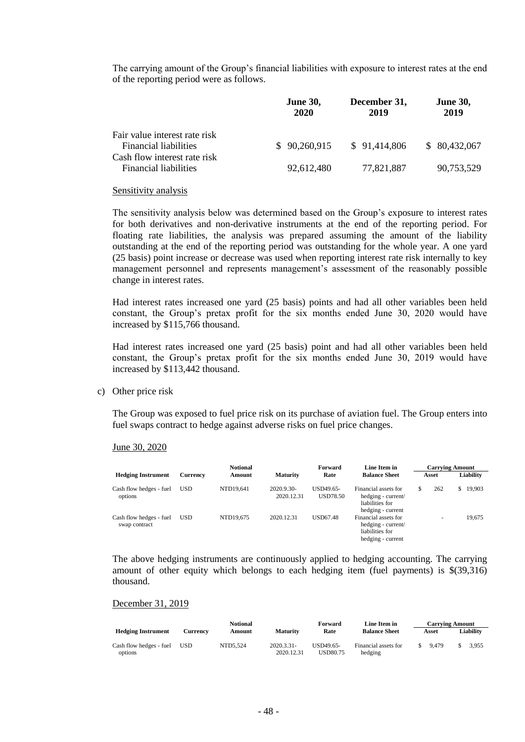The carrying amount of the Group's financial liabilities with exposure to interest rates at the end of the reporting period were as follows.

| | June 30, 2020 | December 31, 2019 | June 30, 2019 |
|---|---|---|---|
| Fair value interest rate risk | | | |
| Financial liabilities | $ 90,260,915 | $ 91,414,806 | $ 80,432,067 |
| Cash flow interest rate risk | | | |
| Financial liabilities | 92,612,480 | 77,821,887 | 90,753,529 |

Sensitivity analysis

The sensitivity analysis below was determined based on the Group's exposure to interest rates for both derivatives and non-derivative instruments at the end of the reporting period. For floating rate liabilities, the analysis was prepared assuming the amount of the liability outstanding at the end of the reporting period was outstanding for the whole year. A one yard (25 basis) point increase or decrease was used when reporting interest rate risk internally to key management personnel and represents management's assessment of the reasonably possible change in interest rates.

Had interest rates increased one yard (25 basis) points and had all other variables been held constant, the Group's pretax profit for the six months ended June 30, 2020 would have increased by $115,766 thousand.

Had interest rates increased one yard (25 basis) point and had all other variables been held constant, the Group's pretax profit for the six months ended June 30, 2019 would have increased by $113,442 thousand.

c) Other price risk

The Group was exposed to fuel price risk on its purchase of aviation fuel. The Group enters into fuel swaps contract to hedge against adverse risks on fuel price changes.

June 30, 2020

| Hedging Instrument | Currency | Notional Amount | Maturity | Forward Rate | Line Item in Balance Sheet | Carrying Amount Asset | Carrying Amount Liability |
|---|---|---|---|---|---|---|---|
| Cash flow hedges - fuel options | USD | NTD19,641 | 2020.9.30-2020.12.31 | USD49.65-USD78.50 | Financial assets for hedging - current/ liabilities for hedging - current | $ 262 | $ 19,903 |
| Cash flow hedges - fuel swap contract | USD | NTD19,675 | 2020.12.31 | USD67.48 | Financial assets for hedging - current/ liabilities for hedging - current | - | 19,675 |

The above hedging instruments are continuously applied to hedging accounting. The carrying amount of other equity which belongs to each hedging item (fuel payments) is $(39,316) thousand.

December 31, 2019

| Hedging Instrument | Currency | Notional Amount | Maturity | Forward Rate | Line Item in Balance Sheet | Carrying Amount Asset | Carrying Amount Liability |
|---|---|---|---|---|---|---|---|
| Cash flow hedges - fuel options | USD | NTD5,524 | 2020.3.31-2020.12.31 | USD49.65-USD80.75 | Financial assets for hedging | $ 9,479 | $ 3,955 |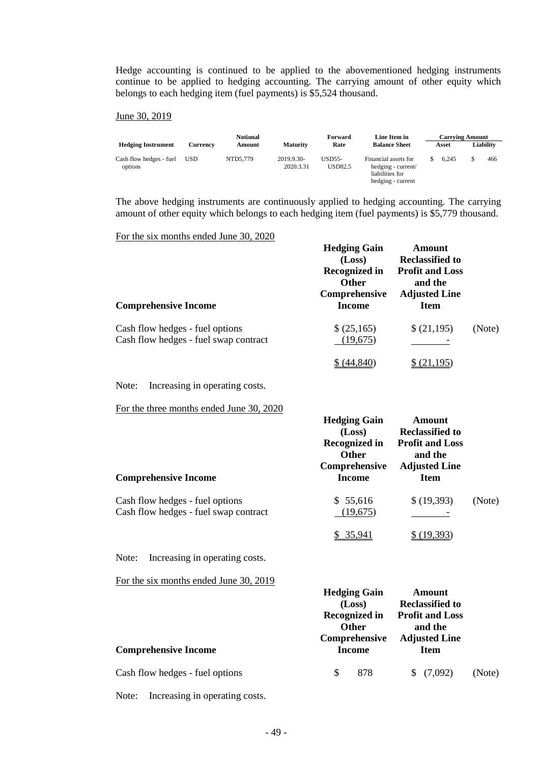Hedge accounting is continued to be applied to the abovementioned hedging instruments continue to be applied to hedging accounting. The carrying amount of other equity which belongs to each hedging item (fuel payments) is $5,524 thousand.

June 30, 2019

| Hedging Instrument | Currency | Notional Amount | Maturity | Forward Rate | Line Item in Balance Sheet | Carrying Amount | |
|---|---|---|---|---|---|---|---|
| | | | | | | Asset | Liability |
| Cash flow hedges - fuel options | USD | NTD5,779 | 2019.9.30-2020.3.31 | USD55-USD82.5 | Financial assets for hedging - current/ liabilities for hedging - current | $ 6,245 | $ 466 |

The above hedging instruments are continuously applied to hedging accounting. The carrying amount of other equity which belongs to each hedging item (fuel payments) is $5,779 thousand.

For the six months ended June 30, 2020

| Comprehensive Income | Hedging Gain (Loss) Recognized in Other Comprehensive Income | Amount Reclassified to Profit and Loss and the Adjusted Line Item | |
|---|---|---|---|
| Cash flow hedges - fuel options | $ (25,165) | $ (21,195) | (Note) |
| Cash flow hedges - fuel swap contract | (19,675) | - | |
| | $ (44,840) | $ (21,195) | |

Note: Increasing in operating costs.

For the three months ended June 30, 2020

| Comprehensive Income | Hedging Gain (Loss) Recognized in Other Comprehensive Income | Amount Reclassified to Profit and Loss and the Adjusted Line Item | |
|---|---|---|---|
| Cash flow hedges - fuel options | $ 55,616 | $ (19,393) | (Note) |
| Cash flow hedges - fuel swap contract | (19,675) | - | |
| | $ 35,941 | $ (19,393) | |

Note: Increasing in operating costs.

For the six months ended June 30, 2019

| Comprehensive Income | Hedging Gain (Loss) Recognized in Other Comprehensive Income | Amount Reclassified to Profit and Loss and the Adjusted Line Item | |
|---|---|---|---|
| Cash flow hedges - fuel options | $ 878 | $ (7,092) | (Note) |

Note: Increasing in operating costs.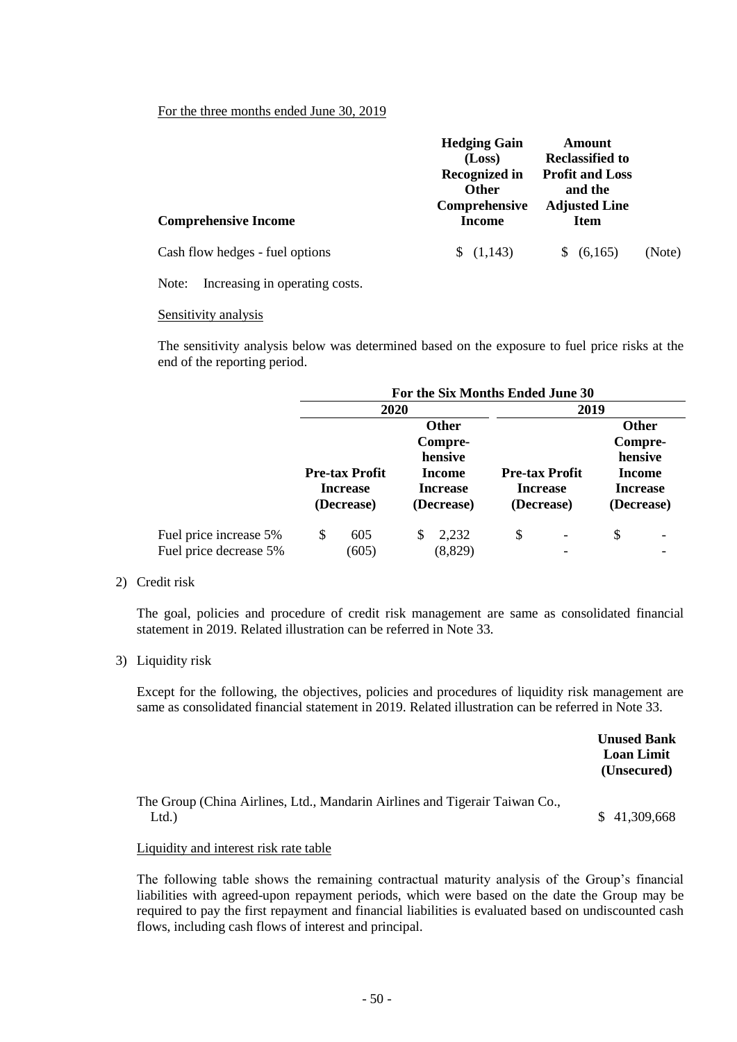For the three months ended June 30, 2019

| Comprehensive Income | Hedging Gain (Loss) Recognized in Other Comprehensive Income | Amount Reclassified to Profit and Loss and the Adjusted Line Item | |
|---|---|---|---|
| Cash flow hedges - fuel options | $ (1,143) | $ (6,165) | (Note) |

Note: Increasing in operating costs.

Sensitivity analysis

The sensitivity analysis below was determined based on the exposure to fuel price risks at the end of the reporting period.

| | For the Six Months Ended June 30 | | | |
|---|---|---|---|---|
| | 2020 | | 2019 | |
| | Pre-tax Profit Increase (Decrease) | Other Compre-hensive Income Increase (Decrease) | Pre-tax Profit Increase (Decrease) | Other Compre-hensive Income Increase (Decrease) |
| Fuel price increase 5% | $ 605 | $ 2,232 | $ - | $ - |
| Fuel price decrease 5% | (605) | (8,829) | - | - |

2) Credit risk

The goal, policies and procedure of credit risk management are same as consolidated financial statement in 2019. Related illustration can be referred in Note 33.

3) Liquidity risk

Except for the following, the objectives, policies and procedures of liquidity risk management are same as consolidated financial statement in 2019. Related illustration can be referred in Note 33.

| | Unused Bank Loan Limit (Unsecured) |
|---|---|
| The Group (China Airlines, Ltd., Mandarin Airlines and Tigerair Taiwan Co., Ltd.) | $ 41,309,668 |

Liquidity and interest risk rate table

The following table shows the remaining contractual maturity analysis of the Group's financial liabilities with agreed-upon repayment periods, which were based on the date the Group may be required to pay the first repayment and financial liabilities is evaluated based on undiscounted cash flows, including cash flows of interest and principal.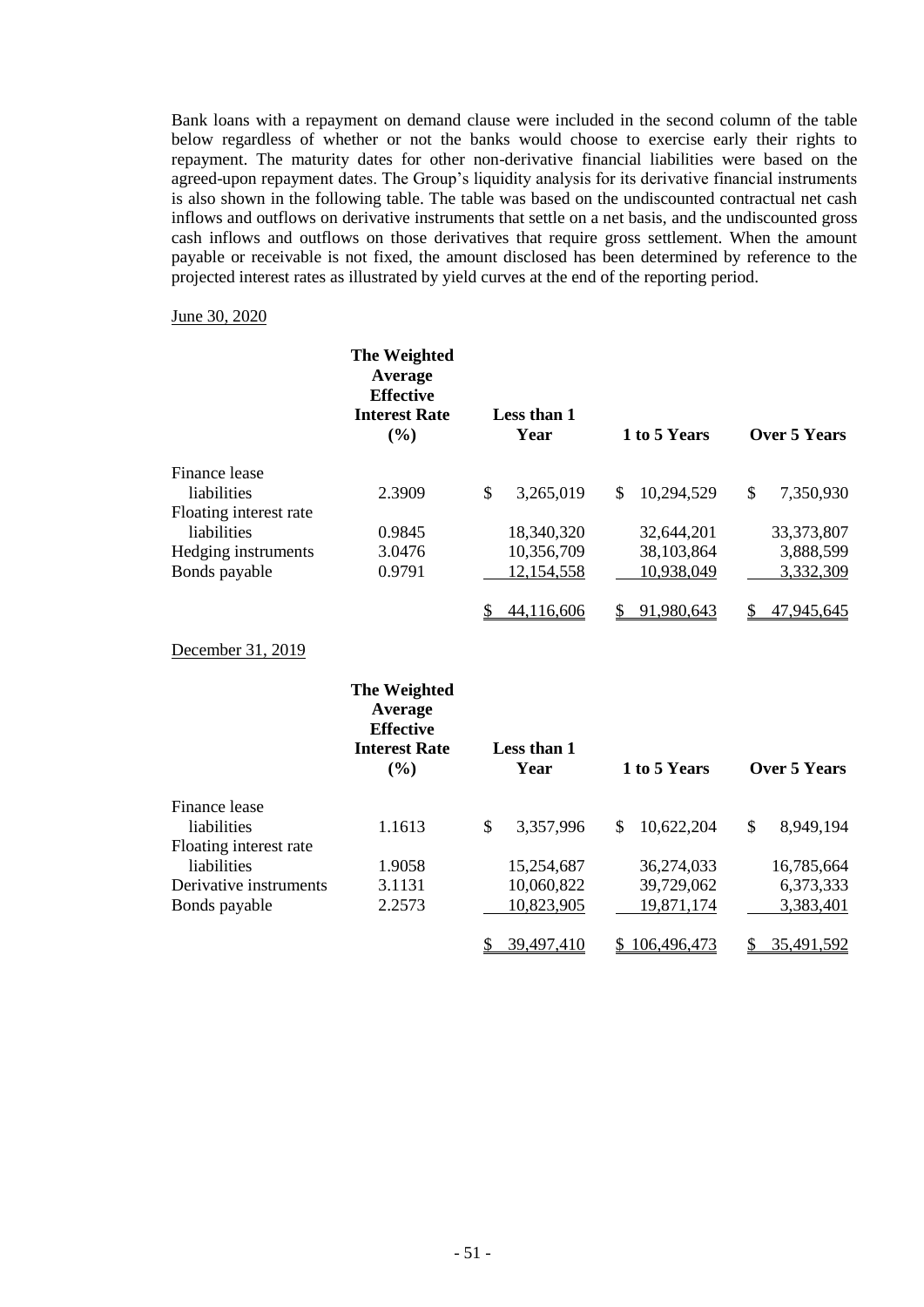Bank loans with a repayment on demand clause were included in the second column of the table below regardless of whether or not the banks would choose to exercise early their rights to repayment. The maturity dates for other non-derivative financial liabilities were based on the agreed-upon repayment dates. The Group's liquidity analysis for its derivative financial instruments is also shown in the following table. The table was based on the undiscounted contractual net cash inflows and outflows on derivative instruments that settle on a net basis, and the undiscounted gross cash inflows and outflows on those derivatives that require gross settlement. When the amount payable or receivable is not fixed, the amount disclosed has been determined by reference to the projected interest rates as illustrated by yield curves at the end of the reporting period.

June 30, 2020

| | The Weighted Average Effective Interest Rate (%) | Less than 1 Year | 1 to 5 Years | Over 5 Years |
|---|---|---|---|---|
| Finance lease liabilities | 2.3909 | $ 3,265,019 | $ 10,294,529 | $ 7,350,930 |
| Floating interest rate liabilities | 0.9845 | 18,340,320 | 32,644,201 | 33,373,807 |
| Hedging instruments | 3.0476 | 10,356,709 | 38,103,864 | 3,888,599 |
| Bonds payable | 0.9791 | 12,154,558 | 10,938,049 | 3,332,309 |
| | | $ 44,116,606 | $ 91,980,643 | $ 47,945,645 |

December 31, 2019

| | The Weighted Average Effective Interest Rate (%) | Less than 1 Year | 1 to 5 Years | Over 5 Years |
|---|---|---|---|---|
| Finance lease liabilities | 1.1613 | $ 3,357,996 | $ 10,622,204 | $ 8,949,194 |
| Floating interest rate liabilities | 1.9058 | 15,254,687 | 36,274,033 | 16,785,664 |
| Derivative instruments | 3.1131 | 10,060,822 | 39,729,062 | 6,373,333 |
| Bonds payable | 2.2573 | 10,823,905 | 19,871,174 | 3,383,401 |
| | | $ 39,497,410 | $ 106,496,473 | $ 35,491,592 |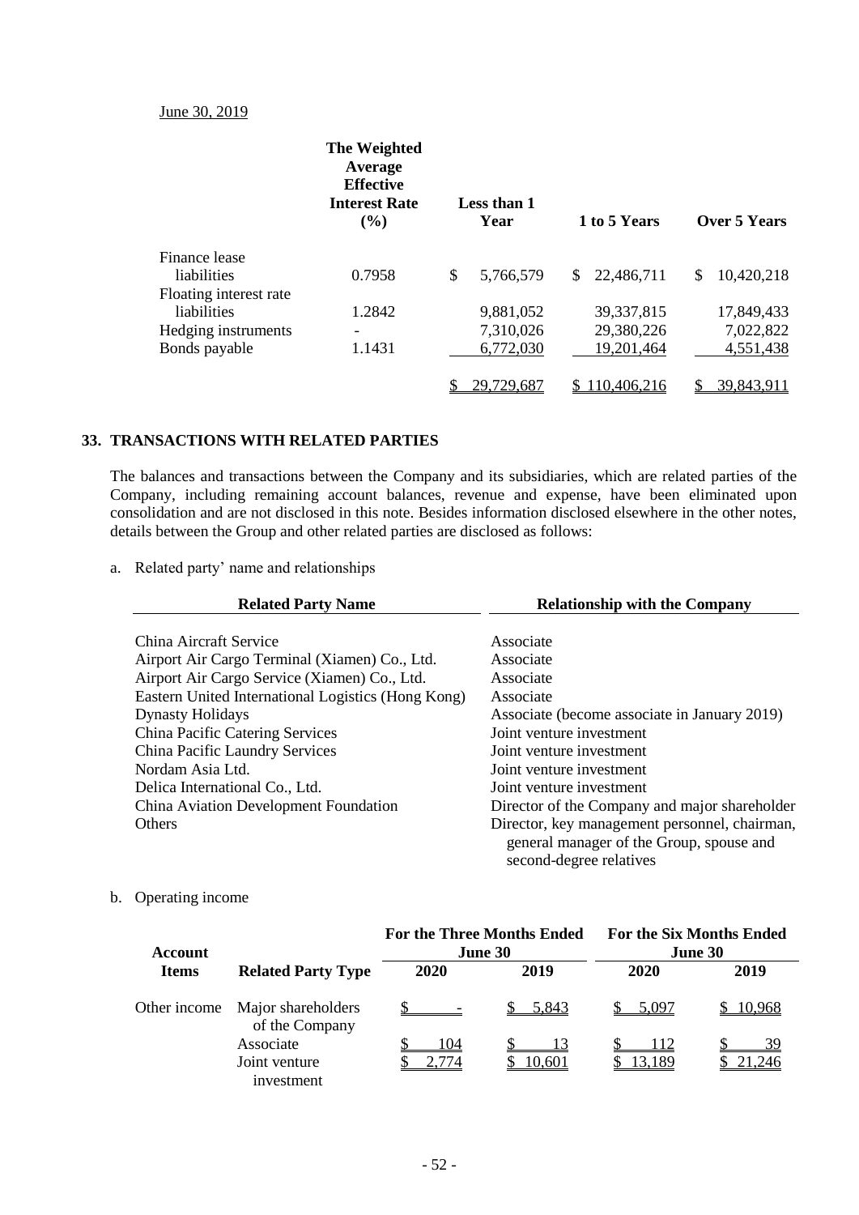June 30, 2019

| | The Weighted Average Effective Interest Rate (%) | Less than 1 Year | 1 to 5 Years | Over 5 Years |
|---|---|---|---|---|
| Finance lease liabilities | 0.7958 | $ 5,766,579 | $ 22,486,711 | $ 10,420,218 |
| Floating interest rate liabilities | 1.2842 | 9,881,052 | 39,337,815 | 17,849,433 |
| Hedging instruments | - | 7,310,026 | 29,380,226 | 7,022,822 |
| Bonds payable | 1.1431 | 6,772,030 | 19,201,464 | 4,551,438 |
| | | $ 29,729,687 | $ 110,406,216 | $ 39,843,911 |

## 33. TRANSACTIONS WITH RELATED PARTIES

The balances and transactions between the Company and its subsidiaries, which are related parties of the Company, including remaining account balances, revenue and expense, have been eliminated upon consolidation and are not disclosed in this note. Besides information disclosed elsewhere in the other notes, details between the Group and other related parties are disclosed as follows:

a. Related party' name and relationships

| Related Party Name | Relationship with the Company |
|---|---|
| China Aircraft Service | Associate |
| Airport Air Cargo Terminal (Xiamen) Co., Ltd. | Associate |
| Airport Air Cargo Service (Xiamen) Co., Ltd. | Associate |
| Eastern United International Logistics (Hong Kong) | Associate |
| Dynasty Holidays | Associate (become associate in January 2019) |
| China Pacific Catering Services | Joint venture investment |
| China Pacific Laundry Services | Joint venture investment |
| Nordam Asia Ltd. | Joint venture investment |
| Delica International Co., Ltd. | Joint venture investment |
| China Aviation Development Foundation | Director of the Company and major shareholder |
| Others | Director, key management personnel, chairman, general manager of the Group, spouse and second-degree relatives |

b. Operating income

| Account Items | Related Party Type | For the Three Months Ended June 30 2020 | For the Three Months Ended June 30 2019 | For the Six Months Ended June 30 2020 | For the Six Months Ended June 30 2019 |
|---|---|---|---|---|---|
| Other income | Major shareholders of the Company | $ - | $ 5,843 | $ 5,097 | $ 10,968 |
| | Associate | $ 104 | $ 13 | $ 112 | $ 39 |
| | Joint venture investment | $ 2,774 | $ 10,601 | $ 13,189 | $ 21,246 |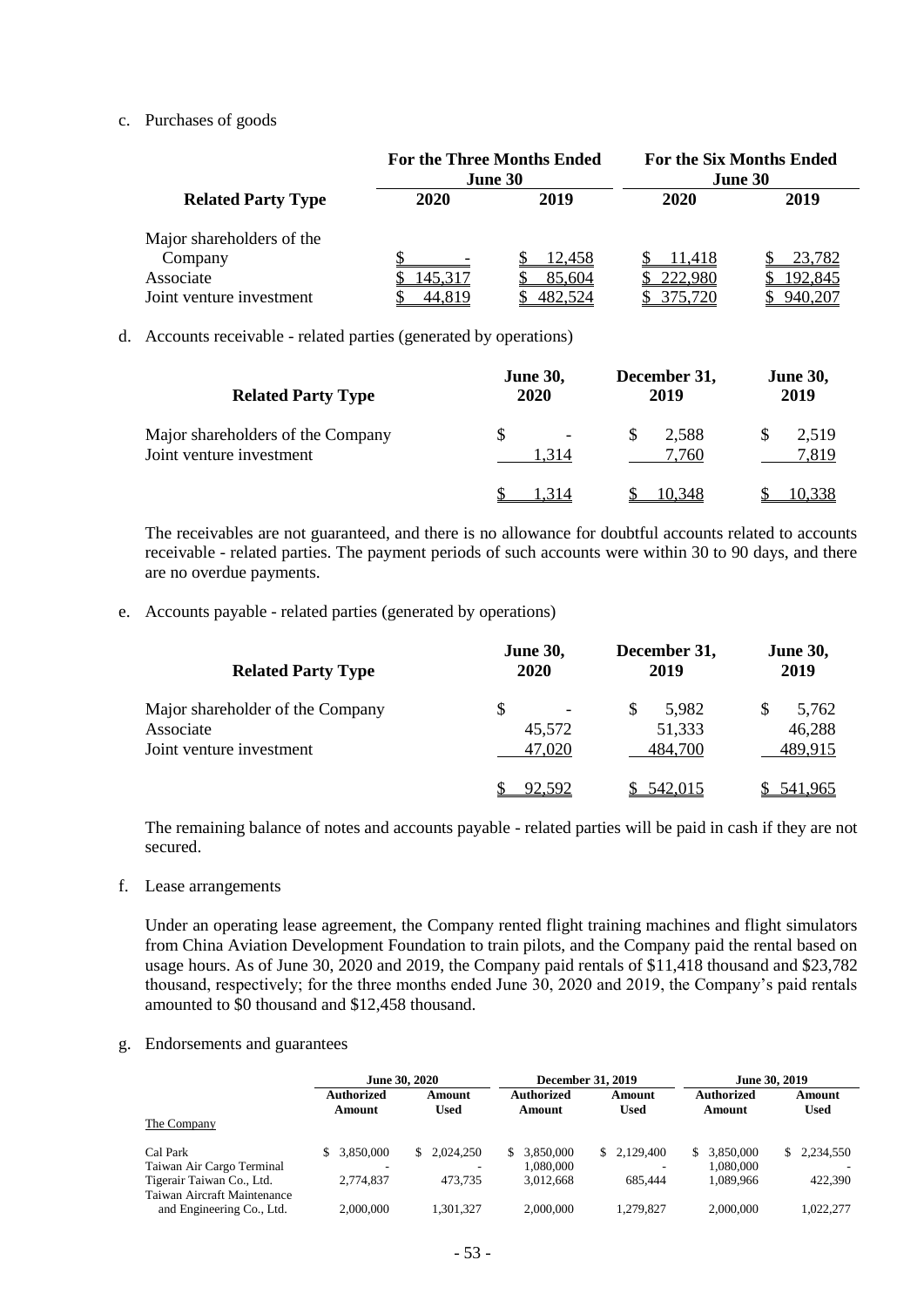c. Purchases of goods

| Related Party Type | For the Three Months Ended June 30 | | For the Six Months Ended June 30 | |
|---|---|---|---|---|
| | 2020 | 2019 | 2020 | 2019 |
| Major shareholders of the Company | $ - | $ 12,458 | $ 11,418 | $ 23,782 |
| Associate | $ 145,317 | $ 85,604 | $ 222,980 | $ 192,845 |
| Joint venture investment | $ 44,819 | $ 482,524 | $ 375,720 | $ 940,207 |

d. Accounts receivable - related parties (generated by operations)

| Related Party Type | June 30, 2020 | December 31, 2019 | June 30, 2019 |
|---|---|---|---|
| Major shareholders of the Company | $ - | $ 2,588 | $ 2,519 |
| Joint venture investment | 1,314 | 7,760 | 7,819 |
| | $ 1,314 | $ 10,348 | $ 10,338 |

The receivables are not guaranteed, and there is no allowance for doubtful accounts related to accounts receivable - related parties. The payment periods of such accounts were within 30 to 90 days, and there are no overdue payments.

e. Accounts payable - related parties (generated by operations)

| Related Party Type | June 30, 2020 | December 31, 2019 | June 30, 2019 |
|---|---|---|---|
| Major shareholder of the Company | $ - | $ 5,982 | $ 5,762 |
| Associate | 45,572 | 51,333 | 46,288 |
| Joint venture investment | 47,020 | 484,700 | 489,915 |
| | $ 92,592 | $ 542,015 | $ 541,965 |

The remaining balance of notes and accounts payable - related parties will be paid in cash if they are not secured.

f. Lease arrangements

Under an operating lease agreement, the Company rented flight training machines and flight simulators from China Aviation Development Foundation to train pilots, and the Company paid the rental based on usage hours. As of June 30, 2020 and 2019, the Company paid rentals of $11,418 thousand and $23,782 thousand, respectively; for the three months ended June 30, 2020 and 2019, the Company's paid rentals amounted to $0 thousand and $12,458 thousand.

g. Endorsements and guarantees

| | June 30, 2020 | | December 31, 2019 | | June 30, 2019 | |
|---|---|---|---|---|---|---|
| | Authorized Amount | Amount Used | Authorized Amount | Amount Used | Authorized Amount | Amount Used |
| The Company | | | | | | |
| Cal Park | $ 3,850,000 | $ 2,024,250 | $ 3,850,000 | $ 2,129,400 | $ 3,850,000 | $ 2,234,550 |
| Taiwan Air Cargo Terminal | - | - | 1,080,000 | - | 1,080,000 | - |
| Tigerair Taiwan Co., Ltd. | 2,774,837 | 473,735 | 3,012,668 | 685,444 | 1,089,966 | 422,390 |
| Taiwan Aircraft Maintenance and Engineering Co., Ltd. | 2,000,000 | 1,301,327 | 2,000,000 | 1,279,827 | 2,000,000 | 1,022,277 |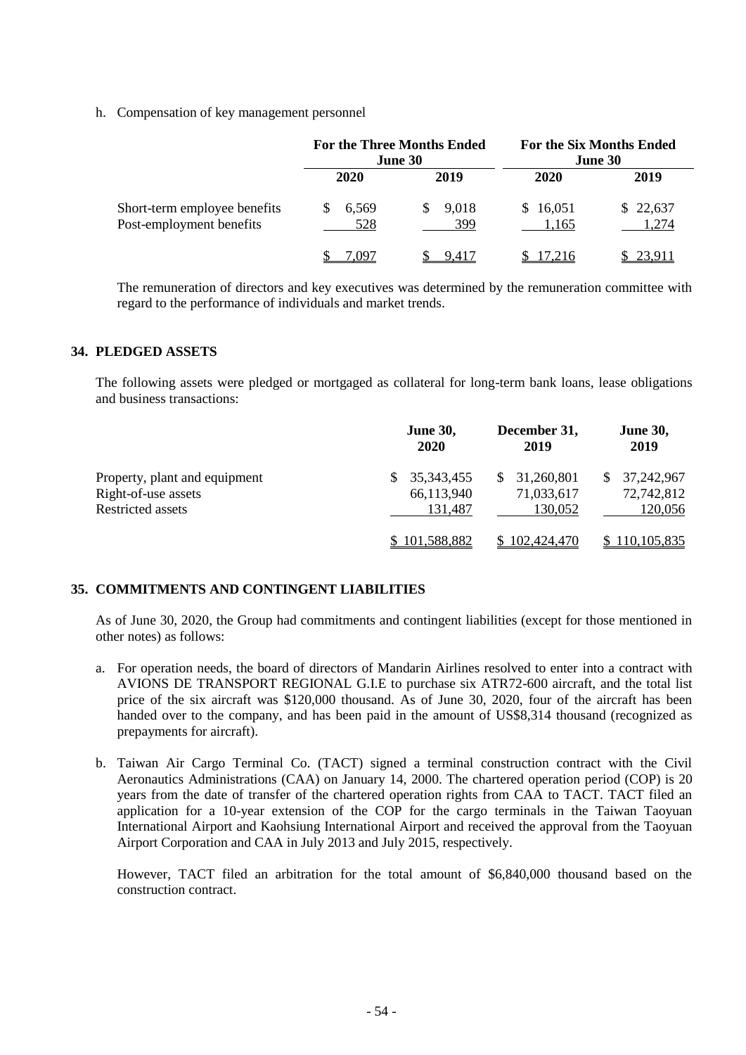h. Compensation of key management personnel

| | For the Three Months Ended June 30 | | For the Six Months Ended June 30 | |
|---|---|---|---|---|
| | 2020 | 2019 | 2020 | 2019 |
| Short-term employee benefits | $ 6,569 | $ 9,018 | $ 16,051 | $ 22,637 |
| Post-employment benefits | 528 | 399 | 1,165 | 1,274 |
| | $ 7,097 | $ 9,417 | $ 17,216 | $ 23,911 |

The remuneration of directors and key executives was determined by the remuneration committee with regard to the performance of individuals and market trends.

## 34. PLEDGED ASSETS

The following assets were pledged or mortgaged as collateral for long-term bank loans, lease obligations and business transactions:

| | June 30, 2020 | December 31, 2019 | June 30, 2019 |
|---|---|---|---|
| Property, plant and equipment | $ 35,343,455 | $ 31,260,801 | $ 37,242,967 |
| Right-of-use assets | 66,113,940 | 71,033,617 | 72,742,812 |
| Restricted assets | 131,487 | 130,052 | 120,056 |
| | $ 101,588,882 | $ 102,424,470 | $ 110,105,835 |

## 35. COMMITMENTS AND CONTINGENT LIABILITIES

As of June 30, 2020, the Group had commitments and contingent liabilities (except for those mentioned in other notes) as follows:

a. For operation needs, the board of directors of Mandarin Airlines resolved to enter into a contract with AVIONS DE TRANSPORT REGIONAL G.I.E to purchase six ATR72-600 aircraft, and the total list price of the six aircraft was $120,000 thousand. As of June 30, 2020, four of the aircraft has been handed over to the company, and has been paid in the amount of US$8,314 thousand (recognized as prepayments for aircraft).

b. Taiwan Air Cargo Terminal Co. (TACT) signed a terminal construction contract with the Civil Aeronautics Administrations (CAA) on January 14, 2000. The chartered operation period (COP) is 20 years from the date of transfer of the chartered operation rights from CAA to TACT. TACT filed an application for a 10-year extension of the COP for the cargo terminals in the Taiwan Taoyuan International Airport and Kaohsiung International Airport and received the approval from the Taoyuan Airport Corporation and CAA in July 2013 and July 2015, respectively.

   However, TACT filed an arbitration for the total amount of $6,840,000 thousand based on the construction contract.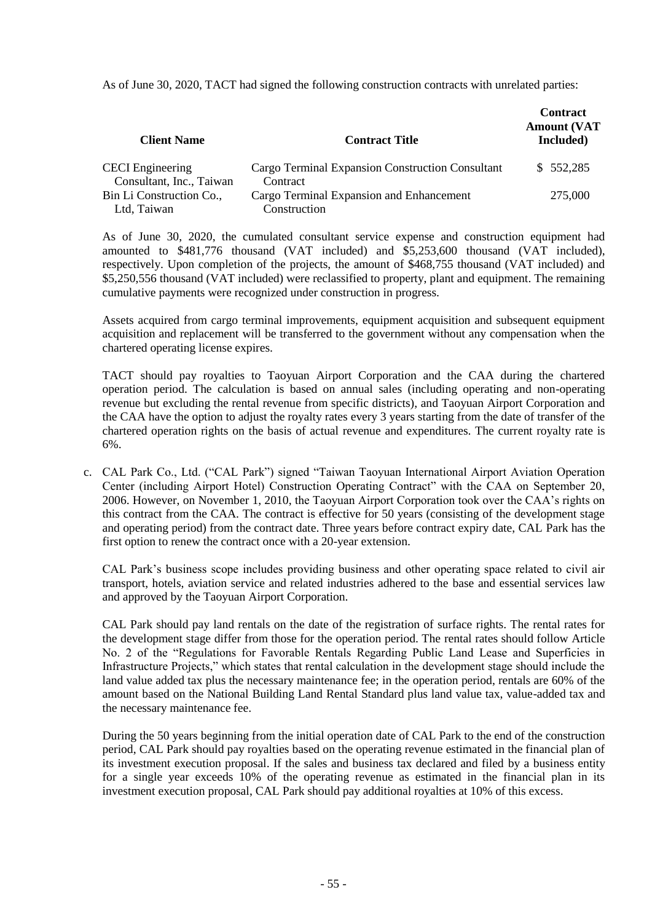As of June 30, 2020, TACT had signed the following construction contracts with unrelated parties:

| Client Name | Contract Title | Contract Amount (VAT Included) |
|---|---|---|
| CECI Engineering Consultant, Inc., Taiwan | Cargo Terminal Expansion Construction Consultant Contract | $ 552,285 |
| Bin Li Construction Co., Ltd, Taiwan | Cargo Terminal Expansion and Enhancement Construction | 275,000 |

As of June 30, 2020, the cumulated consultant service expense and construction equipment had amounted to \$481,776 thousand (VAT included) and \$5,253,600 thousand (VAT included), respectively. Upon completion of the projects, the amount of \$468,755 thousand (VAT included) and \$5,250,556 thousand (VAT included) were reclassified to property, plant and equipment. The remaining cumulative payments were recognized under construction in progress.

Assets acquired from cargo terminal improvements, equipment acquisition and subsequent equipment acquisition and replacement will be transferred to the government without any compensation when the chartered operating license expires.

TACT should pay royalties to Taoyuan Airport Corporation and the CAA during the chartered operation period. The calculation is based on annual sales (including operating and non-operating revenue but excluding the rental revenue from specific districts), and Taoyuan Airport Corporation and the CAA have the option to adjust the royalty rates every 3 years starting from the date of transfer of the chartered operation rights on the basis of actual revenue and expenditures. The current royalty rate is 6%.

c. CAL Park Co., Ltd. ("CAL Park") signed "Taiwan Taoyuan International Airport Aviation Operation Center (including Airport Hotel) Construction Operating Contract" with the CAA on September 20, 2006. However, on November 1, 2010, the Taoyuan Airport Corporation took over the CAA's rights on this contract from the CAA. The contract is effective for 50 years (consisting of the development stage and operating period) from the contract date. Three years before contract expiry date, CAL Park has the first option to renew the contract once with a 20-year extension.

   CAL Park's business scope includes providing business and other operating space related to civil air transport, hotels, aviation service and related industries adhered to the base and essential services law and approved by the Taoyuan Airport Corporation.

   CAL Park should pay land rentals on the date of the registration of surface rights. The rental rates for the development stage differ from those for the operation period. The rental rates should follow Article No. 2 of the "Regulations for Favorable Rentals Regarding Public Land Lease and Superficies in Infrastructure Projects," which states that rental calculation in the development stage should include the land value added tax plus the necessary maintenance fee; in the operation period, rentals are 60% of the amount based on the National Building Land Rental Standard plus land value tax, value-added tax and the necessary maintenance fee.

   During the 50 years beginning from the initial operation date of CAL Park to the end of the construction period, CAL Park should pay royalties based on the operating revenue estimated in the financial plan of its investment execution proposal. If the sales and business tax declared and filed by a business entity for a single year exceeds 10% of the operating revenue as estimated in the financial plan in its investment execution proposal, CAL Park should pay additional royalties at 10% of this excess.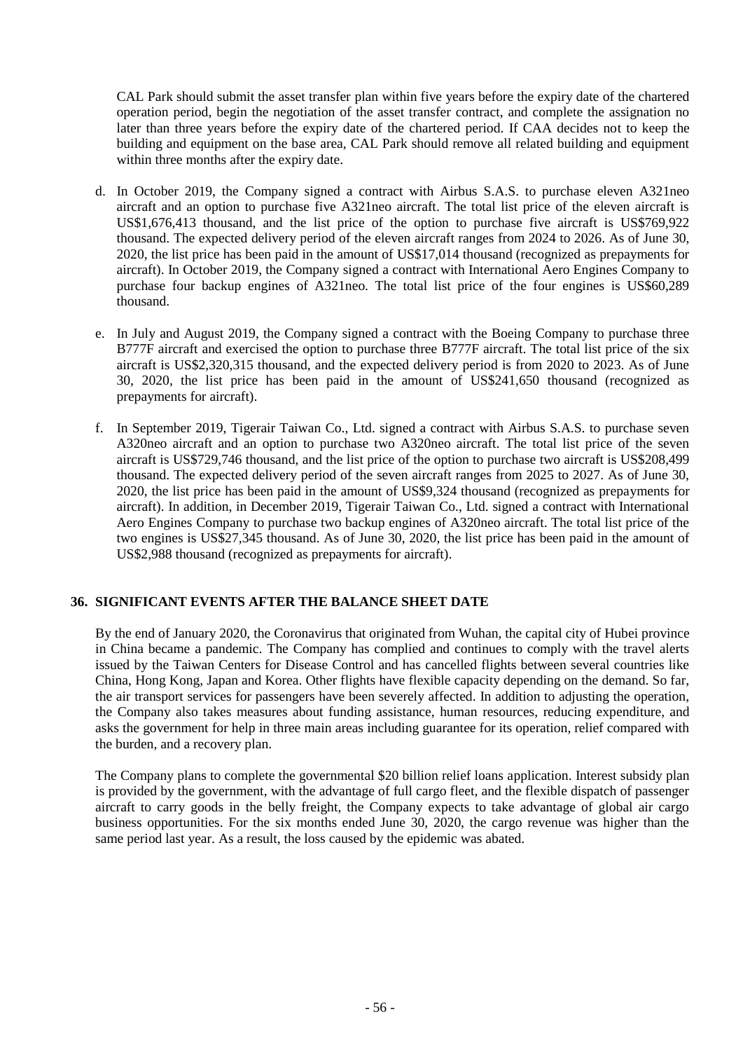CAL Park should submit the asset transfer plan within five years before the expiry date of the chartered operation period, begin the negotiation of the asset transfer contract, and complete the assignation no later than three years before the expiry date of the chartered period. If CAA decides not to keep the building and equipment on the base area, CAL Park should remove all related building and equipment within three months after the expiry date.

d. In October 2019, the Company signed a contract with Airbus S.A.S. to purchase eleven A321neo aircraft and an option to purchase five A321neo aircraft. The total list price of the eleven aircraft is US$1,676,413 thousand, and the list price of the option to purchase five aircraft is US$769,922 thousand. The expected delivery period of the eleven aircraft ranges from 2024 to 2026. As of June 30, 2020, the list price has been paid in the amount of US$17,014 thousand (recognized as prepayments for aircraft). In October 2019, the Company signed a contract with International Aero Engines Company to purchase four backup engines of A321neo. The total list price of the four engines is US$60,289 thousand.

e. In July and August 2019, the Company signed a contract with the Boeing Company to purchase three B777F aircraft and exercised the option to purchase three B777F aircraft. The total list price of the six aircraft is US$2,320,315 thousand, and the expected delivery period is from 2020 to 2023. As of June 30, 2020, the list price has been paid in the amount of US$241,650 thousand (recognized as prepayments for aircraft).

f. In September 2019, Tigerair Taiwan Co., Ltd. signed a contract with Airbus S.A.S. to purchase seven A320neo aircraft and an option to purchase two A320neo aircraft. The total list price of the seven aircraft is US$729,746 thousand, and the list price of the option to purchase two aircraft is US$208,499 thousand. The expected delivery period of the seven aircraft ranges from 2025 to 2027. As of June 30, 2020, the list price has been paid in the amount of US$9,324 thousand (recognized as prepayments for aircraft). In addition, in December 2019, Tigerair Taiwan Co., Ltd. signed a contract with International Aero Engines Company to purchase two backup engines of A320neo aircraft. The total list price of the two engines is US$27,345 thousand. As of June 30, 2020, the list price has been paid in the amount of US$2,988 thousand (recognized as prepayments for aircraft).

## 36. SIGNIFICANT EVENTS AFTER THE BALANCE SHEET DATE

By the end of January 2020, the Coronavirus that originated from Wuhan, the capital city of Hubei province in China became a pandemic. The Company has complied and continues to comply with the travel alerts issued by the Taiwan Centers for Disease Control and has cancelled flights between several countries like China, Hong Kong, Japan and Korea. Other flights have flexible capacity depending on the demand. So far, the air transport services for passengers have been severely affected. In addition to adjusting the operation, the Company also takes measures about funding assistance, human resources, reducing expenditure, and asks the government for help in three main areas including guarantee for its operation, relief compared with the burden, and a recovery plan.

The Company plans to complete the governmental $20 billion relief loans application. Interest subsidy plan is provided by the government, with the advantage of full cargo fleet, and the flexible dispatch of passenger aircraft to carry goods in the belly freight, the Company expects to take advantage of global air cargo business opportunities. For the six months ended June 30, 2020, the cargo revenue was higher than the same period last year. As a result, the loss caused by the epidemic was abated.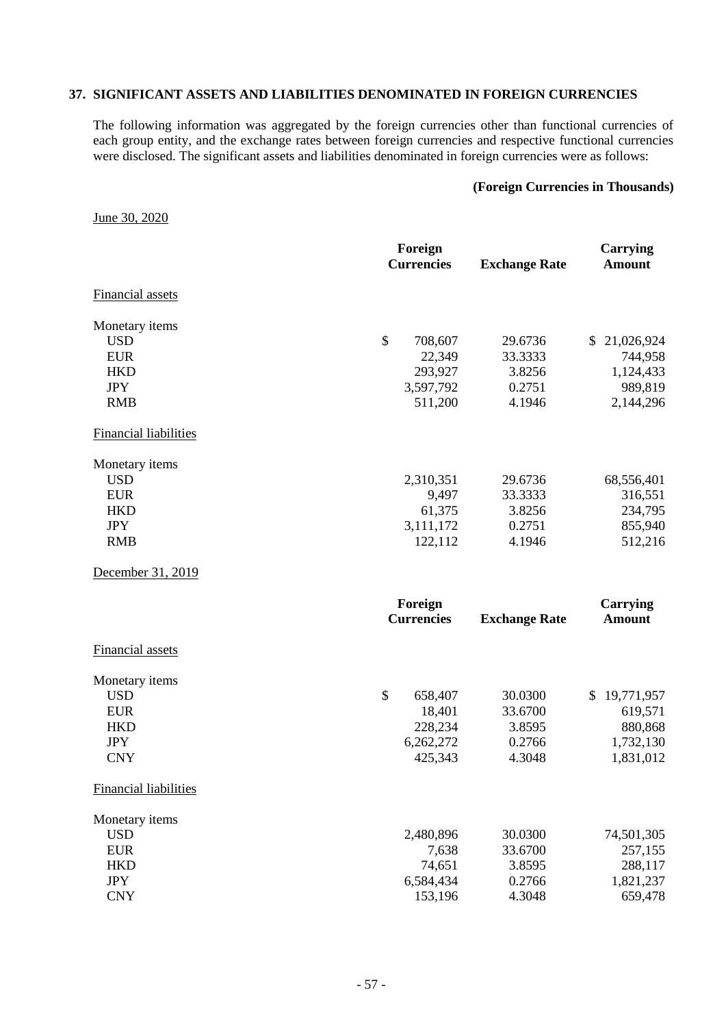## 37. SIGNIFICANT ASSETS AND LIABILITIES DENOMINATED IN FOREIGN CURRENCIES

The following information was aggregated by the foreign currencies other than functional currencies of each group entity, and the exchange rates between foreign currencies and respective functional currencies were disclosed. The significant assets and liabilities denominated in foreign currencies were as follows:

**(Foreign Currencies in Thousands)**

June 30, 2020

| | Foreign Currencies | Exchange Rate | Carrying Amount |
|---|---|---|---|
| Financial assets | | | |
| Monetary items | | | |
| USD | $ 708,607 | 29.6736 | $ 21,026,924 |
| EUR | 22,349 | 33.3333 | 744,958 |
| HKD | 293,927 | 3.8256 | 1,124,433 |
| JPY | 3,597,792 | 0.2751 | 989,819 |
| RMB | 511,200 | 4.1946 | 2,144,296 |
| Financial liabilities | | | |
| Monetary items | | | |
| USD | 2,310,351 | 29.6736 | 68,556,401 |
| EUR | 9,497 | 33.3333 | 316,551 |
| HKD | 61,375 | 3.8256 | 234,795 |
| JPY | 3,111,172 | 0.2751 | 855,940 |
| RMB | 122,112 | 4.1946 | 512,216 |

December 31, 2019

| | Foreign Currencies | Exchange Rate | Carrying Amount |
|---|---|---|---|
| Financial assets | | | |
| Monetary items | | | |
| USD | $ 658,407 | 30.0300 | $ 19,771,957 |
| EUR | 18,401 | 33.6700 | 619,571 |
| HKD | 228,234 | 3.8595 | 880,868 |
| JPY | 6,262,272 | 0.2766 | 1,732,130 |
| CNY | 425,343 | 4.3048 | 1,831,012 |
| Financial liabilities | | | |
| Monetary items | | | |
| USD | 2,480,896 | 30.0300 | 74,501,305 |
| EUR | 7,638 | 33.6700 | 257,155 |
| HKD | 74,651 | 3.8595 | 288,117 |
| JPY | 6,584,434 | 0.2766 | 1,821,237 |
| CNY | 153,196 | 4.3048 | 659,478 |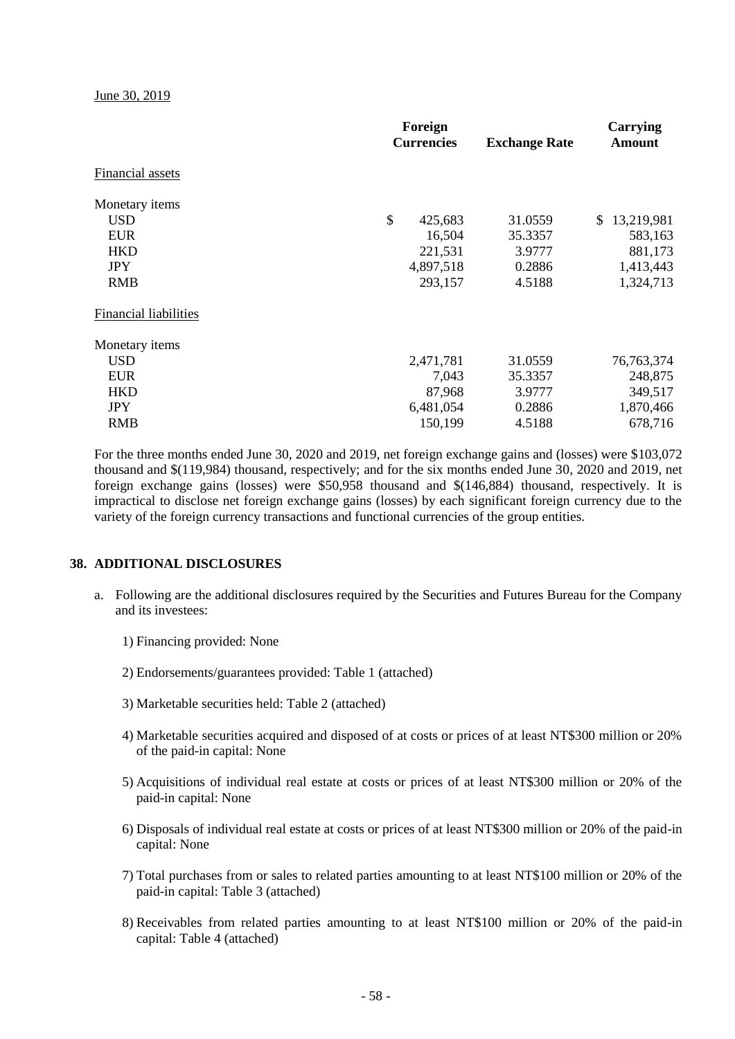June 30, 2019

| | Foreign Currencies | Exchange Rate | Carrying Amount |
|---|---|---|---|
| Financial assets | | | |
| Monetary items | | | |
| USD | $ 425,683 | 31.0559 | $ 13,219,981 |
| EUR | 16,504 | 35.3357 | 583,163 |
| HKD | 221,531 | 3.9777 | 881,173 |
| JPY | 4,897,518 | 0.2886 | 1,413,443 |
| RMB | 293,157 | 4.5188 | 1,324,713 |
| Financial liabilities | | | |
| Monetary items | | | |
| USD | 2,471,781 | 31.0559 | 76,763,374 |
| EUR | 7,043 | 35.3357 | 248,875 |
| HKD | 87,968 | 3.9777 | 349,517 |
| JPY | 6,481,054 | 0.2886 | 1,870,466 |
| RMB | 150,199 | 4.5188 | 678,716 |

For the three months ended June 30, 2020 and 2019, net foreign exchange gains and (losses) were $103,072 thousand and $(119,984) thousand, respectively; and for the six months ended June 30, 2020 and 2019, net foreign exchange gains (losses) were $50,958 thousand and $(146,884) thousand, respectively. It is impractical to disclose net foreign exchange gains (losses) by each significant foreign currency due to the variety of the foreign currency transactions and functional currencies of the group entities.

## 38. ADDITIONAL DISCLOSURES

a. Following are the additional disclosures required by the Securities and Futures Bureau for the Company and its investees:

1) Financing provided: None

2) Endorsements/guarantees provided: Table 1 (attached)

3) Marketable securities held: Table 2 (attached)

4) Marketable securities acquired and disposed of at costs or prices of at least NT$300 million or 20% of the paid-in capital: None

5) Acquisitions of individual real estate at costs or prices of at least NT$300 million or 20% of the paid-in capital: None

6) Disposals of individual real estate at costs or prices of at least NT$300 million or 20% of the paid-in capital: None

7) Total purchases from or sales to related parties amounting to at least NT$100 million or 20% of the paid-in capital: Table 3 (attached)

8) Receivables from related parties amounting to at least NT$100 million or 20% of the paid-in capital: Table 4 (attached)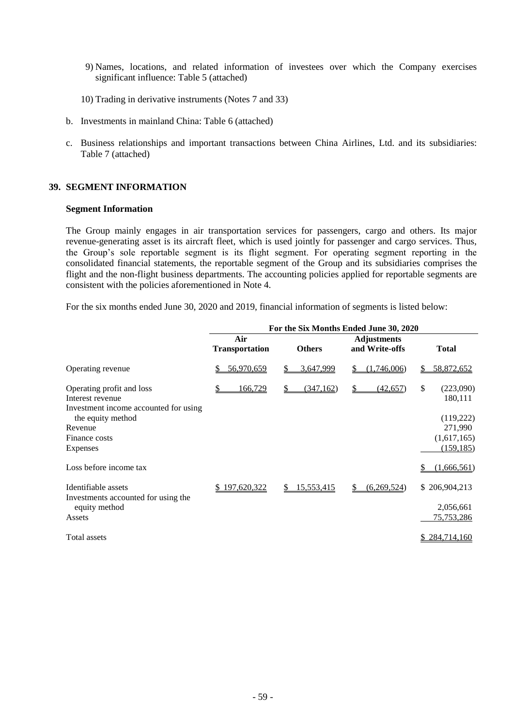9) Names, locations, and related information of investees over which the Company exercises significant influence: Table 5 (attached)

10) Trading in derivative instruments (Notes 7 and 33)

b. Investments in mainland China: Table 6 (attached)

c. Business relationships and important transactions between China Airlines, Ltd. and its subsidiaries: Table 7 (attached)

## 39. SEGMENT INFORMATION

### Segment Information

The Group mainly engages in air transportation services for passengers, cargo and others. Its major revenue-generating asset is its aircraft fleet, which is used jointly for passenger and cargo services. Thus, the Group's sole reportable segment is its flight segment. For operating segment reporting in the consolidated financial statements, the reportable segment of the Group and its subsidiaries comprises the flight and the non-flight business departments. The accounting policies applied for reportable segments are consistent with the policies aforementioned in Note 4.

For the six months ended June 30, 2020 and 2019, financial information of segments is listed below:

| | For the Six Months Ended June 30, 2020 | | | |
|---|---|---|---|---|
| | Air Transportation | Others | Adjustments and Write-offs | Total |
| Operating revenue | $ 56,970,659 | $ 3,647,999 | $ (1,746,006) | $ 58,872,652 |
| Operating profit and loss | $ 166,729 | $ (347,162) | $ (42,657) | $ (223,090) |
| Interest revenue | | | | 180,111 |
| Investment income accounted for using the equity method | | | | (119,222) |
| Revenue | | | | 271,990 |
| Finance costs | | | | (1,617,165) |
| Expenses | | | | (159,185) |
| Loss before income tax | | | | $ (1,666,561) |
| Identifiable assets | $ 197,620,322 | $ 15,553,415 | $ (6,269,524) | $ 206,904,213 |
| Investments accounted for using the equity method | | | | 2,056,661 |
| Assets | | | | 75,753,286 |
| Total assets | | | | $ 284,714,160 |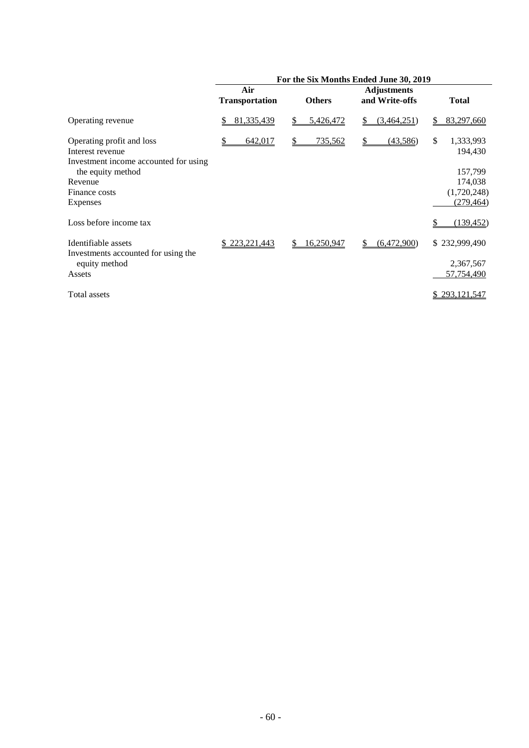| | For the Six Months Ended June 30, 2019 | | | |
|---|---|---|---|---|
| | Air Transportation | Others | Adjustments and Write-offs | Total |
| Operating revenue | $ 81,335,439 | $ 5,426,472 | $ (3,464,251) | $ 83,297,660 |
| Operating profit and loss | $ 642,017 | $ 735,562 | $ (43,586) | $ 1,333,993 |
| Interest revenue | | | | 194,430 |
| Investment income accounted for using the equity method | | | | 157,799 |
| Revenue | | | | 174,038 |
| Finance costs | | | | (1,720,248) |
| Expenses | | | | (279,464) |
| Loss before income tax | | | | $ (139,452) |
| Identifiable assets | $ 223,221,443 | $ 16,250,947 | $ (6,472,900) | $ 232,999,490 |
| Investments accounted for using the equity method | | | | 2,367,567 |
| Assets | | | | 57,754,490 |
| Total assets | | | | $ 293,121,547 |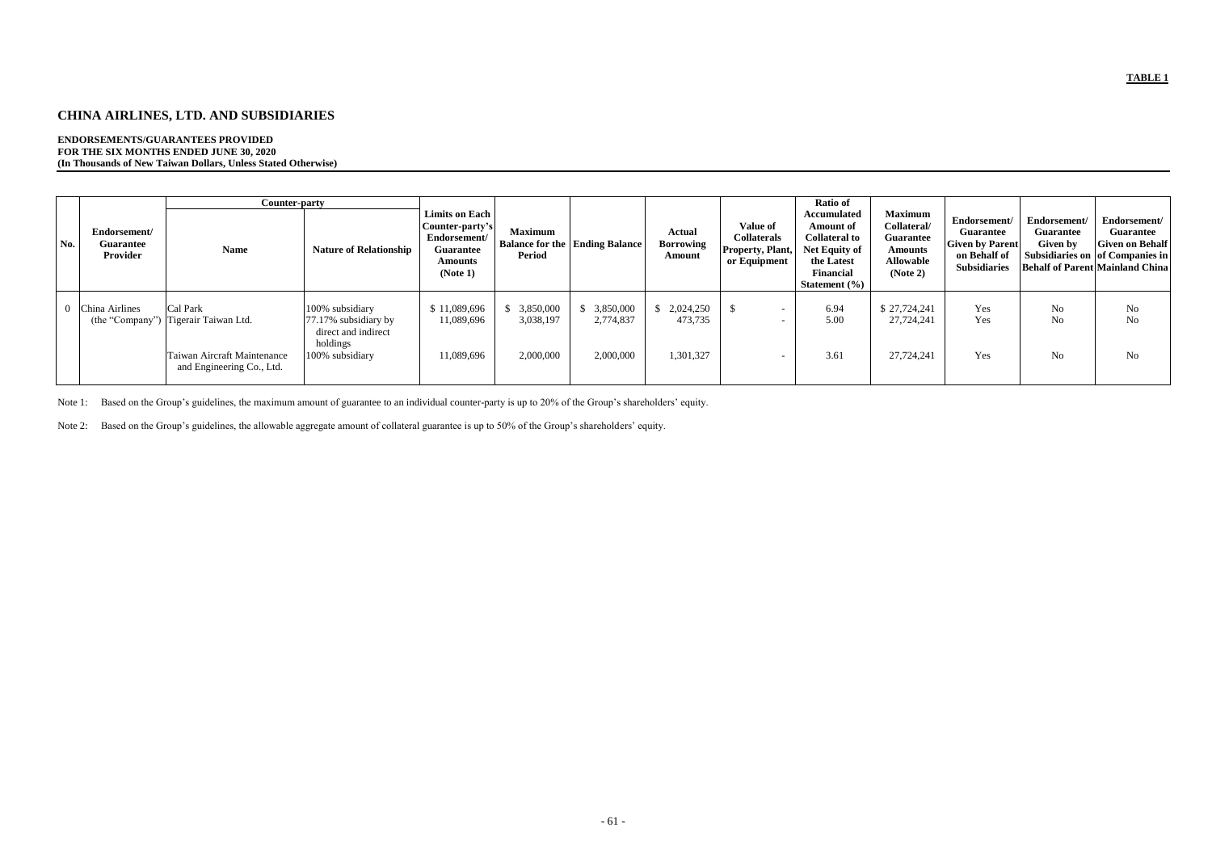**TABLE 1**

# CHINA AIRLINES, LTD. AND SUBSIDIARIES

**ENDORSEMENTS/GUARANTEES PROVIDED**
**FOR THE SIX MONTHS ENDED JUNE 30, 2020**
**(In Thousands of New Taiwan Dollars, Unless Stated Otherwise)**

| No. | Endorsement/ Guarantee Provider | Counter-party | | Limits on Each Counter-party's Endorsement/ Guarantee Amounts (Note 1) | Maximum Balance for the Period | Ending Balance | Actual Borrowing Amount | Value of Collaterals Property, Plant, or Equipment | Ratio of Accumulated Amount of Collateral to Net Equity of the Latest Financial Statement (%) | Maximum Collateral/ Guarantee Amounts Allowable (Note 2) | Endorsement/ Guarantee Given by Parent on Behalf of Subsidiaries | Endorsement/ Guarantee Given by Subsidiaries on Behalf of Parent | Endorsement/ Guarantee Given on Behalf of Companies in Mainland China |
|---|---|---|---|---|---|---|---|---|---|---|---|---|---|
| | | Name | Nature of Relationship | | | | | | | | | | |
| 0 | China Airlines (the "Company") | Cal Park | 100% subsidiary | $ 11,089,696 | $ 3,850,000 | $ 3,850,000 | $ 2,024,250 | $ - | 6.94 | $ 27,724,241 | Yes | No | No |
| | | Tigerair Taiwan Ltd. | 77.17% subsidiary by direct and indirect holdings | 11,089,696 | 3,038,197 | 2,774,837 | 473,735 | - | 5.00 | 27,724,241 | Yes | No | No |
| | | Taiwan Aircraft Maintenance and Engineering Co., Ltd. | 100% subsidiary | 11,089,696 | 2,000,000 | 2,000,000 | 1,301,327 | - | 3.61 | 27,724,241 | Yes | No | No |

Note 1: Based on the Group's guidelines, the maximum amount of guarantee to an individual counter-party is up to 20% of the Group's shareholders' equity.

Note 2: Based on the Group's guidelines, the allowable aggregate amount of collateral guarantee is up to 50% of the Group's shareholders' equity.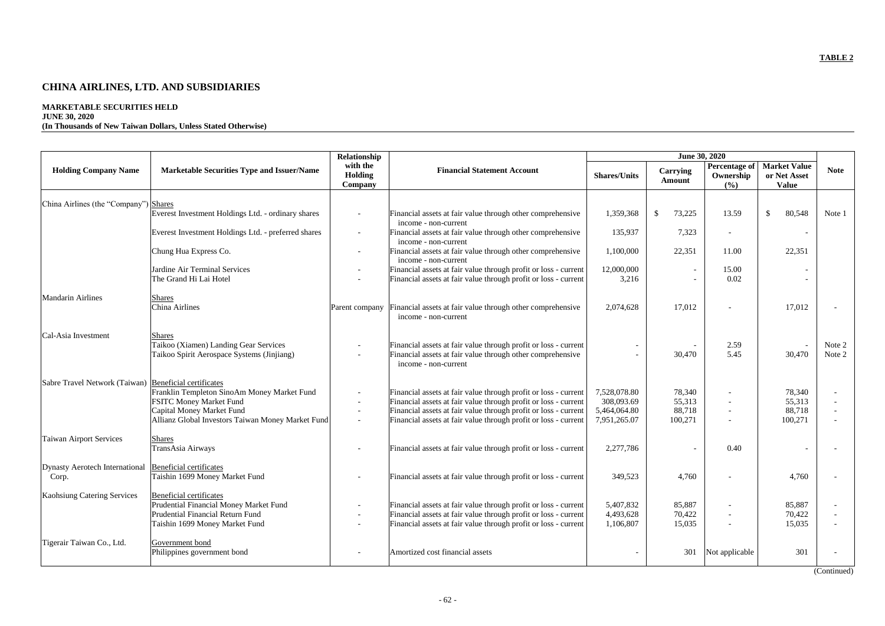**TABLE 2**

# CHINA AIRLINES, LTD. AND SUBSIDIARIES

**MARKETABLE SECURITIES HELD**
**JUNE 30, 2020**
**(In Thousands of New Taiwan Dollars, Unless Stated Otherwise)**

| Holding Company Name | Marketable Securities Type and Issuer/Name | Relationship with the Holding Company | Financial Statement Account | June 30, 2020 | | | | Note |
|---|---|---|---|---|---|---|---|---|
| | | | | Shares/Units | Carrying Amount | Percentage of Ownership (%) | Market Value or Net Asset Value | |
| China Airlines (the "Company") | Shares | | | | | | | |
| | Everest Investment Holdings Ltd. - ordinary shares | - | Financial assets at fair value through other comprehensive income - non-current | 1,359,368 | $ 73,225 | 13.59 | $ 80,548 | Note 1 |
| | Everest Investment Holdings Ltd. - preferred shares | - | Financial assets at fair value through other comprehensive income - non-current | 135,937 | 7,323 | - | - | |
| | Chung Hua Express Co. | - | Financial assets at fair value through other comprehensive income - non-current | 1,100,000 | 22,351 | 11.00 | 22,351 | |
| | Jardine Air Terminal Services | - | Financial assets at fair value through profit or loss - current | 12,000,000 | - | 15.00 | - | |
| | The Grand Hi Lai Hotel | - | Financial assets at fair value through profit or loss - current | 3,216 | - | 0.02 | - | |
| Mandarin Airlines | Shares | | | | | | | |
| | China Airlines | Parent company | Financial assets at fair value through other comprehensive income - non-current | 2,074,628 | 17,012 | - | 17,012 | - |
| Cal-Asia Investment | Shares | | | | | | | |
| | Taikoo (Xiamen) Landing Gear Services | - | Financial assets at fair value through profit or loss - current | - | - | 2.59 | - | Note 2 |
| | Taikoo Spirit Aerospace Systems (Jinjiang) | - | Financial assets at fair value through other comprehensive income - non-current | - | 30,470 | 5.45 | 30,470 | Note 2 |
| Sabre Travel Network (Taiwan) | Beneficial certificates | | | | | | | |
| | Franklin Templeton SinoAm Money Market Fund | - | Financial assets at fair value through profit or loss - current | 7,528,078.80 | 78,340 | - | 78,340 | - |
| | FSITC Money Market Fund | - | Financial assets at fair value through profit or loss - current | 308,093.69 | 55,313 | - | 55,313 | - |
| | Capital Money Market Fund | - | Financial assets at fair value through profit or loss - current | 5,464,064.80 | 88,718 | - | 88,718 | - |
| | Allianz Global Investors Taiwan Money Market Fund | - | Financial assets at fair value through profit or loss - current | 7,951,265.07 | 100,271 | - | 100,271 | - |
| Taiwan Airport Services | Shares | | | | | | | |
| | TransAsia Airways | - | Financial assets at fair value through profit or loss - current | 2,277,786 | - | 0.40 | - | - |
| Dynasty Aerotech International Corp. | Beneficial certificates | | | | | | | |
| | Taishin 1699 Money Market Fund | - | Financial assets at fair value through profit or loss - current | 349,523 | 4,760 | - | 4,760 | - |
| Kaohsiung Catering Services | Beneficial certificates | | | | | | | |
| | Prudential Financial Money Market Fund | - | Financial assets at fair value through profit or loss - current | 5,407,832 | 85,887 | - | 85,887 | - |
| | Prudential Financial Return Fund | - | Financial assets at fair value through profit or loss - current | 4,493,628 | 70,422 | - | 70,422 | - |
| | Taishin 1699 Money Market Fund | - | Financial assets at fair value through profit or loss - current | 1,106,807 | 15,035 | - | 15,035 | - |
| Tigerair Taiwan Co., Ltd. | Government bond | | | | | | | |
| | Philippines government bond | - | Amortized cost financial assets | - | 301 | Not applicable | 301 | - |

(Continued)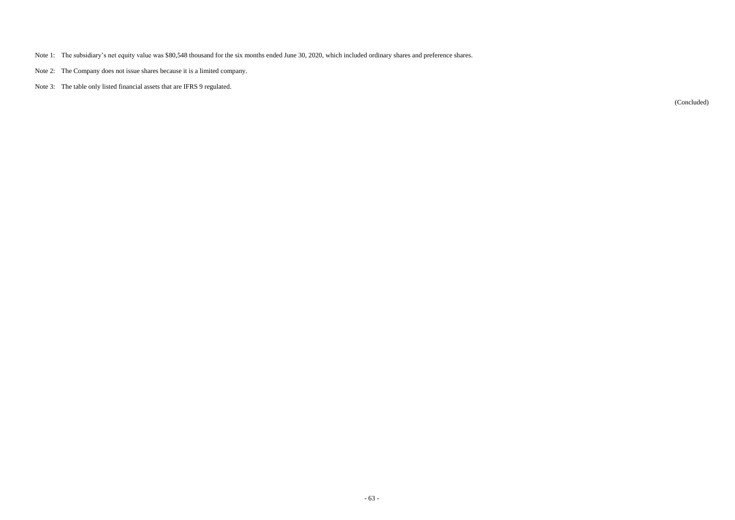Note 1: The subsidiary's net equity value was $80,548 thousand for the six months ended June 30, 2020, which included ordinary shares and preference shares.

Note 2: The Company does not issue shares because it is a limited company.

Note 3: The table only listed financial assets that are IFRS 9 regulated.

(Concluded)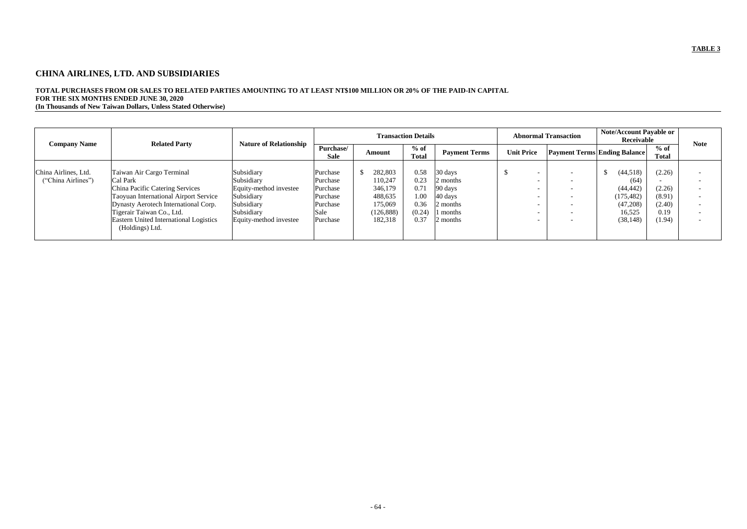**TABLE 3**

## CHINA AIRLINES, LTD. AND SUBSIDIARIES

**TOTAL PURCHASES FROM OR SALES TO RELATED PARTIES AMOUNTING TO AT LEAST NT$100 MILLION OR 20% OF THE PAID-IN CAPITAL**
**FOR THE SIX MONTHS ENDED JUNE 30, 2020**
**(In Thousands of New Taiwan Dollars, Unless Stated Otherwise)**

| Company Name | Related Party | Nature of Relationship | Transaction Details | | | | Abnormal Transaction | | Note/Account Payable or Receivable | | Note |
|---|---|---|---|---|---|---|---|---|---|---|---|
| | | | Purchase/ Sale | Amount | % of Total | Payment Terms | Unit Price | Payment Terms | Ending Balance | % of Total | |
| China Airlines, Ltd. ("China Airlines") | Taiwan Air Cargo Terminal | Subsidiary | Purchase | $ 282,803 | 0.58 | 30 days | $ - | - | $ (44,518) | (2.26) | - |
| | Cal Park | Subsidiary | Purchase | 110,247 | 0.23 | 2 months | - | - | (64) | - | - |
| | China Pacific Catering Services | Equity-method investee | Purchase | 346,179 | 0.71 | 90 days | - | - | (44,442) | (2.26) | - |
| | Taoyuan International Airport Service | Subsidiary | Purchase | 488,635 | 1.00 | 40 days | - | - | (175,482) | (8.91) | - |
| | Dynasty Aerotech International Corp. | Subsidiary | Purchase | 175,069 | 0.36 | 2 months | - | - | (47,208) | (2.40) | - |
| | Tigerair Taiwan Co., Ltd. | Subsidiary | Sale | (126,888) | (0.24) | 1 months | - | - | 16,525 | 0.19 | - |
| | Eastern United International Logistics (Holdings) Ltd. | Equity-method investee | Purchase | 182,318 | 0.37 | 2 months | - | - | (38,148) | (1.94) | - |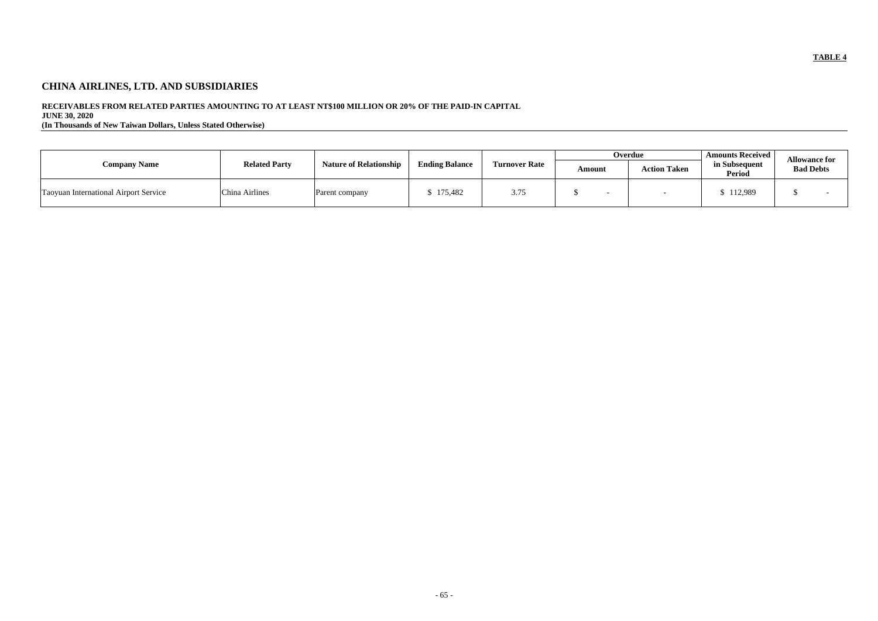**TABLE 4**

# CHINA AIRLINES, LTD. AND SUBSIDIARIES

**RECEIVABLES FROM RELATED PARTIES AMOUNTING TO AT LEAST NT$100 MILLION OR 20% OF THE PAID-IN CAPITAL**
**JUNE 30, 2020**
**(In Thousands of New Taiwan Dollars, Unless Stated Otherwise)**

| Company Name | Related Party | Nature of Relationship | Ending Balance | Turnover Rate | Overdue | | Amounts Received in Subsequent Period | Allowance for Bad Debts |
|---|---|---|---|---|---|---|---|---|
| | | | | | Amount | Action Taken | | |
| Taoyuan International Airport Service | China Airlines | Parent company | $ 175,482 | 3.75 | $ - | - | $ 112,989 | $ - |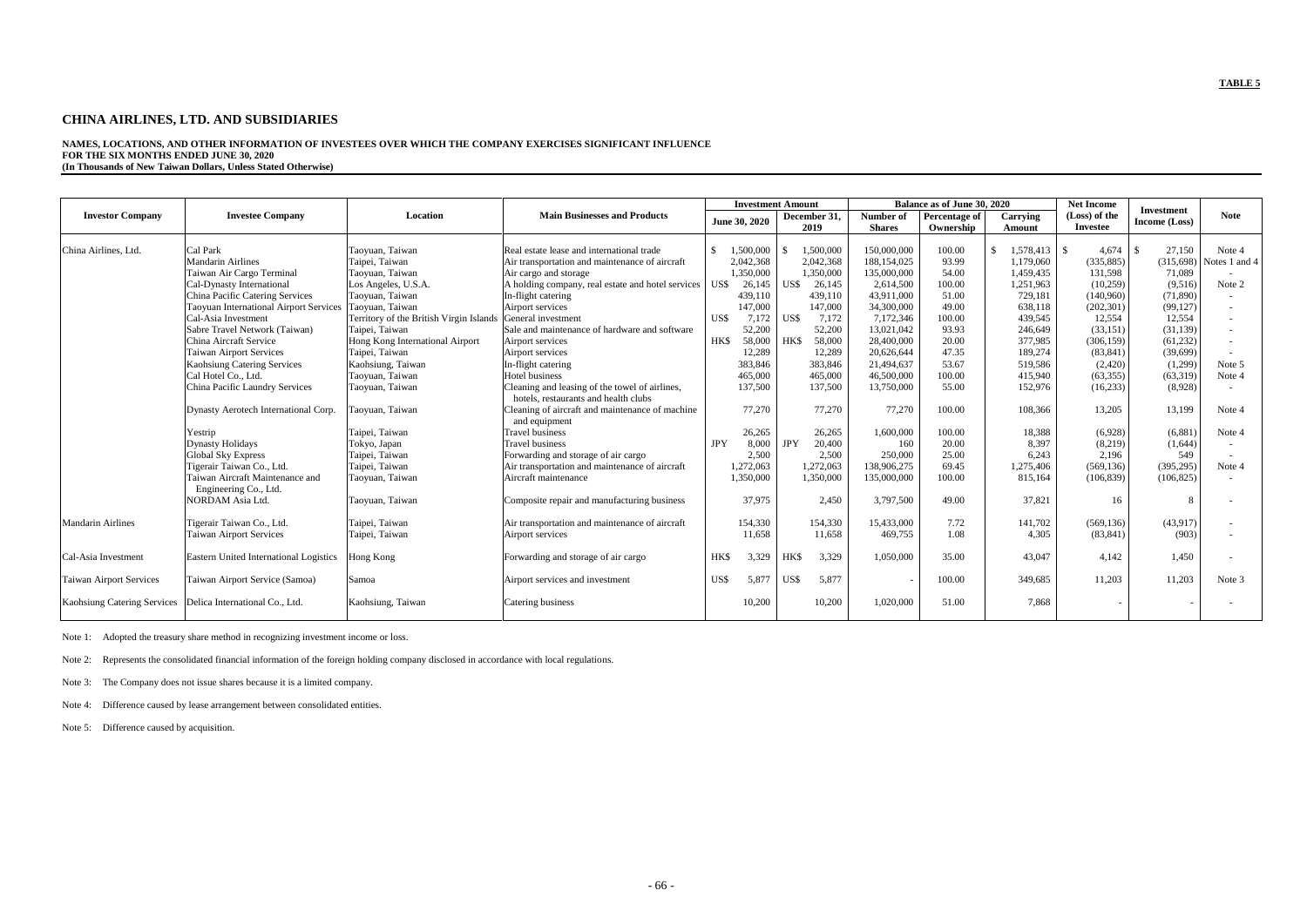**TABLE 5**

# CHINA AIRLINES, LTD. AND SUBSIDIARIES

**NAMES, LOCATIONS, AND OTHER INFORMATION OF INVESTEES OVER WHICH THE COMPANY EXERCISES SIGNIFICANT INFLUENCE**
**FOR THE SIX MONTHS ENDED JUNE 30, 2020**
**(In Thousands of New Taiwan Dollars, Unless Stated Otherwise)**

| Investor Company | Investee Company | Location | Main Businesses and Products | Investment Amount | | Balance as of June 30, 2020 | | | Net Income (Loss) of the Investee | Investment Income (Loss) | Note |
|---|---|---|---|---|---|---|---|---|---|---|---|
| | | | | June 30, 2020 | December 31, 2019 | Number of Shares | Percentage of Ownership | Carrying Amount | | | |
| China Airlines, Ltd. | Cal Park | Taoyuan, Taiwan | Real estate lease and international trade | $ 1,500,000 | $ 1,500,000 | 150,000,000 | 100.00 | $ 1,578,413 | $ 4,674 | $ 27,150 | Note 4 |
| | Mandarin Airlines | Taipei, Taiwan | Air transportation and maintenance of aircraft | 2,042,368 | 2,042,368 | 188,154,025 | 93.99 | 1,179,060 | (335,885) | (315,698) | Notes 1 and 4 |
| | Taiwan Air Cargo Terminal | Taoyuan, Taiwan | Air cargo and storage | 1,350,000 | 1,350,000 | 135,000,000 | 54.00 | 1,459,435 | 131,598 | 71,089 | - |
| | Cal-Dynasty International | Los Angeles, U.S.A. | A holding company, real estate and hotel services | US$ 26,145 | US$ 26,145 | 2,614,500 | 100.00 | 1,251,963 | (10,259) | (9,516) | Note 2 |
| | China Pacific Catering Services | Taoyuan, Taiwan | In-flight catering | 439,110 | 439,110 | 43,911,000 | 51.00 | 729,181 | (140,960) | (71,890) | - |
| | Taoyuan International Airport Services | Taoyuan, Taiwan | Airport services | 147,000 | 147,000 | 34,300,000 | 49.00 | 638,118 | (202,301) | (99,127) | - |
| | Cal-Asia Investment | Territory of the British Virgin Islands | General investment | US$ 7,172 | US$ 7,172 | 7,172,346 | 100.00 | 439,545 | 12,554 | 12,554 | - |
| | Sabre Travel Network (Taiwan) | Taipei, Taiwan | Sale and maintenance of hardware and software | 52,200 | 52,200 | 13,021,042 | 93.93 | 246,649 | (33,151) | (31,139) | - |
| | China Aircraft Service | Hong Kong International Airport | Airport services | HK$ 58,000 | HK$ 58,000 | 28,400,000 | 20.00 | 377,985 | (306,159) | (61,232) | - |
| | Taiwan Airport Services | Taipei, Taiwan | Airport services | 12,289 | 12,289 | 20,626,644 | 47.35 | 189,274 | (83,841) | (39,699) | - |
| | Kaohsiung Catering Services | Kaohsiung, Taiwan | In-flight catering | 383,846 | 383,846 | 21,494,637 | 53.67 | 519,586 | (2,420) | (1,299) | Note 5 |
| | Cal Hotel Co., Ltd. | Taoyuan, Taiwan | Hotel business | 465,000 | 465,000 | 46,500,000 | 100.00 | 415,940 | (63,355) | (63,319) | Note 4 |
| | China Pacific Laundry Services | Taoyuan, Taiwan | Cleaning and leasing of the towel of airlines, hotels, restaurants and health clubs | 137,500 | 137,500 | 13,750,000 | 55.00 | 152,976 | (16,233) | (8,928) | - |
| | Dynasty Aerotech International Corp. | Taoyuan, Taiwan | Cleaning of aircraft and maintenance of machine and equipment | 77,270 | 77,270 | 77,270 | 100.00 | 108,366 | 13,205 | 13,199 | Note 4 |
| | Yestrip | Taipei, Taiwan | Travel business | 26,265 | 26,265 | 1,600,000 | 100.00 | 18,388 | (6,928) | (6,881) | Note 4 |
| | Dynasty Holidays | Tokyo, Japan | Travel business | JPY 8,000 | JPY 20,400 | 160 | 20.00 | 8,397 | (8,219) | (1,644) | - |
| | Global Sky Express | Taipei, Taiwan | Forwarding and storage of air cargo | 2,500 | 2,500 | 250,000 | 25.00 | 6,243 | 2,196 | 549 | - |
| | Tigerair Taiwan Co., Ltd. | Taipei, Taiwan | Air transportation and maintenance of aircraft | 1,272,063 | 1,272,063 | 138,906,275 | 69.45 | 1,275,406 | (569,136) | (395,295) | Note 4 |
| | Taiwan Aircraft Maintenance and Engineering Co., Ltd. | Taoyuan, Taiwan | Aircraft maintenance | 1,350,000 | 1,350,000 | 135,000,000 | 100.00 | 815,164 | (106,839) | (106,825) | - |
| | NORDAM Asia Ltd. | Taoyuan, Taiwan | Composite repair and manufacturing business | 37,975 | 2,450 | 3,797,500 | 49.00 | 37,821 | 16 | 8 | - |
| Mandarin Airlines | Tigerair Taiwan Co., Ltd. | Taipei, Taiwan | Air transportation and maintenance of aircraft | 154,330 | 154,330 | 15,433,000 | 7.72 | 141,702 | (569,136) | (43,917) | - |
| | Taiwan Airport Services | Taipei, Taiwan | Airport services | 11,658 | 11,658 | 469,755 | 1.08 | 4,305 | (83,841) | (903) | - |
| Cal-Asia Investment | Eastern United International Logistics | Hong Kong | Forwarding and storage of air cargo | HK$ 3,329 | HK$ 3,329 | 1,050,000 | 35.00 | 43,047 | 4,142 | 1,450 | - |
| Taiwan Airport Services | Taiwan Airport Service (Samoa) | Samoa | Airport services and investment | US$ 5,877 | US$ 5,877 | - | 100.00 | 349,685 | 11,203 | 11,203 | Note 3 |
| Kaohsiung Catering Services | Delica International Co., Ltd. | Kaohsiung, Taiwan | Catering business | 10,200 | 10,200 | 1,020,000 | 51.00 | 7,868 | - | - | - |

Note 1: Adopted the treasury share method in recognizing investment income or loss.

Note 2: Represents the consolidated financial information of the foreign holding company disclosed in accordance with local regulations.

Note 3: The Company does not issue shares because it is a limited company.

Note 4: Difference caused by lease arrangement between consolidated entities.

Note 5: Difference caused by acquisition.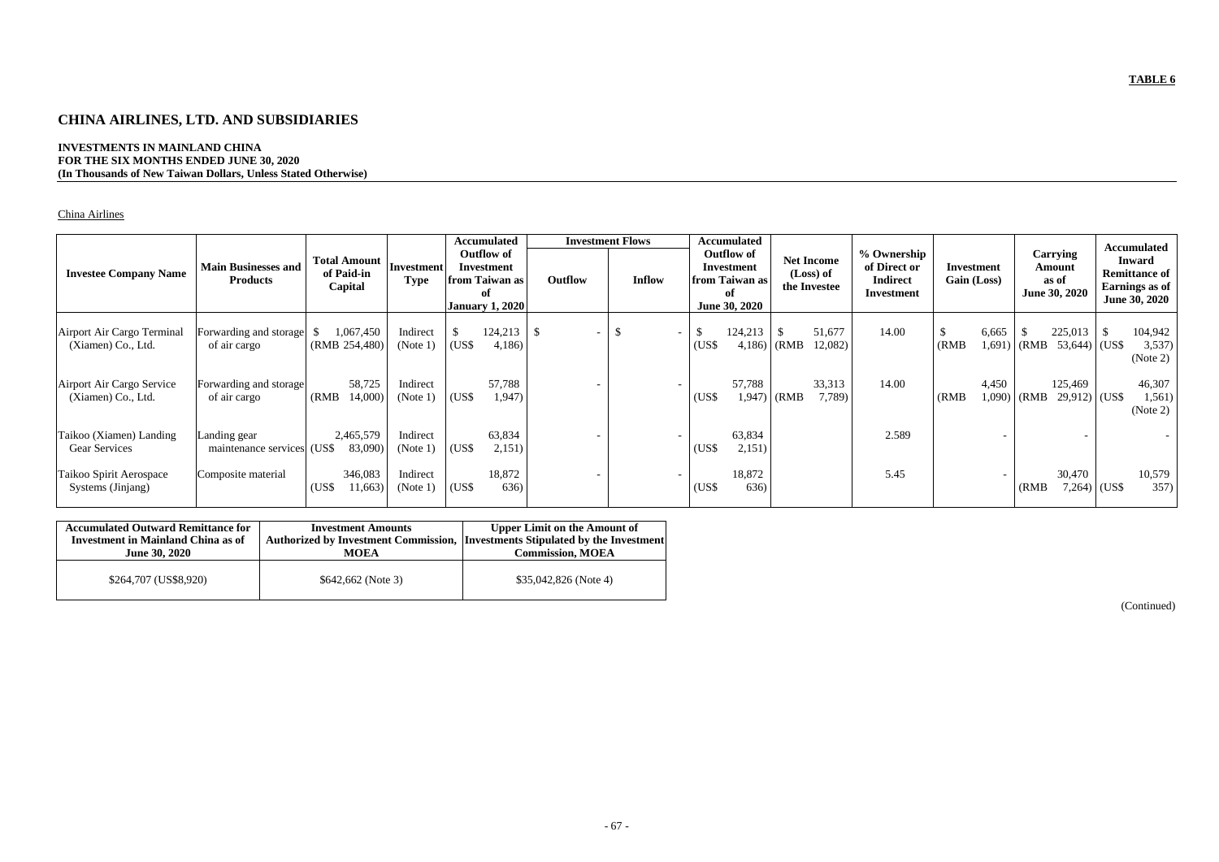**TABLE 6**

# CHINA AIRLINES, LTD. AND SUBSIDIARIES

**INVESTMENTS IN MAINLAND CHINA**
**FOR THE SIX MONTHS ENDED JUNE 30, 2020**
**(In Thousands of New Taiwan Dollars, Unless Stated Otherwise)**

China Airlines

| Investee Company Name | Main Businesses and Products | Total Amount of Paid-in Capital | Investment Type | Accumulated Outflow of Investment from Taiwan as of January 1, 2020 | Investment Flows | | Accumulated Outflow of Investment from Taiwan as of June 30, 2020 | Net Income (Loss) of the Investee | % Ownership of Direct or Indirect Investment | Investment Gain (Loss) | Carrying Amount as of June 30, 2020 | Accumulated Inward Remittance of Earnings as of June 30, 2020 |
|---|---|---|---|---|---|---|---|---|---|---|---|---|
| | | | | | Outflow | Inflow | | | | | | |
| Airport Air Cargo Terminal (Xiamen) Co., Ltd. | Forwarding and storage of air cargo | $ 1,067,450 (RMB 254,480) | Indirect (Note 1) | $ 124,213 (US$ 4,186) | $ - | $ - | $ 124,213 (US$ 4,186) | $ 51,677 (RMB 12,082) | 14.00 | $ 6,665 (RMB 1,691) | $ 225,013 (RMB 53,644) | $ 104,942 (US$ 3,537) (Note 2) |
| Airport Air Cargo Service (Xiamen) Co., Ltd. | Forwarding and storage of air cargo | 58,725 (RMB 14,000) | Indirect (Note 1) | 57,788 (US$ 1,947) | - | - | 57,788 (US$ 1,947) | 33,313 (RMB 7,789) | 14.00 | 4,450 (RMB 1,090) | 125,469 (RMB 29,912) | 46,307 (US$ 1,561) (Note 2) |
| Taikoo (Xiamen) Landing Gear Services | Landing gear maintenance services | 2,465,579 (US$ 83,090) | Indirect (Note 1) | 63,834 (US$ 2,151) | - | - | 63,834 (US$ 2,151) | | 2.589 | - | - | - |
| Taikoo Spirit Aerospace Systems (Jinjang) | Composite material | 346,083 (US$ 11,663) | Indirect (Note 1) | 18,872 (US$ 636) | - | - | 18,872 (US$ 636) | | 5.45 | - | 30,470 (RMB 7,264) | 10,579 (US$ 357) |

| Accumulated Outward Remittance for Investment in Mainland China as of June 30, 2020 | Investment Amounts Authorized by Investment Commission, MOEA | Upper Limit on the Amount of Investments Stipulated by the Investment Commission, MOEA |
|---|---|---|
| $264,707 (US$8,920) | $642,662 (Note 3) | $35,042,826 (Note 4) |

(Continued)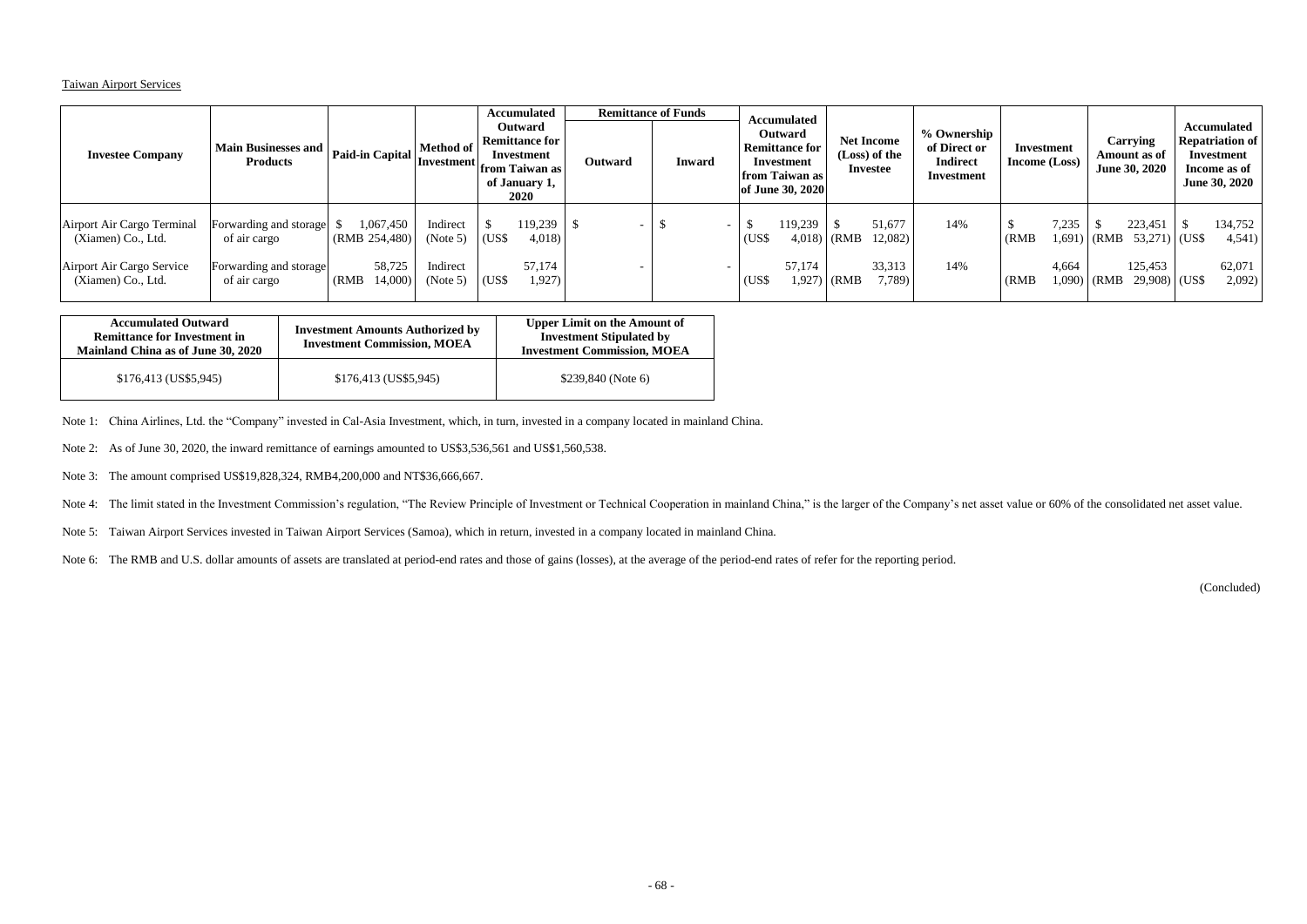Taiwan Airport Services

| Investee Company | Main Businesses and Products | Paid-in Capital | Method of Investment | Accumulated Outward Remittance for Investment from Taiwan as of January 1, 2020 | Remittance of Funds | | Accumulated Outward Remittance for Investment from Taiwan as of June 30, 2020 | Net Income (Loss) of the Investee | % Ownership of Direct or Indirect Investment | Investment Income (Loss) | Carrying Amount as of June 30, 2020 | Accumulated Repatriation of Investment Income as of June 30, 2020 |
|---|---|---|---|---|---|---|---|---|---|---|---|---|
| | | | | | Outward | Inward | | | | | | |
| Airport Air Cargo Terminal (Xiamen) Co., Ltd. | Forwarding and storage of air cargo | $ 1,067,450 (RMB 254,480) | Indirect (Note 5) | $ 119,239 (US$ 4,018) | $ - | $ - | $ 119,239 (US$ 4,018) | $ 51,677 (RMB 12,082) | 14% | $ 7,235 (RMB 1,691) | $ 223,451 (RMB 53,271) | $ 134,752 (US$ 4,541) |
| Airport Air Cargo Service (Xiamen) Co., Ltd. | Forwarding and storage of air cargo | 58,725 (RMB 14,000) | Indirect (Note 5) | 57,174 (US$ 1,927) | - | - | 57,174 (US$ 1,927) | 33,313 (RMB 7,789) | 14% | 4,664 (RMB 1,090) | 125,453 (RMB 29,908) | 62,071 (US$ 2,092) |

| Accumulated Outward Remittance for Investment in Mainland China as of June 30, 2020 | Investment Amounts Authorized by Investment Commission, MOEA | Upper Limit on the Amount of Investment Stipulated by Investment Commission, MOEA |
|---|---|---|
| $176,413 (US$5,945) | $176,413 (US$5,945) | $239,840 (Note 6) |

Note 1: China Airlines, Ltd. the "Company" invested in Cal-Asia Investment, which, in turn, invested in a company located in mainland China.

Note 2: As of June 30, 2020, the inward remittance of earnings amounted to US$3,536,561 and US$1,560,538.

Note 3: The amount comprised US$19,828,324, RMB4,200,000 and NT$36,666,667.

Note 4: The limit stated in the Investment Commission's regulation, "The Review Principle of Investment or Technical Cooperation in mainland China," is the larger of the Company's net asset value or 60% of the consolidated net asset value.

Note 5: Taiwan Airport Services invested in Taiwan Airport Services (Samoa), which in return, invested in a company located in mainland China.

Note 6: The RMB and U.S. dollar amounts of assets are translated at period-end rates and those of gains (losses), at the average of the period-end rates of refer for the reporting period.

(Concluded)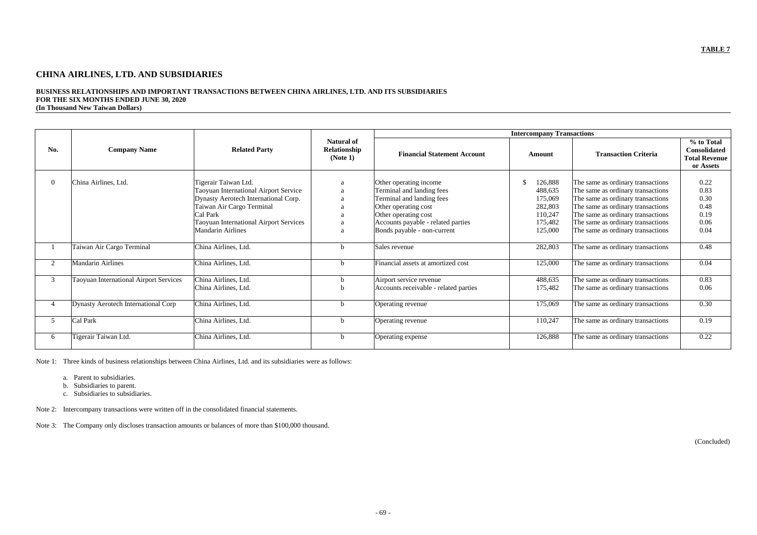**TABLE 7**

# CHINA AIRLINES, LTD. AND SUBSIDIARIES

**BUSINESS RELATIONSHIPS AND IMPORTANT TRANSACTIONS BETWEEN CHINA AIRLINES, LTD. AND ITS SUBSIDIARIES**
**FOR THE SIX MONTHS ENDED JUNE 30, 2020**
**(In Thousand New Taiwan Dollars)**

| No. | Company Name | Related Party | Natural of Relationship (Note 1) | Intercompany Transactions | | | |
|---|---|---|---|---|---|---|---|
| | | | | Financial Statement Account | Amount | Transaction Criteria | % to Total Consolidated Total Revenue or Assets |
| 0 | China Airlines, Ltd. | Tigerair Taiwan Ltd. | a | Other operating income | $ 126,888 | The same as ordinary transactions | 0.22 |
| | | Taoyuan International Airport Service | a | Terminal and landing fees | 488,635 | The same as ordinary transactions | 0.83 |
| | | Dynasty Aerotech International Corp. | a | Terminal and landing fees | 175,069 | The same as ordinary transactions | 0.30 |
| | | Taiwan Air Cargo Terminal | a | Other operating cost | 282,803 | The same as ordinary transactions | 0.48 |
| | | Cal Park | a | Other operating cost | 110,247 | The same as ordinary transactions | 0.19 |
| | | Taoyuan International Airport Services | a | Accounts payable - related parties | 175,482 | The same as ordinary transactions | 0.06 |
| | | Mandarin Airlines | a | Bonds payable - non-current | 125,000 | The same as ordinary transactions | 0.04 |
| 1 | Taiwan Air Cargo Terminal | China Airlines, Ltd. | b | Sales revenue | 282,803 | The same as ordinary transactions | 0.48 |
| 2 | Mandarin Airlines | China Airlines, Ltd. | b | Financial assets at amortized cost | 125,000 | The same as ordinary transactions | 0.04 |
| 3 | Taoyuan International Airport Services | China Airlines, Ltd. | b | Airport service revenue | 488,635 | The same as ordinary transactions | 0.83 |
| | | China Airlines, Ltd. | b | Accounts receivable - related parties | 175,482 | The same as ordinary transactions | 0.06 |
| 4 | Dynasty Aerotech International Corp | China Airlines, Ltd. | b | Operating revenue | 175,069 | The same as ordinary transactions | 0.30 |
| 5 | Cal Park | China Airlines, Ltd. | b | Operating revenue | 110,247 | The same as ordinary transactions | 0.19 |
| 6 | Tigerair Taiwan Ltd. | China Airlines, Ltd. | b | Operating expense | 126,888 | The same as ordinary transactions | 0.22 |

Note 1: Three kinds of business relationships between China Airlines, Ltd. and its subsidiaries were as follows:

a. Parent to subsidiaries.
b. Subsidiaries to parent.
c. Subsidiaries to subsidiaries.

Note 2: Intercompany transactions were written off in the consolidated financial statements.

Note 3: The Company only discloses transaction amounts or balances of more than $100,000 thousand.

(Concluded)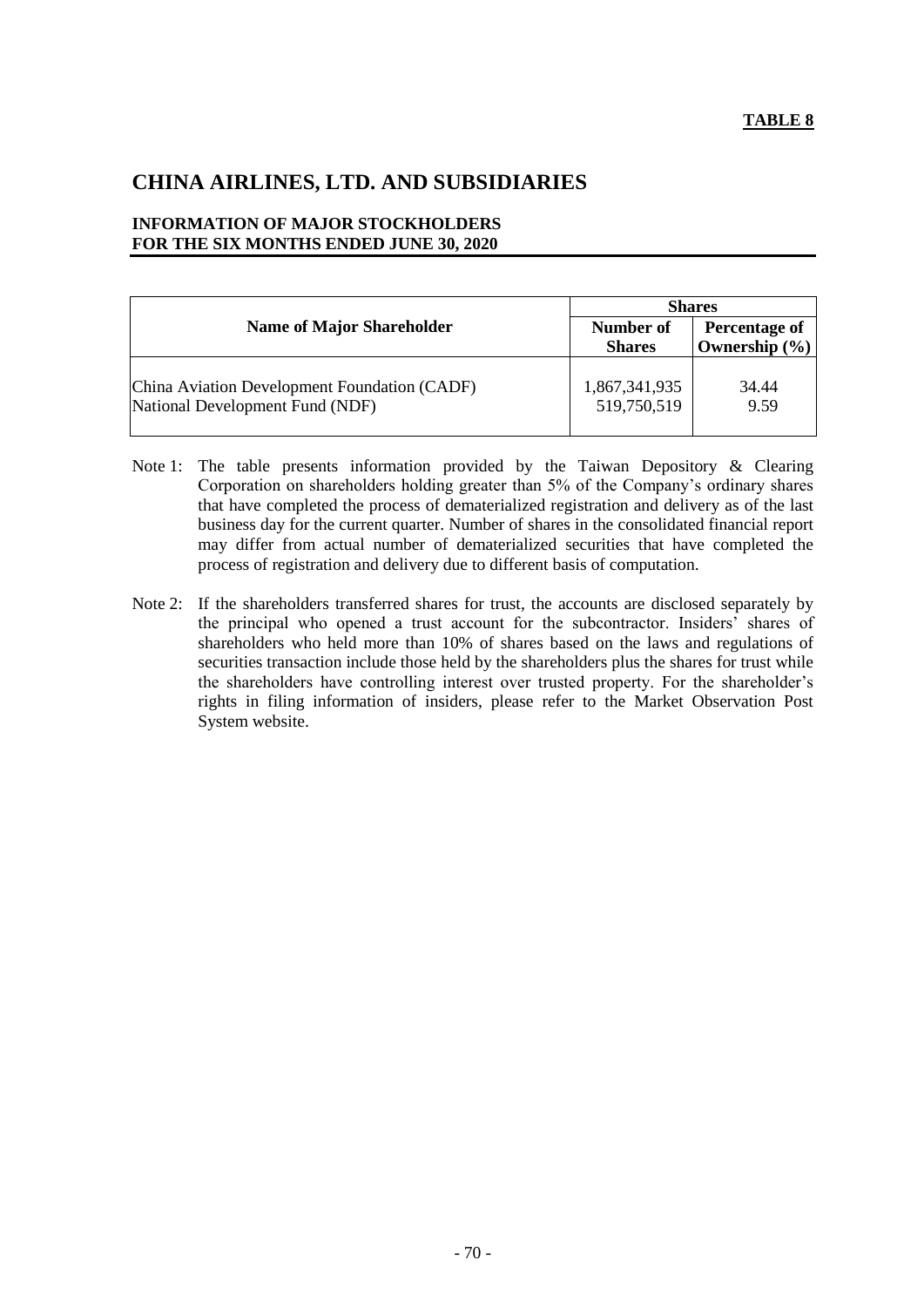**TABLE 8**

# CHINA AIRLINES, LTD. AND SUBSIDIARIES

**INFORMATION OF MAJOR STOCKHOLDERS**
**FOR THE SIX MONTHS ENDED JUNE 30, 2020**

| Name of Major Shareholder | Shares | |
|---|---|---|
| | Number of Shares | Percentage of Ownership (%) |
| China Aviation Development Foundation (CADF) | 1,867,341,935 | 34.44 |
| National Development Fund (NDF) | 519,750,519 | 9.59 |

Note 1: The table presents information provided by the Taiwan Depository & Clearing Corporation on shareholders holding greater than 5% of the Company's ordinary shares that have completed the process of dematerialized registration and delivery as of the last business day for the current quarter. Number of shares in the consolidated financial report may differ from actual number of dematerialized securities that have completed the process of registration and delivery due to different basis of computation.

Note 2: If the shareholders transferred shares for trust, the accounts are disclosed separately by the principal who opened a trust account for the subcontractor. Insiders' shares of shareholders who held more than 10% of shares based on the laws and regulations of securities transaction include those held by the shareholders plus the shares for trust while the shareholders have controlling interest over trusted property. For the shareholder's rights in filing information of insiders, please refer to the Market Observation Post System website.